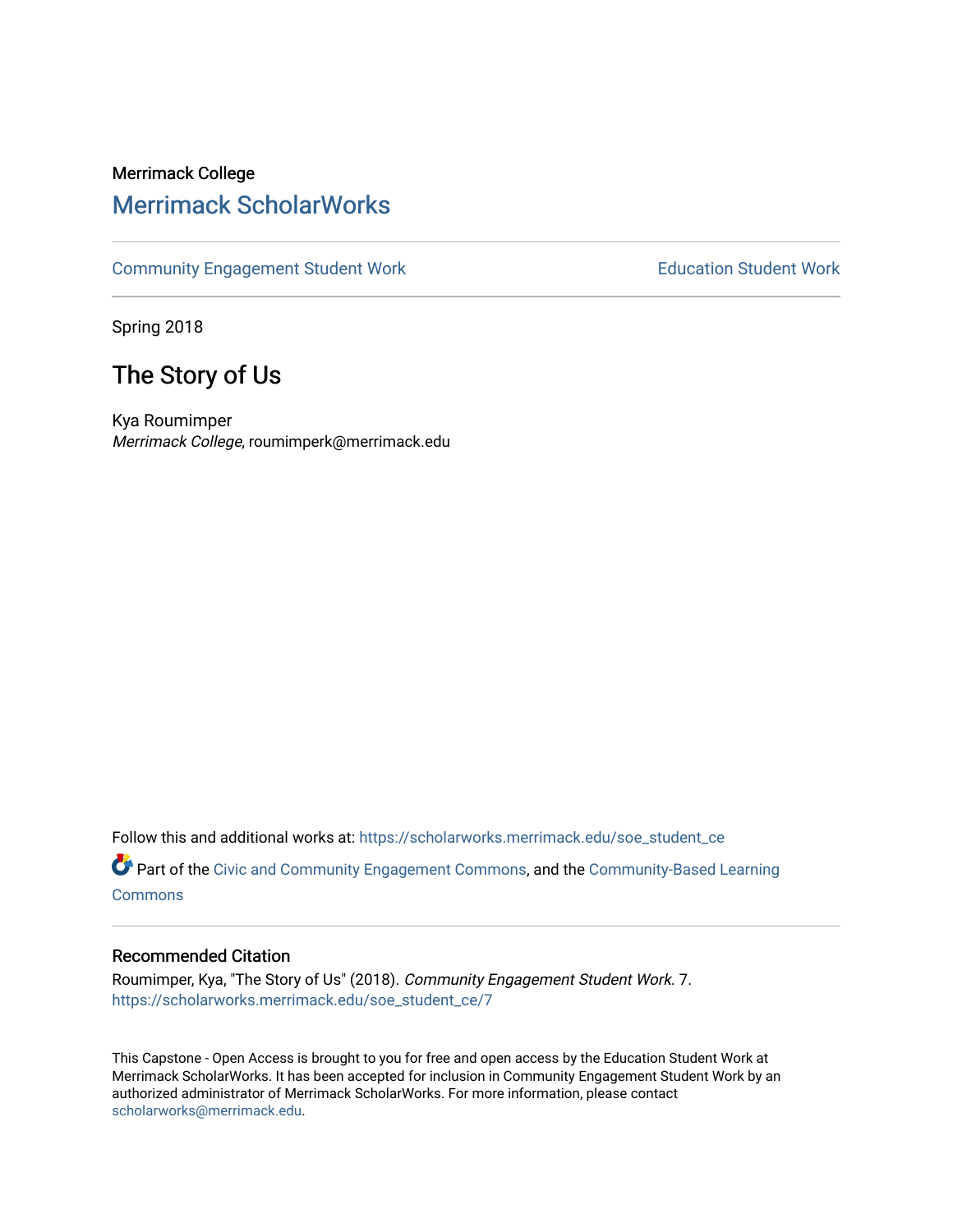Merrimack College

## Merrimack ScholarWorks

Community Engagement Student Work | Education Student Work

Spring 2018

# The Story of Us

Kya Roumimper
*Merrimack College*, roumimperk@merrimack.edu

Follow this and additional works at: https://scholarworks.merrimack.edu/soe_student_ce

Part of the Civic and Community Engagement Commons, and the Community-Based Learning Commons

### Recommended Citation

Roumimper, Kya, "The Story of Us" (2018). *Community Engagement Student Work*. 7.
https://scholarworks.merrimack.edu/soe_student_ce/7

This Capstone - Open Access is brought to you for free and open access by the Education Student Work at Merrimack ScholarWorks. It has been accepted for inclusion in Community Engagement Student Work by an authorized administrator of Merrimack ScholarWorks. For more information, please contact scholarworks@merrimack.edu.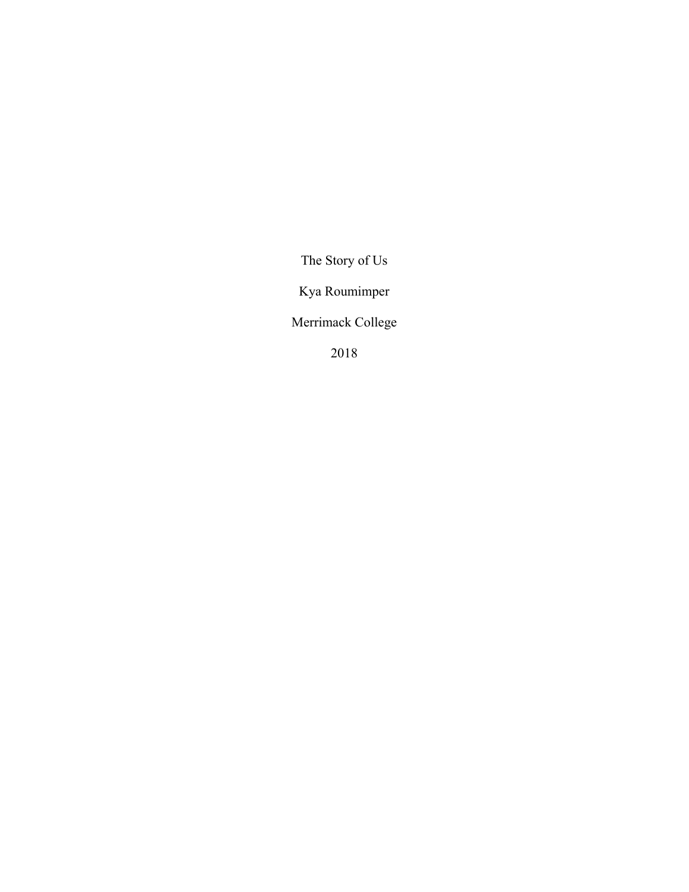The Story of Us

Kya Roumimper

Merrimack College

2018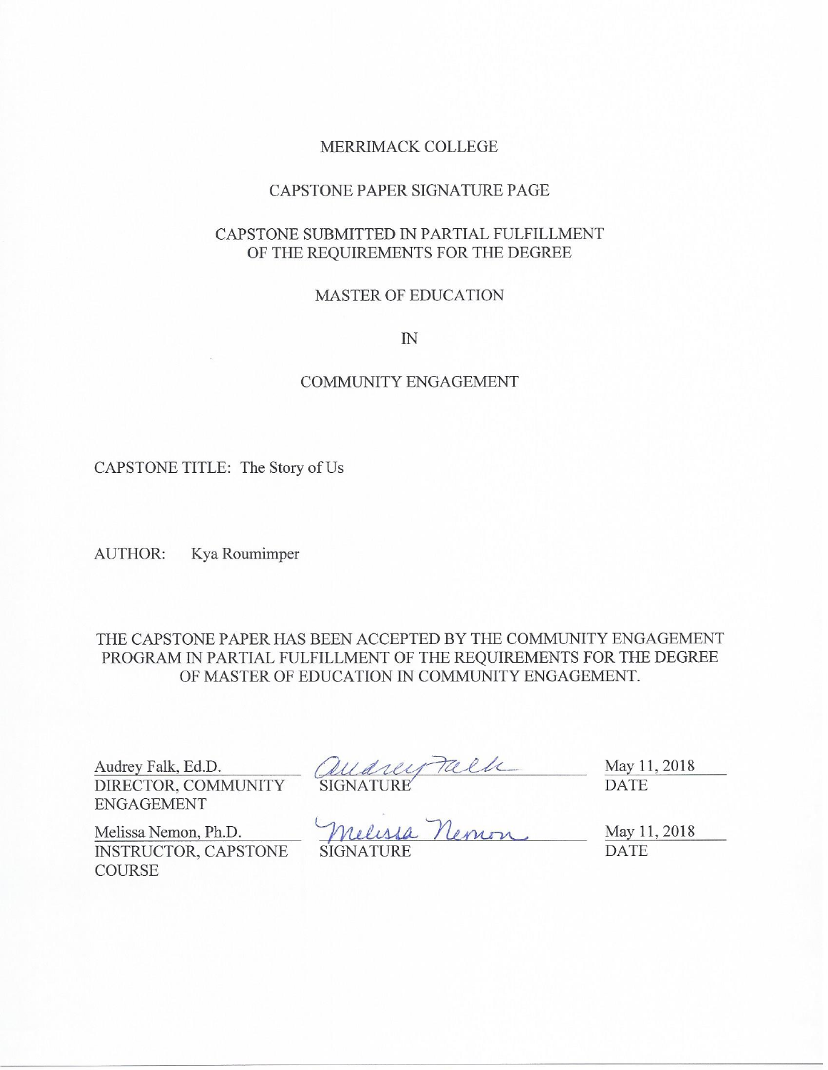MERRIMACK COLLEGE

CAPSTONE PAPER SIGNATURE PAGE

CAPSTONE SUBMITTED IN PARTIAL FULFILLMENT OF THE REQUIREMENTS FOR THE DEGREE

MASTER OF EDUCATION

IN

COMMUNITY ENGAGEMENT

CAPSTONE TITLE: The Story of Us

AUTHOR: Kya Roumimper

THE CAPSTONE PAPER HAS BEEN ACCEPTED BY THE COMMUNITY ENGAGEMENT PROGRAM IN PARTIAL FULFILLMENT OF THE REQUIREMENTS FOR THE DEGREE OF MASTER OF EDUCATION IN COMMUNITY ENGAGEMENT.

| | | |
|---|---|---|
| Audrey Falk, Ed.D.<br>DIRECTOR, COMMUNITY ENGAGEMENT | Audrey Falk<br>SIGNATURE | May 11, 2018<br>DATE |
| Melissa Nemon, Ph.D.<br>INSTRUCTOR, CAPSTONE COURSE | Melissa Nemon<br>SIGNATURE | May 11, 2018<br>DATE |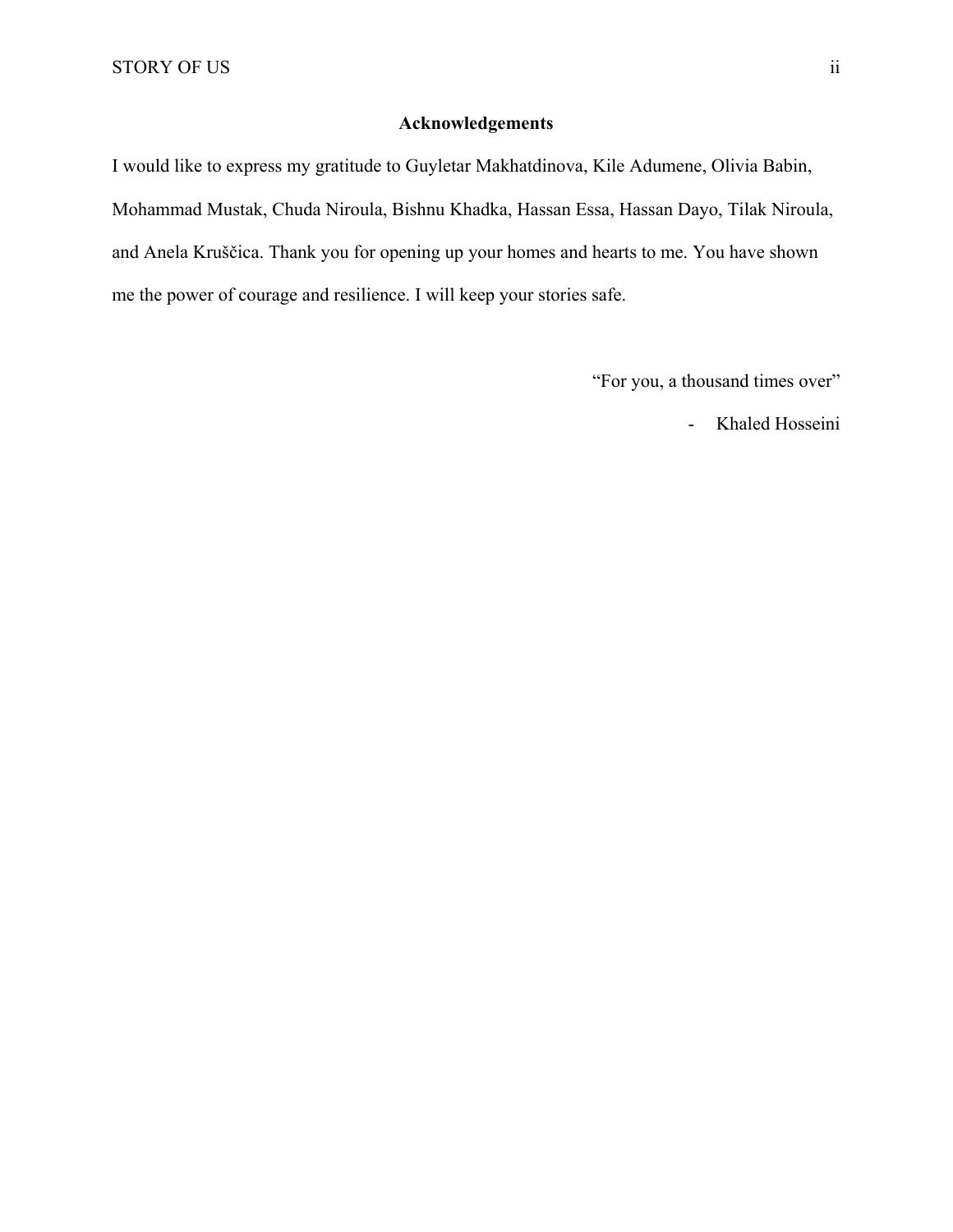## Acknowledgements

I would like to express my gratitude to Guyletar Makhatdinova, Kile Adumene, Olivia Babin, Mohammad Mustak, Chuda Niroula, Bishnu Khadka, Hassan Essa, Hassan Dayo, Tilak Niroula, and Anela Kruščica. Thank you for opening up your homes and hearts to me. You have shown me the power of courage and resilience. I will keep your stories safe.

"For you, a thousand times over"

- Khaled Hosseini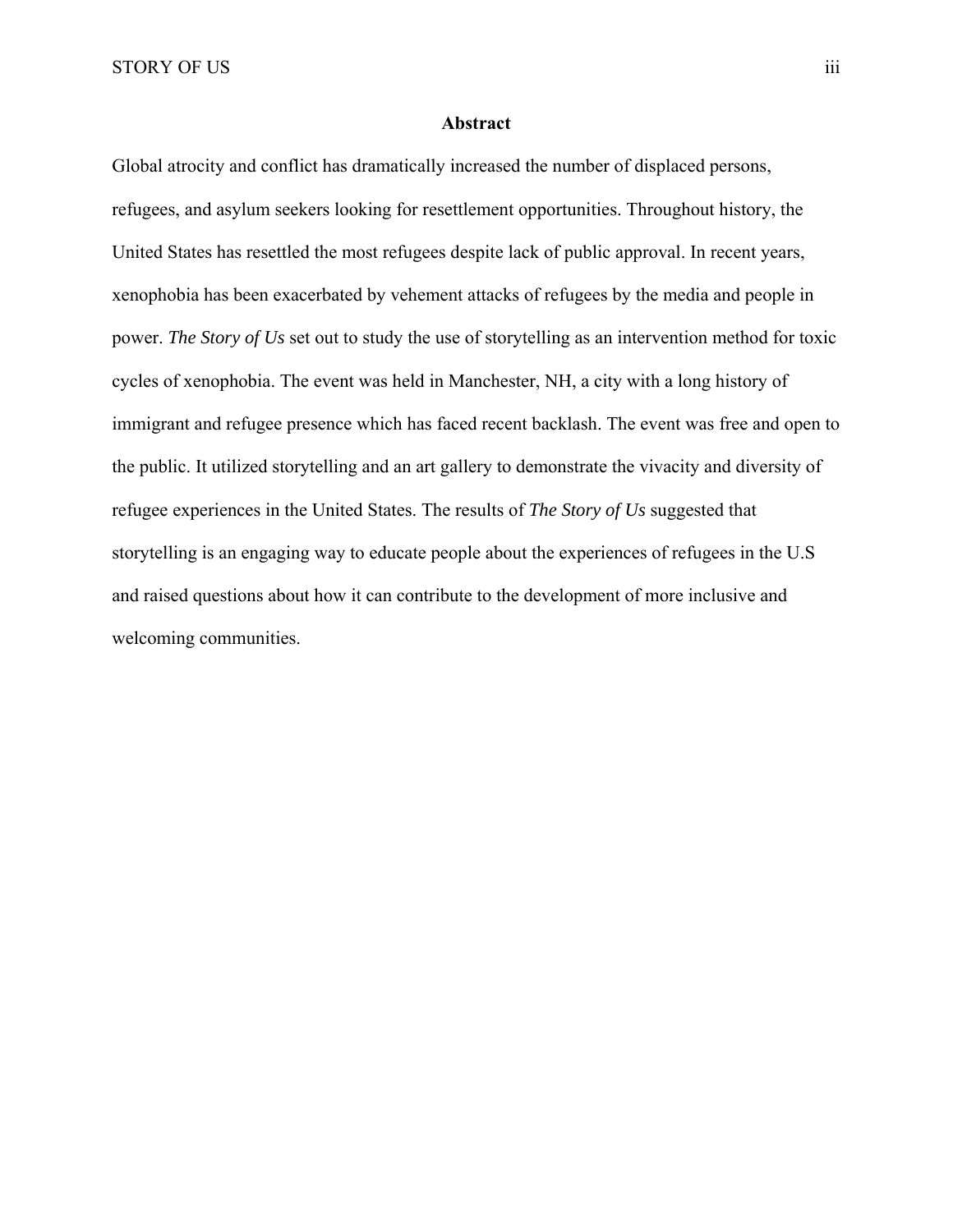## Abstract

Global atrocity and conflict has dramatically increased the number of displaced persons, refugees, and asylum seekers looking for resettlement opportunities. Throughout history, the United States has resettled the most refugees despite lack of public approval. In recent years, xenophobia has been exacerbated by vehement attacks of refugees by the media and people in power. *The Story of Us* set out to study the use of storytelling as an intervention method for toxic cycles of xenophobia. The event was held in Manchester, NH, a city with a long history of immigrant and refugee presence which has faced recent backlash. The event was free and open to the public. It utilized storytelling and an art gallery to demonstrate the vivacity and diversity of refugee experiences in the United States. The results of *The Story of Us* suggested that storytelling is an engaging way to educate people about the experiences of refugees in the U.S and raised questions about how it can contribute to the development of more inclusive and welcoming communities.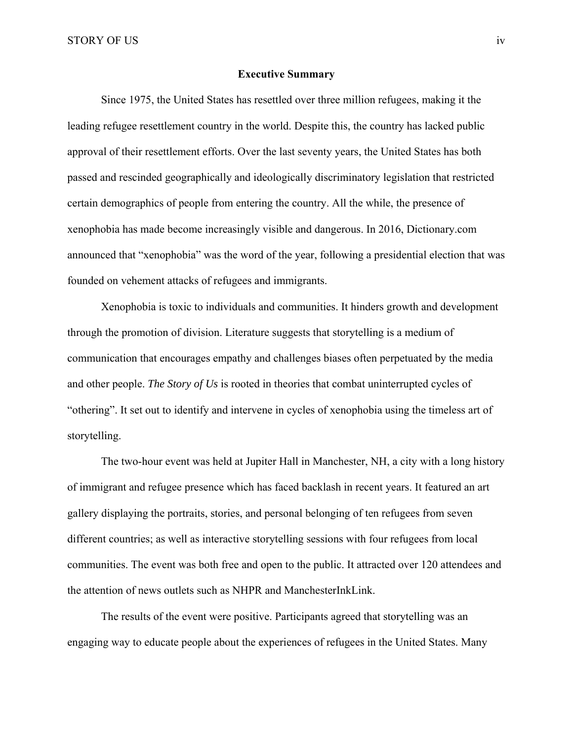## Executive Summary

Since 1975, the United States has resettled over three million refugees, making it the leading refugee resettlement country in the world. Despite this, the country has lacked public approval of their resettlement efforts. Over the last seventy years, the United States has both passed and rescinded geographically and ideologically discriminatory legislation that restricted certain demographics of people from entering the country. All the while, the presence of xenophobia has made become increasingly visible and dangerous. In 2016, Dictionary.com announced that "xenophobia" was the word of the year, following a presidential election that was founded on vehement attacks of refugees and immigrants.

Xenophobia is toxic to individuals and communities. It hinders growth and development through the promotion of division. Literature suggests that storytelling is a medium of communication that encourages empathy and challenges biases often perpetuated by the media and other people. *The Story of Us* is rooted in theories that combat uninterrupted cycles of "othering". It set out to identify and intervene in cycles of xenophobia using the timeless art of storytelling.

The two-hour event was held at Jupiter Hall in Manchester, NH, a city with a long history of immigrant and refugee presence which has faced backlash in recent years. It featured an art gallery displaying the portraits, stories, and personal belonging of ten refugees from seven different countries; as well as interactive storytelling sessions with four refugees from local communities. The event was both free and open to the public. It attracted over 120 attendees and the attention of news outlets such as NHPR and ManchesterInkLink.

The results of the event were positive. Participants agreed that storytelling was an engaging way to educate people about the experiences of refugees in the United States. Many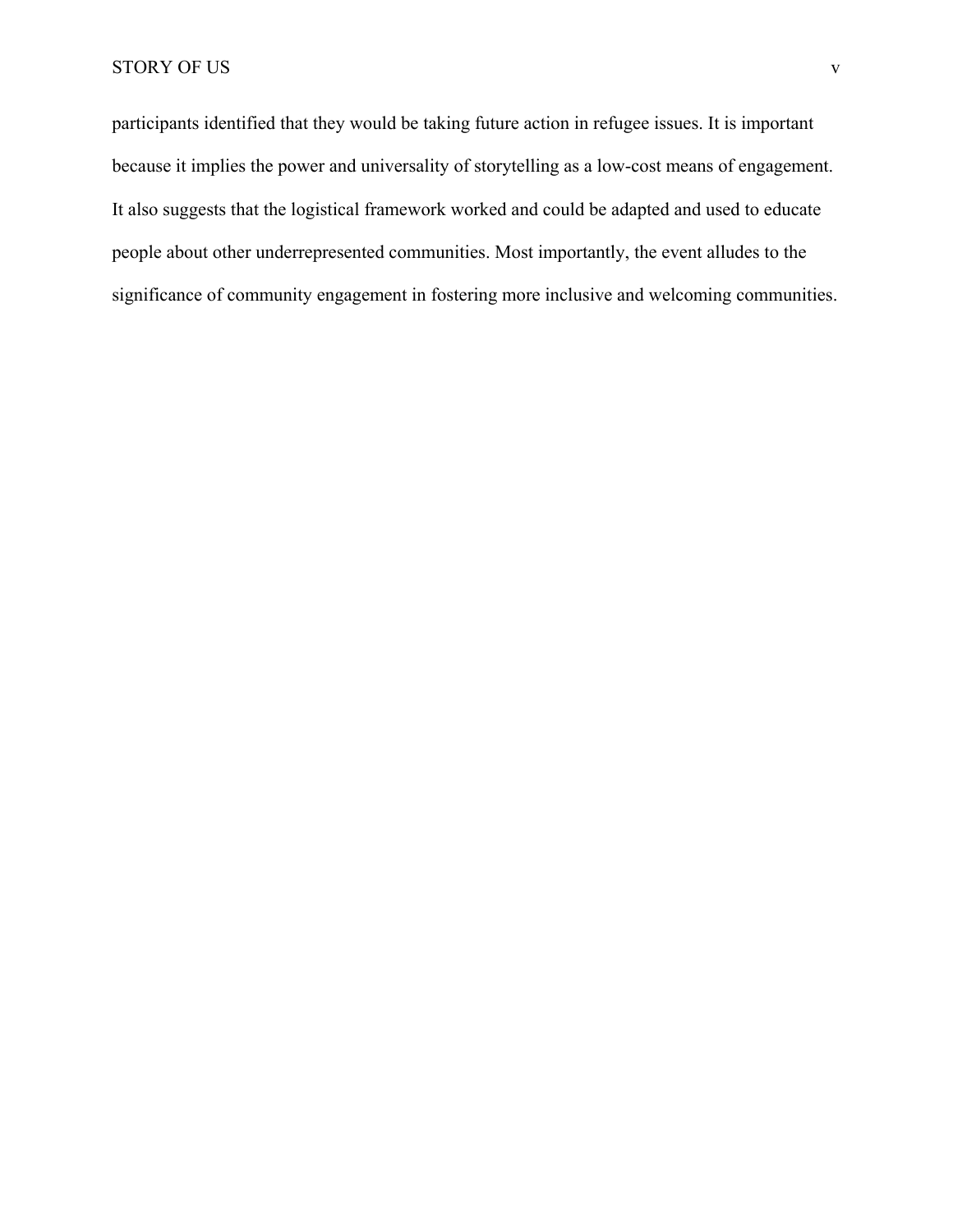participants identified that they would be taking future action in refugee issues. It is important because it implies the power and universality of storytelling as a low-cost means of engagement. It also suggests that the logistical framework worked and could be adapted and used to educate people about other underrepresented communities. Most importantly, the event alludes to the significance of community engagement in fostering more inclusive and welcoming communities.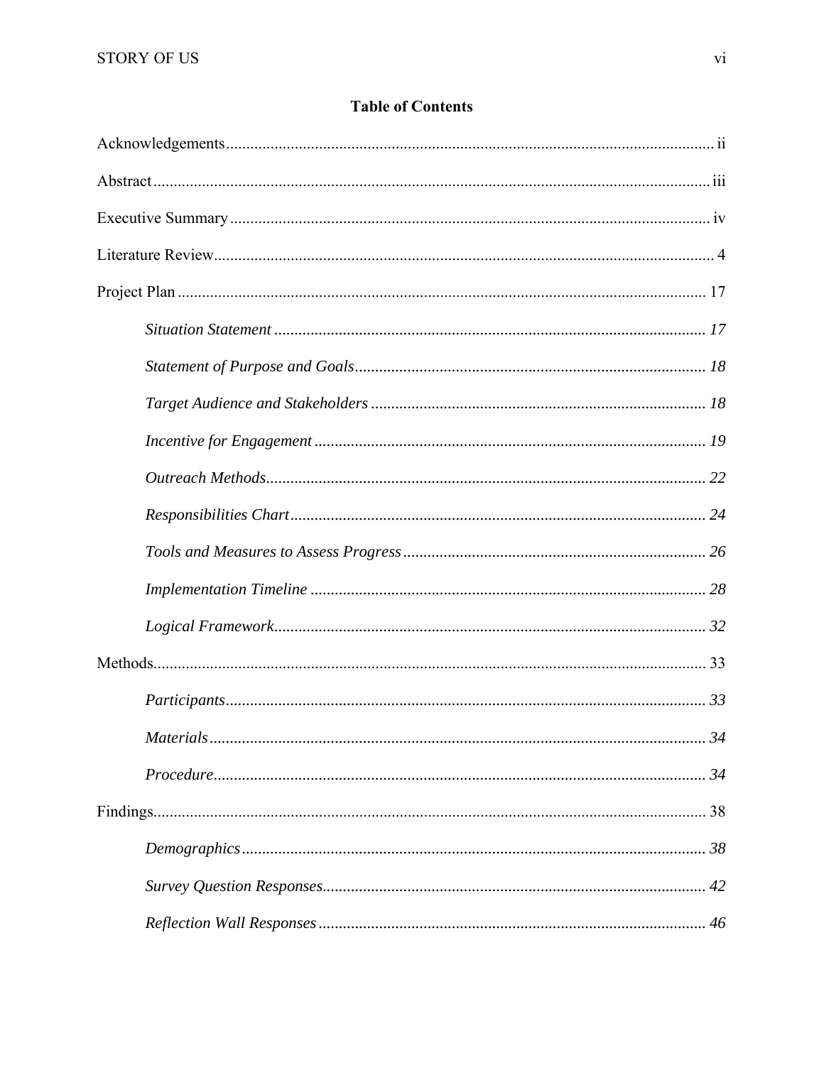## Table of Contents

Acknowledgements ........................................................................................................ ii

Abstract ........................................................................................................................ iii

Executive Summary ...................................................................................................... iv

Literature Review ........................................................................................................... 4

Project Plan .................................................................................................................. 17

*Situation Statement* .............................................................................................. 17

*Statement of Purpose and Goals* ........................................................................... 18

*Target Audience and Stakeholders* ....................................................................... 18

*Incentive for Engagement* ..................................................................................... 19

*Outreach Methods* ................................................................................................. 22

*Responsibilities Chart* ........................................................................................... 24

*Tools and Measures to Assess Progress* ............................................................... 26

*Implementation Timeline* ..................................................................................... 28

*Logical Framework* ............................................................................................... 32

Methods ........................................................................................................................ 33

*Participants* ............................................................................................................ 33

*Materials* ............................................................................................................... 34

*Procedure* .............................................................................................................. 34

Findings ........................................................................................................................ 38

*Demographics* ........................................................................................................ 38

*Survey Question Responses* .................................................................................. 42

*Reflection Wall Responses* ................................................................................... 46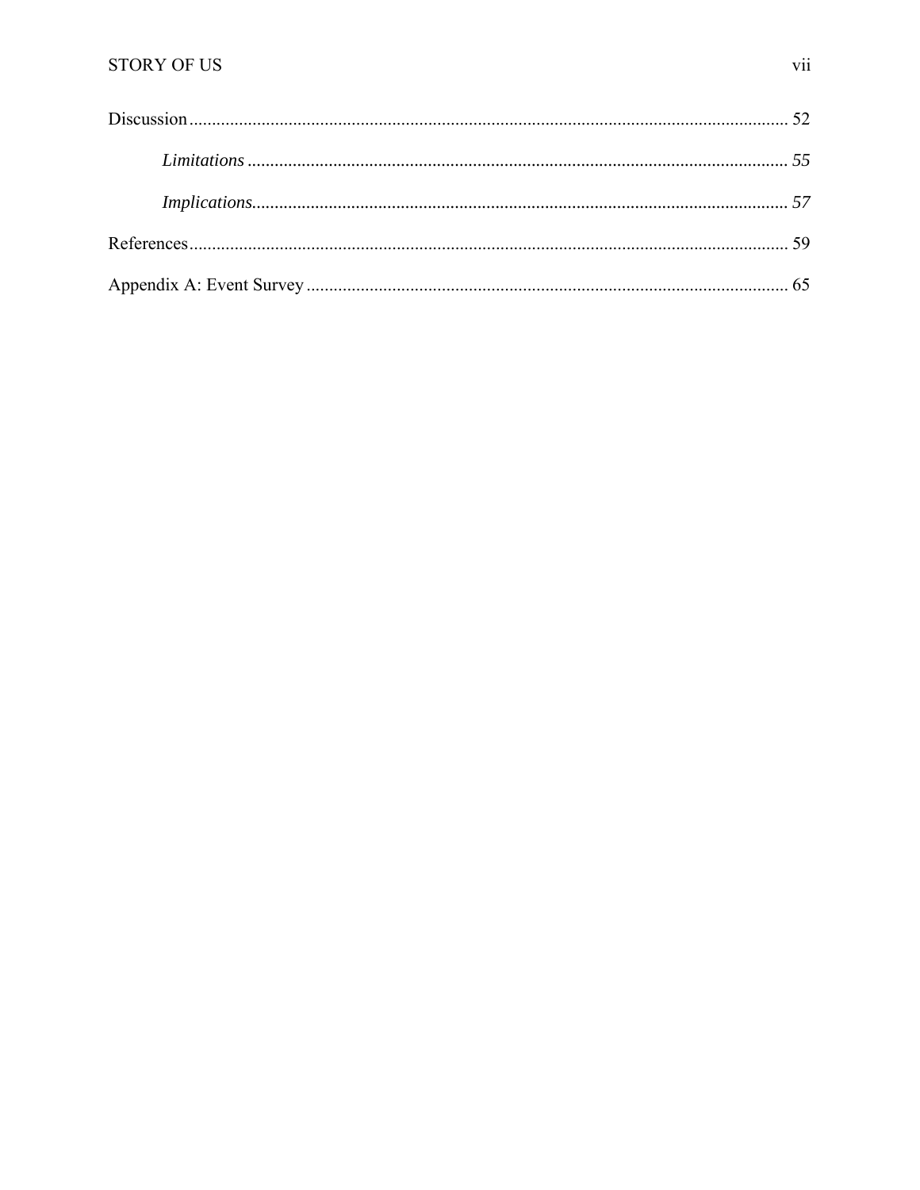Discussion ........................................................................................................................... 52

*Limitations* ........................................................................................................................ *55*

*Implications*....................................................................................................................... *57*

References............................................................................................................................ 59

Appendix A: Event Survey ................................................................................................... 65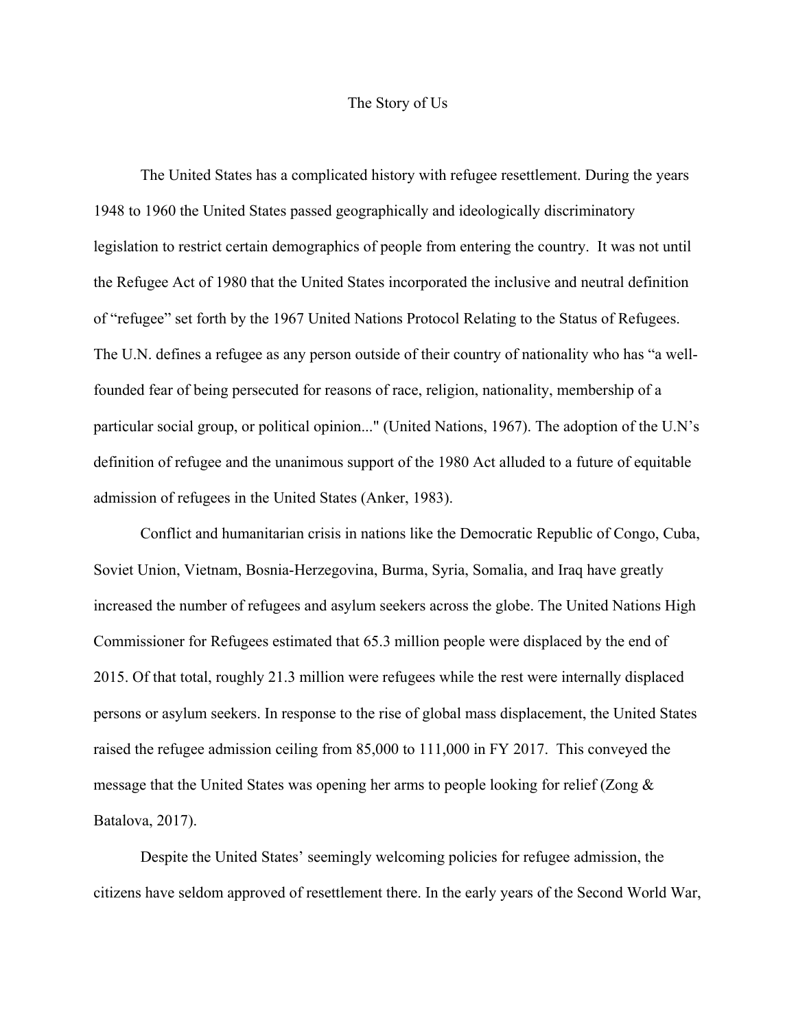# The Story of Us

The United States has a complicated history with refugee resettlement. During the years 1948 to 1960 the United States passed geographically and ideologically discriminatory legislation to restrict certain demographics of people from entering the country. It was not until the Refugee Act of 1980 that the United States incorporated the inclusive and neutral definition of "refugee" set forth by the 1967 United Nations Protocol Relating to the Status of Refugees. The U.N. defines a refugee as any person outside of their country of nationality who has "a well-founded fear of being persecuted for reasons of race, religion, nationality, membership of a particular social group, or political opinion..." (United Nations, 1967). The adoption of the U.N's definition of refugee and the unanimous support of the 1980 Act alluded to a future of equitable admission of refugees in the United States (Anker, 1983).

Conflict and humanitarian crisis in nations like the Democratic Republic of Congo, Cuba, Soviet Union, Vietnam, Bosnia-Herzegovina, Burma, Syria, Somalia, and Iraq have greatly increased the number of refugees and asylum seekers across the globe. The United Nations High Commissioner for Refugees estimated that 65.3 million people were displaced by the end of 2015. Of that total, roughly 21.3 million were refugees while the rest were internally displaced persons or asylum seekers. In response to the rise of global mass displacement, the United States raised the refugee admission ceiling from 85,000 to 111,000 in FY 2017. This conveyed the message that the United States was opening her arms to people looking for relief (Zong & Batalova, 2017).

Despite the United States' seemingly welcoming policies for refugee admission, the citizens have seldom approved of resettlement there. In the early years of the Second World War,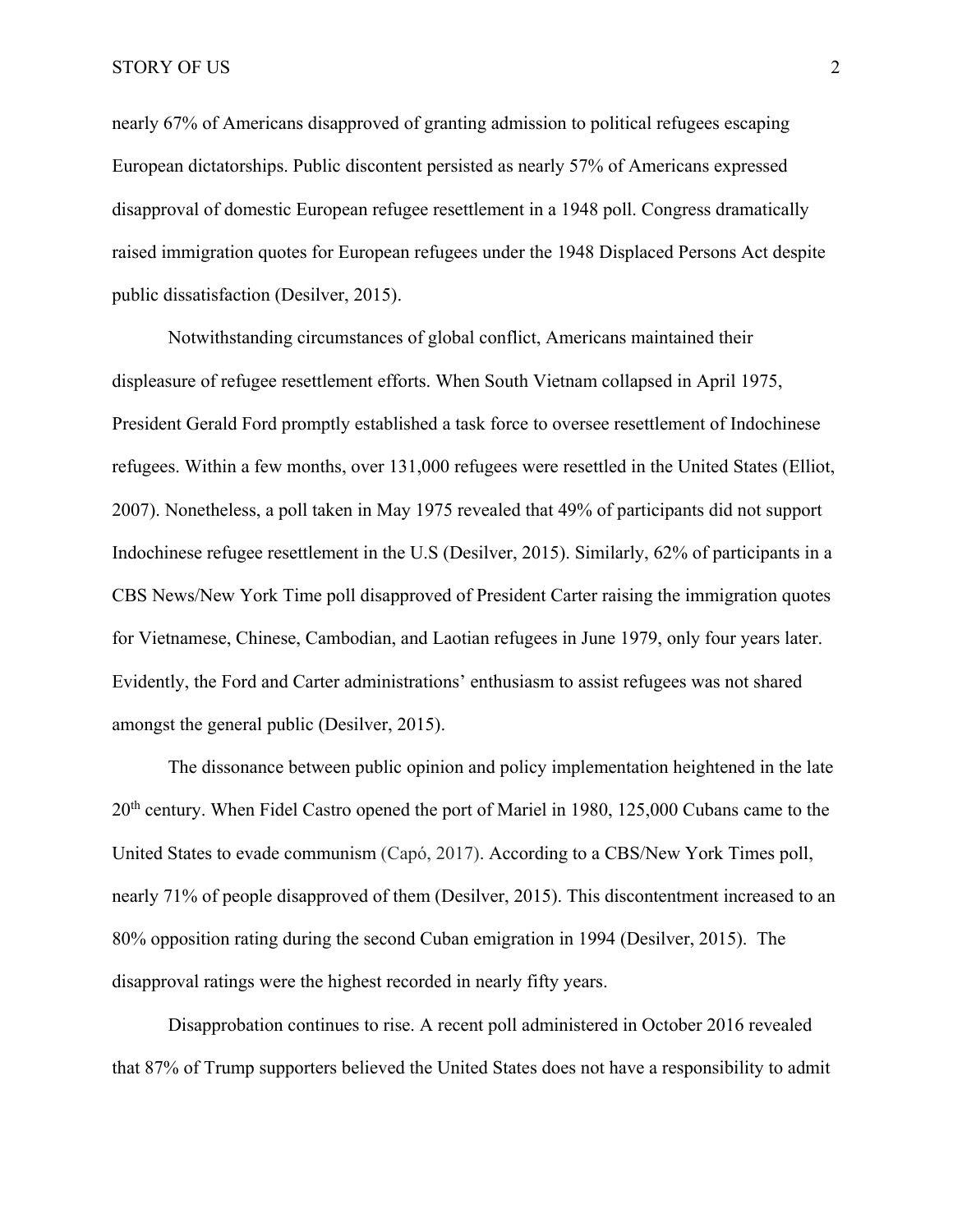nearly 67% of Americans disapproved of granting admission to political refugees escaping European dictatorships. Public discontent persisted as nearly 57% of Americans expressed disapproval of domestic European refugee resettlement in a 1948 poll. Congress dramatically raised immigration quotes for European refugees under the 1948 Displaced Persons Act despite public dissatisfaction (Desilver, 2015).

Notwithstanding circumstances of global conflict, Americans maintained their displeasure of refugee resettlement efforts. When South Vietnam collapsed in April 1975, President Gerald Ford promptly established a task force to oversee resettlement of Indochinese refugees. Within a few months, over 131,000 refugees were resettled in the United States (Elliot, 2007). Nonetheless, a poll taken in May 1975 revealed that 49% of participants did not support Indochinese refugee resettlement in the U.S (Desilver, 2015). Similarly, 62% of participants in a CBS News/New York Time poll disapproved of President Carter raising the immigration quotes for Vietnamese, Chinese, Cambodian, and Laotian refugees in June 1979, only four years later. Evidently, the Ford and Carter administrations' enthusiasm to assist refugees was not shared amongst the general public (Desilver, 2015).

The dissonance between public opinion and policy implementation heightened in the late 20th century. When Fidel Castro opened the port of Mariel in 1980, 125,000 Cubans came to the United States to evade communism (Capó, 2017). According to a CBS/New York Times poll, nearly 71% of people disapproved of them (Desilver, 2015). This discontentment increased to an 80% opposition rating during the second Cuban emigration in 1994 (Desilver, 2015). The disapproval ratings were the highest recorded in nearly fifty years.

Disapprobation continues to rise. A recent poll administered in October 2016 revealed that 87% of Trump supporters believed the United States does not have a responsibility to admit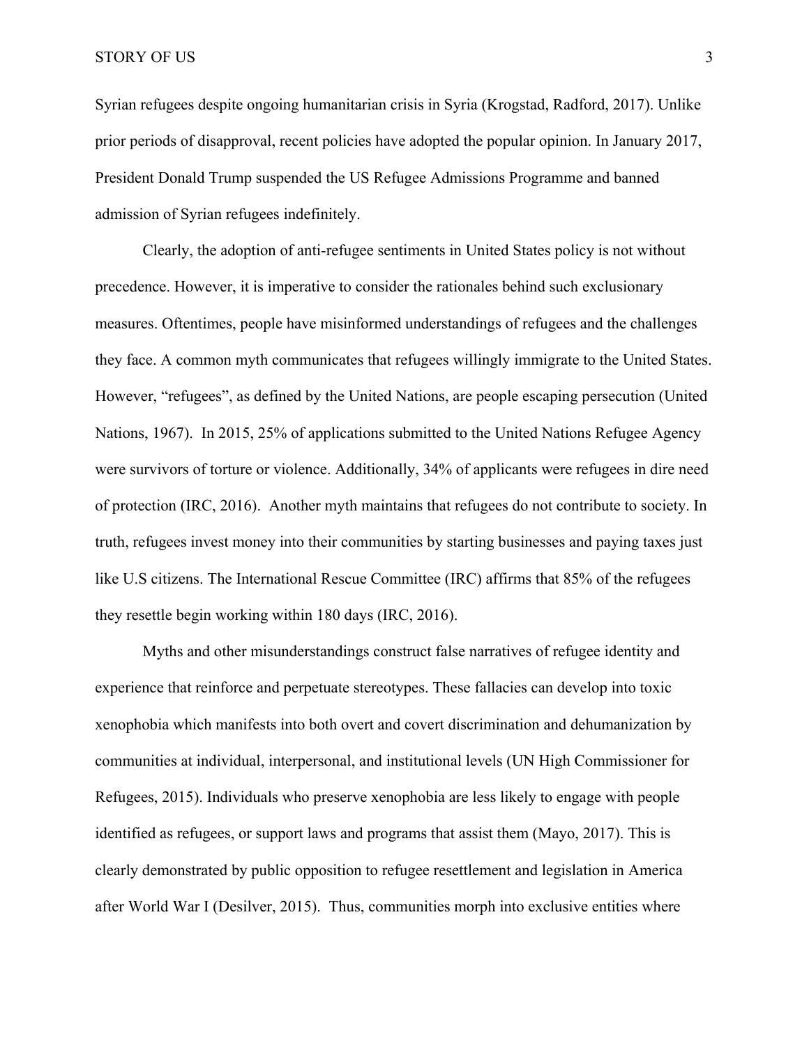Syrian refugees despite ongoing humanitarian crisis in Syria (Krogstad, Radford, 2017). Unlike prior periods of disapproval, recent policies have adopted the popular opinion. In January 2017, President Donald Trump suspended the US Refugee Admissions Programme and banned admission of Syrian refugees indefinitely.

Clearly, the adoption of anti-refugee sentiments in United States policy is not without precedence. However, it is imperative to consider the rationales behind such exclusionary measures. Oftentimes, people have misinformed understandings of refugees and the challenges they face. A common myth communicates that refugees willingly immigrate to the United States. However, "refugees", as defined by the United Nations, are people escaping persecution (United Nations, 1967). In 2015, 25% of applications submitted to the United Nations Refugee Agency were survivors of torture or violence. Additionally, 34% of applicants were refugees in dire need of protection (IRC, 2016). Another myth maintains that refugees do not contribute to society. In truth, refugees invest money into their communities by starting businesses and paying taxes just like U.S citizens. The International Rescue Committee (IRC) affirms that 85% of the refugees they resettle begin working within 180 days (IRC, 2016).

Myths and other misunderstandings construct false narratives of refugee identity and experience that reinforce and perpetuate stereotypes. These fallacies can develop into toxic xenophobia which manifests into both overt and covert discrimination and dehumanization by communities at individual, interpersonal, and institutional levels (UN High Commissioner for Refugees, 2015). Individuals who preserve xenophobia are less likely to engage with people identified as refugees, or support laws and programs that assist them (Mayo, 2017). This is clearly demonstrated by public opposition to refugee resettlement and legislation in America after World War I (Desilver, 2015). Thus, communities morph into exclusive entities where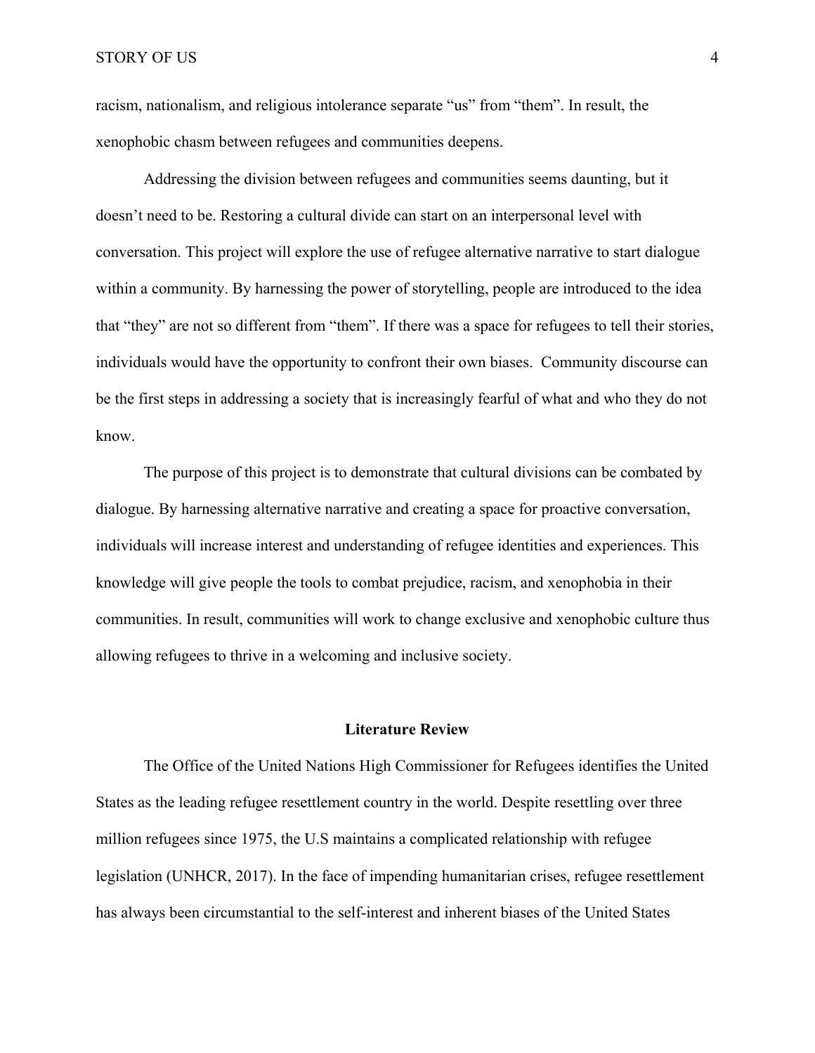racism, nationalism, and religious intolerance separate "us" from "them". In result, the xenophobic chasm between refugees and communities deepens.

Addressing the division between refugees and communities seems daunting, but it doesn't need to be. Restoring a cultural divide can start on an interpersonal level with conversation. This project will explore the use of refugee alternative narrative to start dialogue within a community. By harnessing the power of storytelling, people are introduced to the idea that "they" are not so different from "them". If there was a space for refugees to tell their stories, individuals would have the opportunity to confront their own biases. Community discourse can be the first steps in addressing a society that is increasingly fearful of what and who they do not know.

The purpose of this project is to demonstrate that cultural divisions can be combated by dialogue. By harnessing alternative narrative and creating a space for proactive conversation, individuals will increase interest and understanding of refugee identities and experiences. This knowledge will give people the tools to combat prejudice, racism, and xenophobia in their communities. In result, communities will work to change exclusive and xenophobic culture thus allowing refugees to thrive in a welcoming and inclusive society.

## Literature Review

The Office of the United Nations High Commissioner for Refugees identifies the United States as the leading refugee resettlement country in the world. Despite resettling over three million refugees since 1975, the U.S maintains a complicated relationship with refugee legislation (UNHCR, 2017). In the face of impending humanitarian crises, refugee resettlement has always been circumstantial to the self-interest and inherent biases of the United States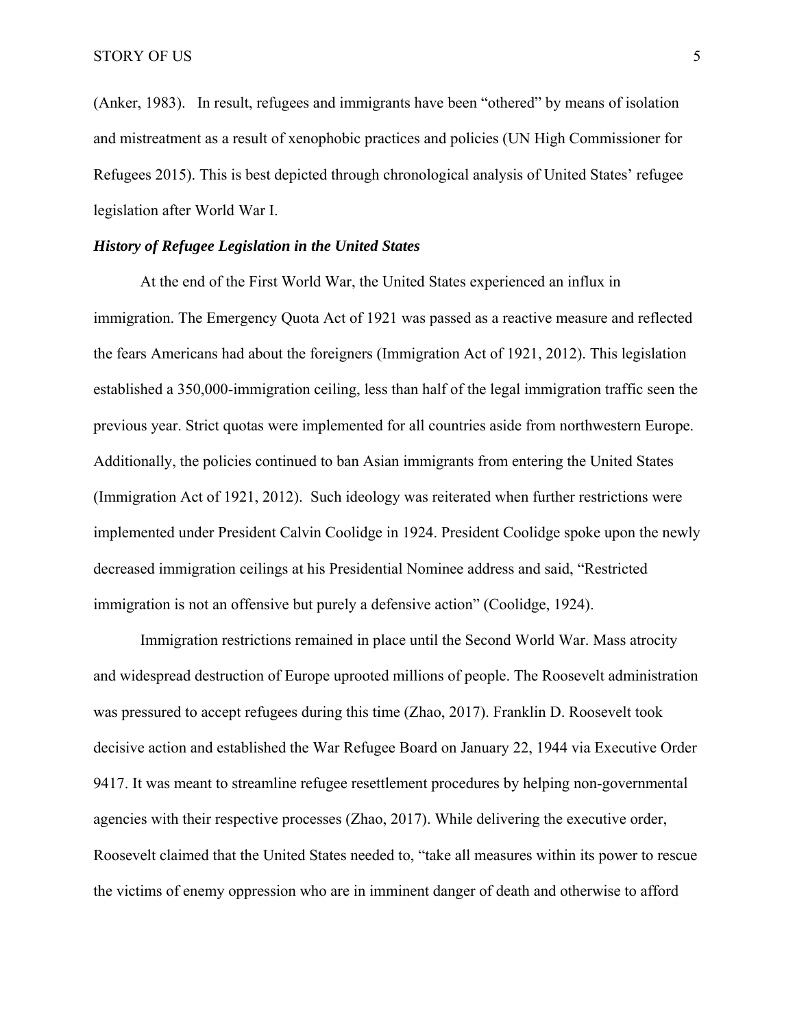(Anker, 1983). In result, refugees and immigrants have been "othered" by means of isolation and mistreatment as a result of xenophobic practices and policies (UN High Commissioner for Refugees 2015). This is best depicted through chronological analysis of United States' refugee legislation after World War I.

***History of Refugee Legislation in the United States***

At the end of the First World War, the United States experienced an influx in immigration. The Emergency Quota Act of 1921 was passed as a reactive measure and reflected the fears Americans had about the foreigners (Immigration Act of 1921, 2012). This legislation established a 350,000-immigration ceiling, less than half of the legal immigration traffic seen the previous year. Strict quotas were implemented for all countries aside from northwestern Europe. Additionally, the policies continued to ban Asian immigrants from entering the United States (Immigration Act of 1921, 2012). Such ideology was reiterated when further restrictions were implemented under President Calvin Coolidge in 1924. President Coolidge spoke upon the newly decreased immigration ceilings at his Presidential Nominee address and said, "Restricted immigration is not an offensive but purely a defensive action" (Coolidge, 1924).

Immigration restrictions remained in place until the Second World War. Mass atrocity and widespread destruction of Europe uprooted millions of people. The Roosevelt administration was pressured to accept refugees during this time (Zhao, 2017). Franklin D. Roosevelt took decisive action and established the War Refugee Board on January 22, 1944 via Executive Order 9417. It was meant to streamline refugee resettlement procedures by helping non-governmental agencies with their respective processes (Zhao, 2017). While delivering the executive order, Roosevelt claimed that the United States needed to, "take all measures within its power to rescue the victims of enemy oppression who are in imminent danger of death and otherwise to afford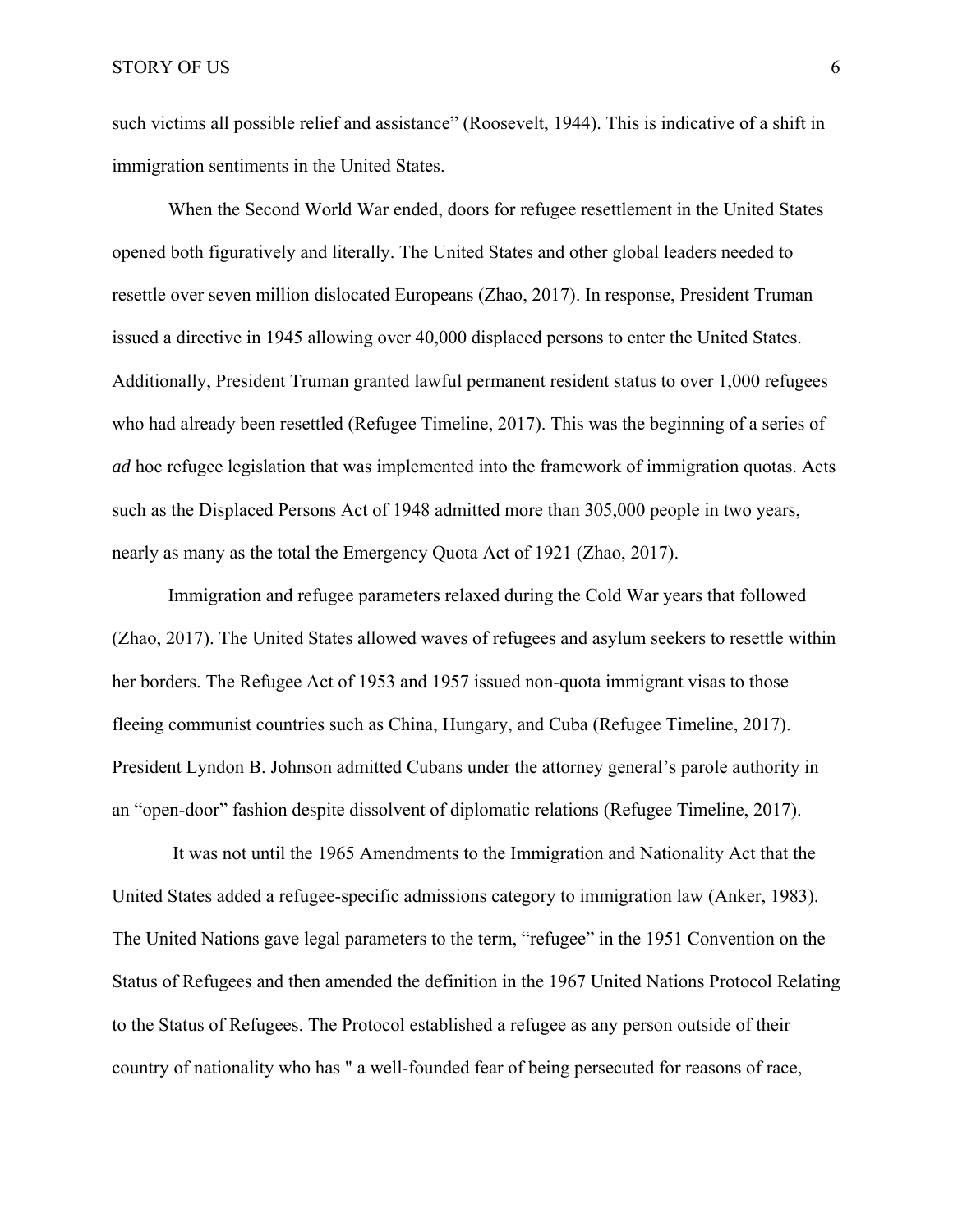such victims all possible relief and assistance" (Roosevelt, 1944). This is indicative of a shift in immigration sentiments in the United States.

When the Second World War ended, doors for refugee resettlement in the United States opened both figuratively and literally. The United States and other global leaders needed to resettle over seven million dislocated Europeans (Zhao, 2017). In response, President Truman issued a directive in 1945 allowing over 40,000 displaced persons to enter the United States. Additionally, President Truman granted lawful permanent resident status to over 1,000 refugees who had already been resettled (Refugee Timeline, 2017). This was the beginning of a series of *ad* hoc refugee legislation that was implemented into the framework of immigration quotas. Acts such as the Displaced Persons Act of 1948 admitted more than 305,000 people in two years, nearly as many as the total the Emergency Quota Act of 1921 (Zhao, 2017).

Immigration and refugee parameters relaxed during the Cold War years that followed (Zhao, 2017). The United States allowed waves of refugees and asylum seekers to resettle within her borders. The Refugee Act of 1953 and 1957 issued non-quota immigrant visas to those fleeing communist countries such as China, Hungary, and Cuba (Refugee Timeline, 2017). President Lyndon B. Johnson admitted Cubans under the attorney general's parole authority in an "open-door" fashion despite dissolvent of diplomatic relations (Refugee Timeline, 2017).

It was not until the 1965 Amendments to the Immigration and Nationality Act that the United States added a refugee-specific admissions category to immigration law (Anker, 1983). The United Nations gave legal parameters to the term, "refugee" in the 1951 Convention on the Status of Refugees and then amended the definition in the 1967 United Nations Protocol Relating to the Status of Refugees. The Protocol established a refugee as any person outside of their country of nationality who has " a well-founded fear of being persecuted for reasons of race,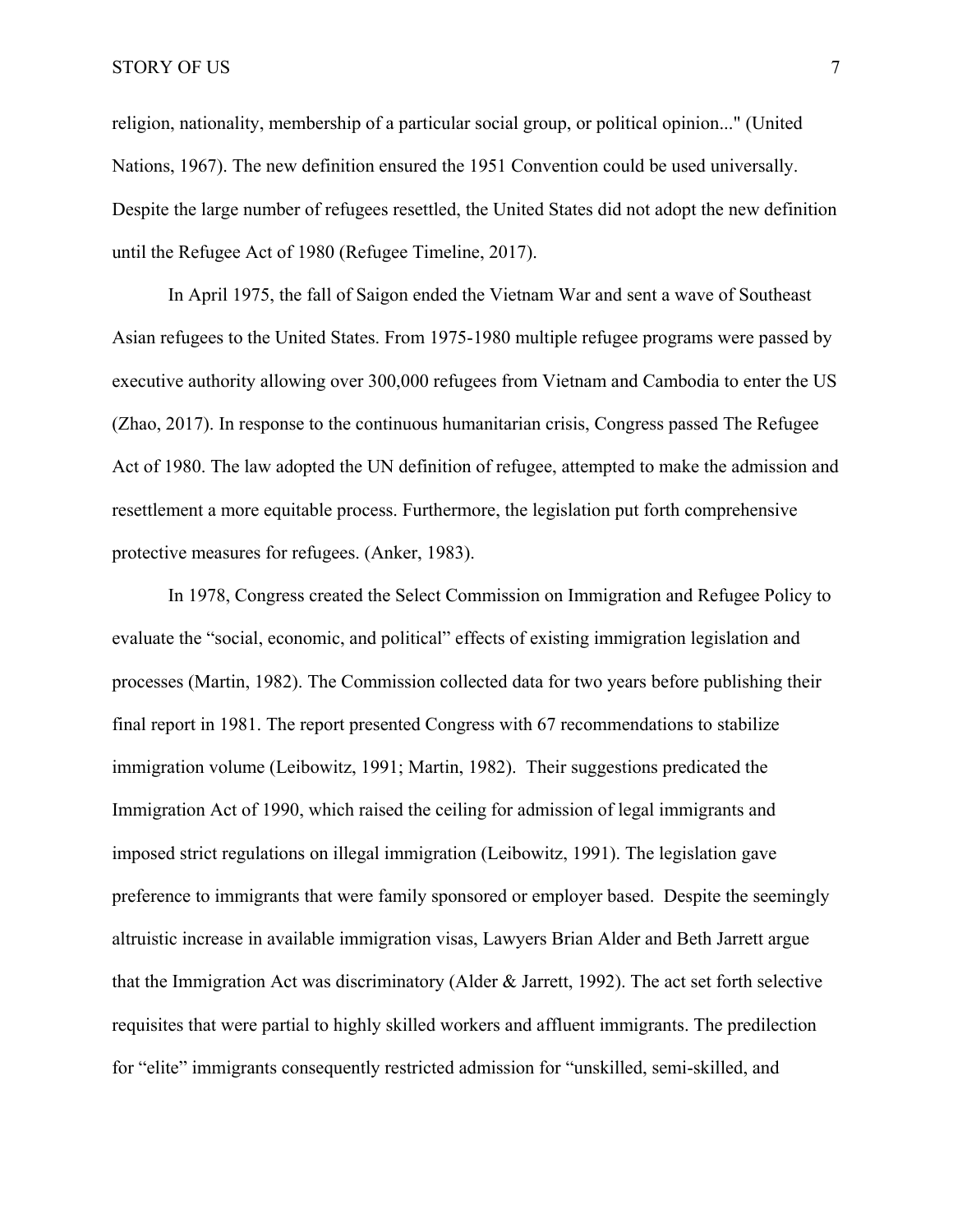religion, nationality, membership of a particular social group, or political opinion..." (United Nations, 1967). The new definition ensured the 1951 Convention could be used universally. Despite the large number of refugees resettled, the United States did not adopt the new definition until the Refugee Act of 1980 (Refugee Timeline, 2017).

In April 1975, the fall of Saigon ended the Vietnam War and sent a wave of Southeast Asian refugees to the United States. From 1975-1980 multiple refugee programs were passed by executive authority allowing over 300,000 refugees from Vietnam and Cambodia to enter the US (Zhao, 2017). In response to the continuous humanitarian crisis, Congress passed The Refugee Act of 1980. The law adopted the UN definition of refugee, attempted to make the admission and resettlement a more equitable process. Furthermore, the legislation put forth comprehensive protective measures for refugees. (Anker, 1983).

In 1978, Congress created the Select Commission on Immigration and Refugee Policy to evaluate the "social, economic, and political" effects of existing immigration legislation and processes (Martin, 1982). The Commission collected data for two years before publishing their final report in 1981. The report presented Congress with 67 recommendations to stabilize immigration volume (Leibowitz, 1991; Martin, 1982). Their suggestions predicated the Immigration Act of 1990, which raised the ceiling for admission of legal immigrants and imposed strict regulations on illegal immigration (Leibowitz, 1991). The legislation gave preference to immigrants that were family sponsored or employer based. Despite the seemingly altruistic increase in available immigration visas, Lawyers Brian Alder and Beth Jarrett argue that the Immigration Act was discriminatory (Alder & Jarrett, 1992). The act set forth selective requisites that were partial to highly skilled workers and affluent immigrants. The predilection for "elite" immigrants consequently restricted admission for "unskilled, semi-skilled, and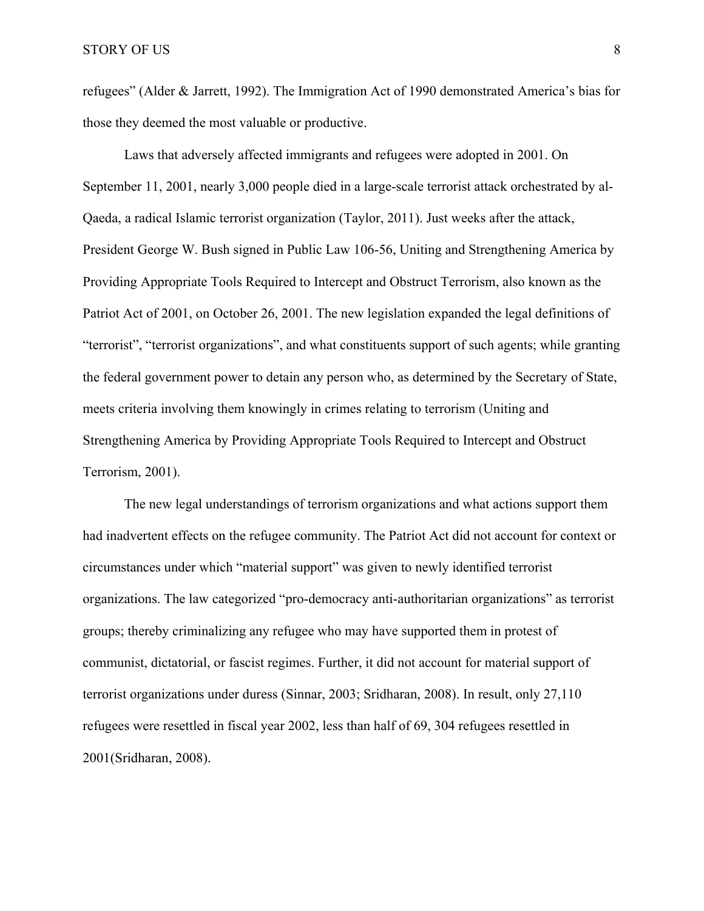refugees" (Alder & Jarrett, 1992). The Immigration Act of 1990 demonstrated America's bias for those they deemed the most valuable or productive.

Laws that adversely affected immigrants and refugees were adopted in 2001. On September 11, 2001, nearly 3,000 people died in a large-scale terrorist attack orchestrated by al-Qaeda, a radical Islamic terrorist organization (Taylor, 2011). Just weeks after the attack, President George W. Bush signed in Public Law 106-56, Uniting and Strengthening America by Providing Appropriate Tools Required to Intercept and Obstruct Terrorism, also known as the Patriot Act of 2001, on October 26, 2001. The new legislation expanded the legal definitions of "terrorist", "terrorist organizations", and what constituents support of such agents; while granting the federal government power to detain any person who, as determined by the Secretary of State, meets criteria involving them knowingly in crimes relating to terrorism (Uniting and Strengthening America by Providing Appropriate Tools Required to Intercept and Obstruct Terrorism, 2001).

The new legal understandings of terrorism organizations and what actions support them had inadvertent effects on the refugee community. The Patriot Act did not account for context or circumstances under which "material support" was given to newly identified terrorist organizations. The law categorized "pro-democracy anti-authoritarian organizations" as terrorist groups; thereby criminalizing any refugee who may have supported them in protest of communist, dictatorial, or fascist regimes. Further, it did not account for material support of terrorist organizations under duress (Sinnar, 2003; Sridharan, 2008). In result, only 27,110 refugees were resettled in fiscal year 2002, less than half of 69, 304 refugees resettled in 2001(Sridharan, 2008).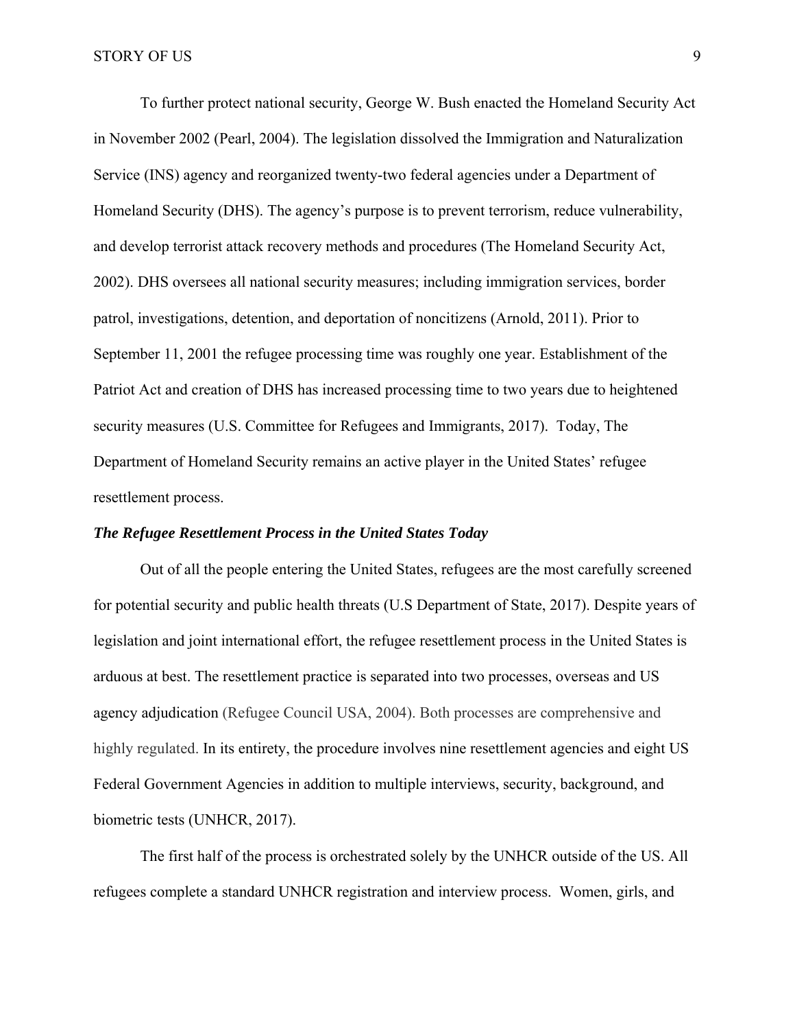To further protect national security, George W. Bush enacted the Homeland Security Act in November 2002 (Pearl, 2004). The legislation dissolved the Immigration and Naturalization Service (INS) agency and reorganized twenty-two federal agencies under a Department of Homeland Security (DHS). The agency's purpose is to prevent terrorism, reduce vulnerability, and develop terrorist attack recovery methods and procedures (The Homeland Security Act, 2002). DHS oversees all national security measures; including immigration services, border patrol, investigations, detention, and deportation of noncitizens (Arnold, 2011). Prior to September 11, 2001 the refugee processing time was roughly one year. Establishment of the Patriot Act and creation of DHS has increased processing time to two years due to heightened security measures (U.S. Committee for Refugees and Immigrants, 2017). Today, The Department of Homeland Security remains an active player in the United States' refugee resettlement process.

### *The Refugee Resettlement Process in the United States Today*

Out of all the people entering the United States, refugees are the most carefully screened for potential security and public health threats (U.S Department of State, 2017). Despite years of legislation and joint international effort, the refugee resettlement process in the United States is arduous at best. The resettlement practice is separated into two processes, overseas and US agency adjudication (Refugee Council USA, 2004). Both processes are comprehensive and highly regulated. In its entirety, the procedure involves nine resettlement agencies and eight US Federal Government Agencies in addition to multiple interviews, security, background, and biometric tests (UNHCR, 2017).

The first half of the process is orchestrated solely by the UNHCR outside of the US. All refugees complete a standard UNHCR registration and interview process. Women, girls, and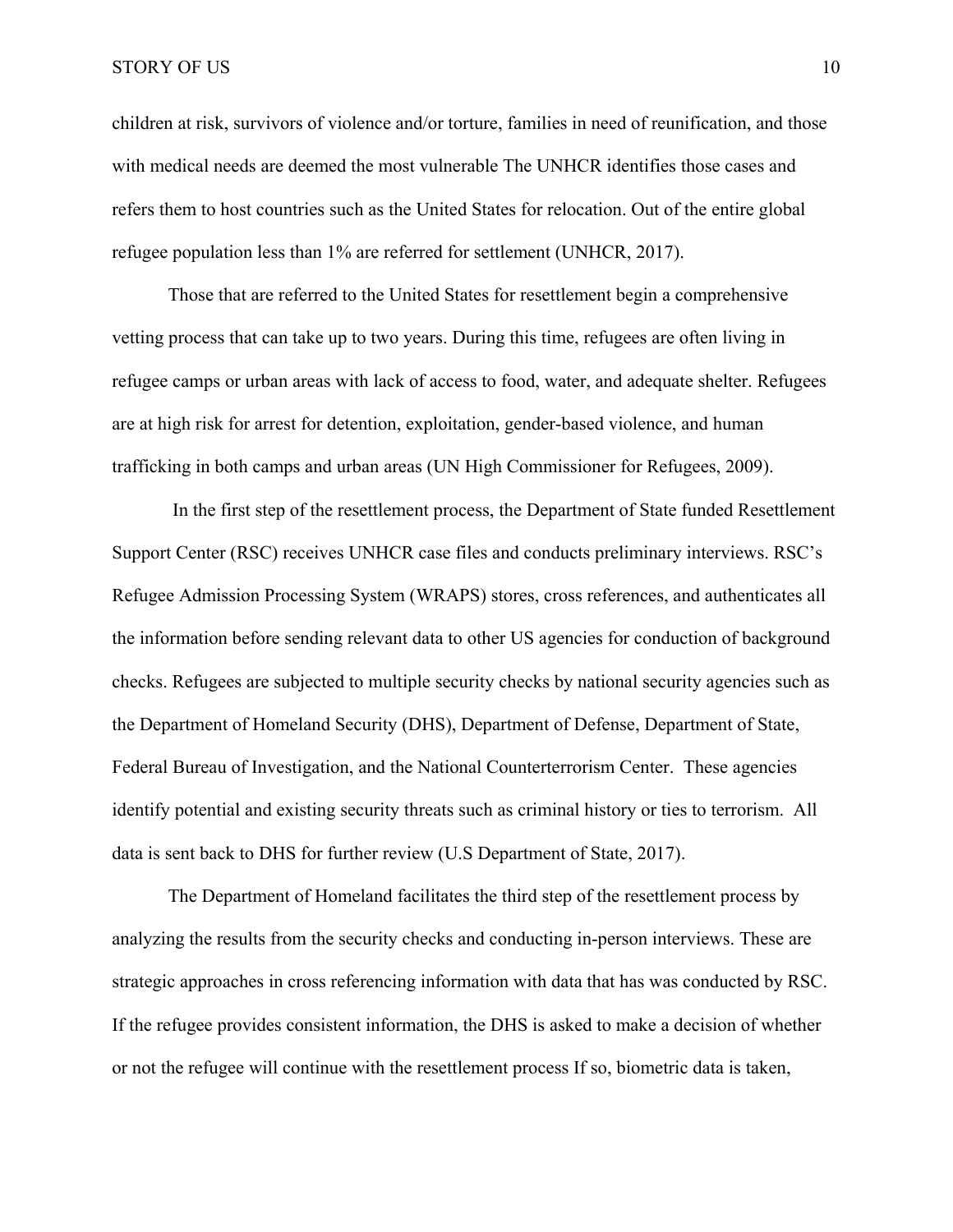children at risk, survivors of violence and/or torture, families in need of reunification, and those with medical needs are deemed the most vulnerable The UNHCR identifies those cases and refers them to host countries such as the United States for relocation. Out of the entire global refugee population less than 1% are referred for settlement (UNHCR, 2017).

Those that are referred to the United States for resettlement begin a comprehensive vetting process that can take up to two years. During this time, refugees are often living in refugee camps or urban areas with lack of access to food, water, and adequate shelter. Refugees are at high risk for arrest for detention, exploitation, gender-based violence, and human trafficking in both camps and urban areas (UN High Commissioner for Refugees, 2009).

In the first step of the resettlement process, the Department of State funded Resettlement Support Center (RSC) receives UNHCR case files and conducts preliminary interviews. RSC's Refugee Admission Processing System (WRAPS) stores, cross references, and authenticates all the information before sending relevant data to other US agencies for conduction of background checks. Refugees are subjected to multiple security checks by national security agencies such as the Department of Homeland Security (DHS), Department of Defense, Department of State, Federal Bureau of Investigation, and the National Counterterrorism Center. These agencies identify potential and existing security threats such as criminal history or ties to terrorism. All data is sent back to DHS for further review (U.S Department of State, 2017).

The Department of Homeland facilitates the third step of the resettlement process by analyzing the results from the security checks and conducting in-person interviews. These are strategic approaches in cross referencing information with data that has was conducted by RSC. If the refugee provides consistent information, the DHS is asked to make a decision of whether or not the refugee will continue with the resettlement process If so, biometric data is taken,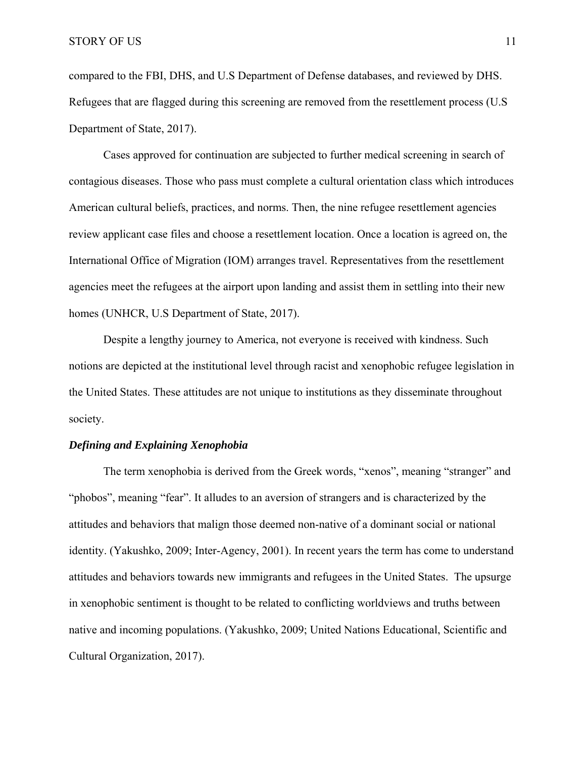compared to the FBI, DHS, and U.S Department of Defense databases, and reviewed by DHS. Refugees that are flagged during this screening are removed from the resettlement process (U.S Department of State, 2017).

Cases approved for continuation are subjected to further medical screening in search of contagious diseases. Those who pass must complete a cultural orientation class which introduces American cultural beliefs, practices, and norms. Then, the nine refugee resettlement agencies review applicant case files and choose a resettlement location. Once a location is agreed on, the International Office of Migration (IOM) arranges travel. Representatives from the resettlement agencies meet the refugees at the airport upon landing and assist them in settling into their new homes (UNHCR, U.S Department of State, 2017).

Despite a lengthy journey to America, not everyone is received with kindness. Such notions are depicted at the institutional level through racist and xenophobic refugee legislation in the United States. These attitudes are not unique to institutions as they disseminate throughout society.

***Defining and Explaining Xenophobia***

The term xenophobia is derived from the Greek words, “xenos”, meaning “stranger” and “phobos”, meaning “fear”. It alludes to an aversion of strangers and is characterized by the attitudes and behaviors that malign those deemed non-native of a dominant social or national identity. (Yakushko, 2009; Inter-Agency, 2001). In recent years the term has come to understand attitudes and behaviors towards new immigrants and refugees in the United States.  The upsurge in xenophobic sentiment is thought to be related to conflicting worldviews and truths between native and incoming populations. (Yakushko, 2009; United Nations Educational, Scientific and Cultural Organization, 2017).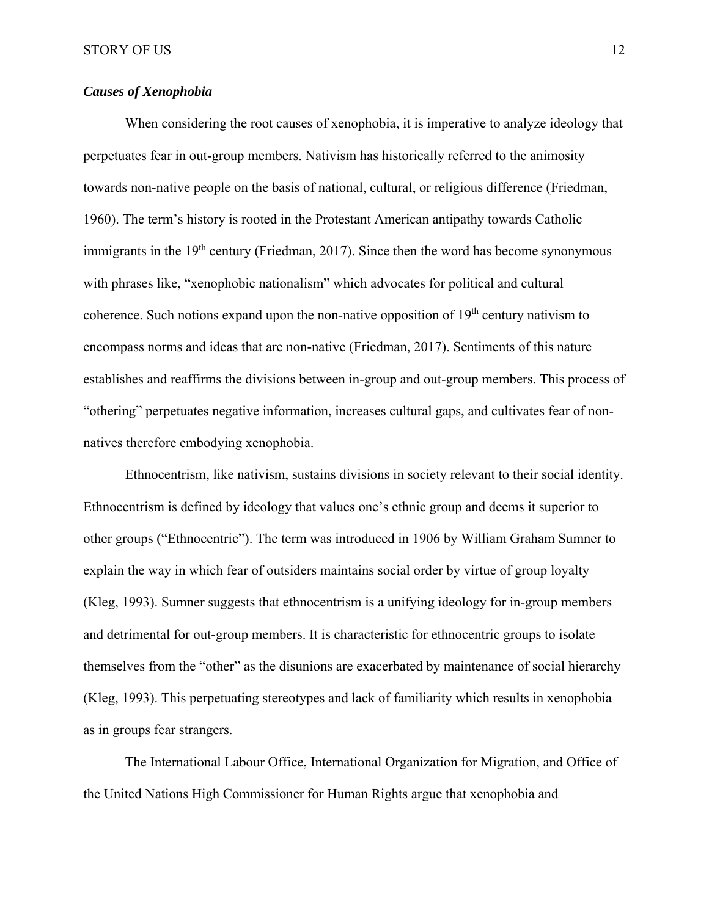### ***Causes of Xenophobia***

When considering the root causes of xenophobia, it is imperative to analyze ideology that perpetuates fear in out-group members. Nativism has historically referred to the animosity towards non-native people on the basis of national, cultural, or religious difference (Friedman, 1960). The term's history is rooted in the Protestant American antipathy towards Catholic immigrants in the 19th century (Friedman, 2017). Since then the word has become synonymous with phrases like, "xenophobic nationalism" which advocates for political and cultural coherence. Such notions expand upon the non-native opposition of 19th century nativism to encompass norms and ideas that are non-native (Friedman, 2017). Sentiments of this nature establishes and reaffirms the divisions between in-group and out-group members. This process of "othering" perpetuates negative information, increases cultural gaps, and cultivates fear of non-natives therefore embodying xenophobia.

Ethnocentrism, like nativism, sustains divisions in society relevant to their social identity. Ethnocentrism is defined by ideology that values one's ethnic group and deems it superior to other groups ("Ethnocentric"). The term was introduced in 1906 by William Graham Sumner to explain the way in which fear of outsiders maintains social order by virtue of group loyalty (Kleg, 1993). Sumner suggests that ethnocentrism is a unifying ideology for in-group members and detrimental for out-group members. It is characteristic for ethnocentric groups to isolate themselves from the "other" as the disunions are exacerbated by maintenance of social hierarchy (Kleg, 1993). This perpetuating stereotypes and lack of familiarity which results in xenophobia as in groups fear strangers.

The International Labour Office, International Organization for Migration, and Office of the United Nations High Commissioner for Human Rights argue that xenophobia and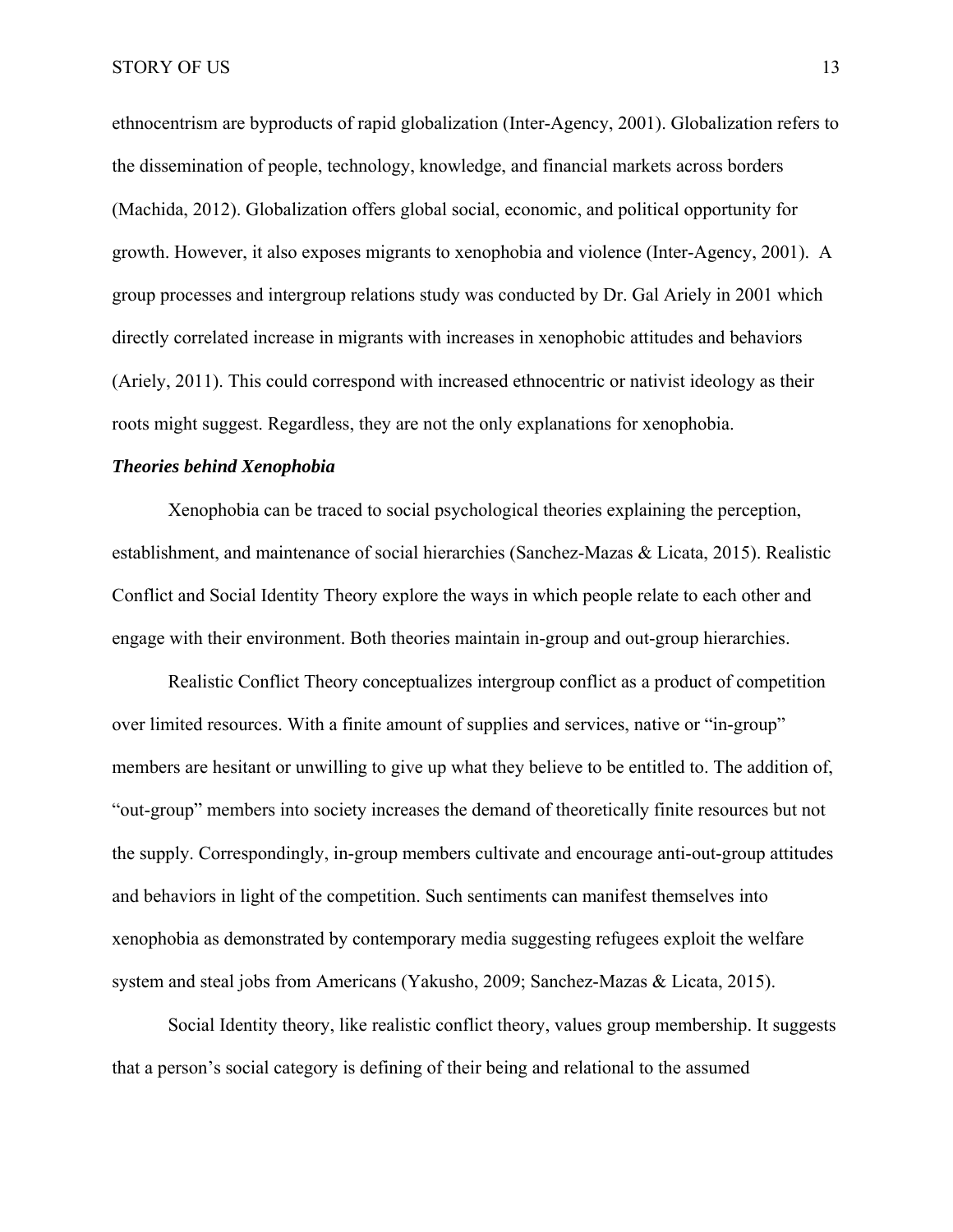ethnocentrism are byproducts of rapid globalization (Inter-Agency, 2001). Globalization refers to the dissemination of people, technology, knowledge, and financial markets across borders (Machida, 2012). Globalization offers global social, economic, and political opportunity for growth. However, it also exposes migrants to xenophobia and violence (Inter-Agency, 2001). A group processes and intergroup relations study was conducted by Dr. Gal Ariely in 2001 which directly correlated increase in migrants with increases in xenophobic attitudes and behaviors (Ariely, 2011). This could correspond with increased ethnocentric or nativist ideology as their roots might suggest. Regardless, they are not the only explanations for xenophobia.

### ***Theories behind Xenophobia***

Xenophobia can be traced to social psychological theories explaining the perception, establishment, and maintenance of social hierarchies (Sanchez-Mazas & Licata, 2015). Realistic Conflict and Social Identity Theory explore the ways in which people relate to each other and engage with their environment. Both theories maintain in-group and out-group hierarchies.

Realistic Conflict Theory conceptualizes intergroup conflict as a product of competition over limited resources. With a finite amount of supplies and services, native or "in-group" members are hesitant or unwilling to give up what they believe to be entitled to. The addition of, "out-group" members into society increases the demand of theoretically finite resources but not the supply. Correspondingly, in-group members cultivate and encourage anti-out-group attitudes and behaviors in light of the competition. Such sentiments can manifest themselves into xenophobia as demonstrated by contemporary media suggesting refugees exploit the welfare system and steal jobs from Americans (Yakusho, 2009; Sanchez-Mazas & Licata, 2015).

Social Identity theory, like realistic conflict theory, values group membership. It suggests that a person's social category is defining of their being and relational to the assumed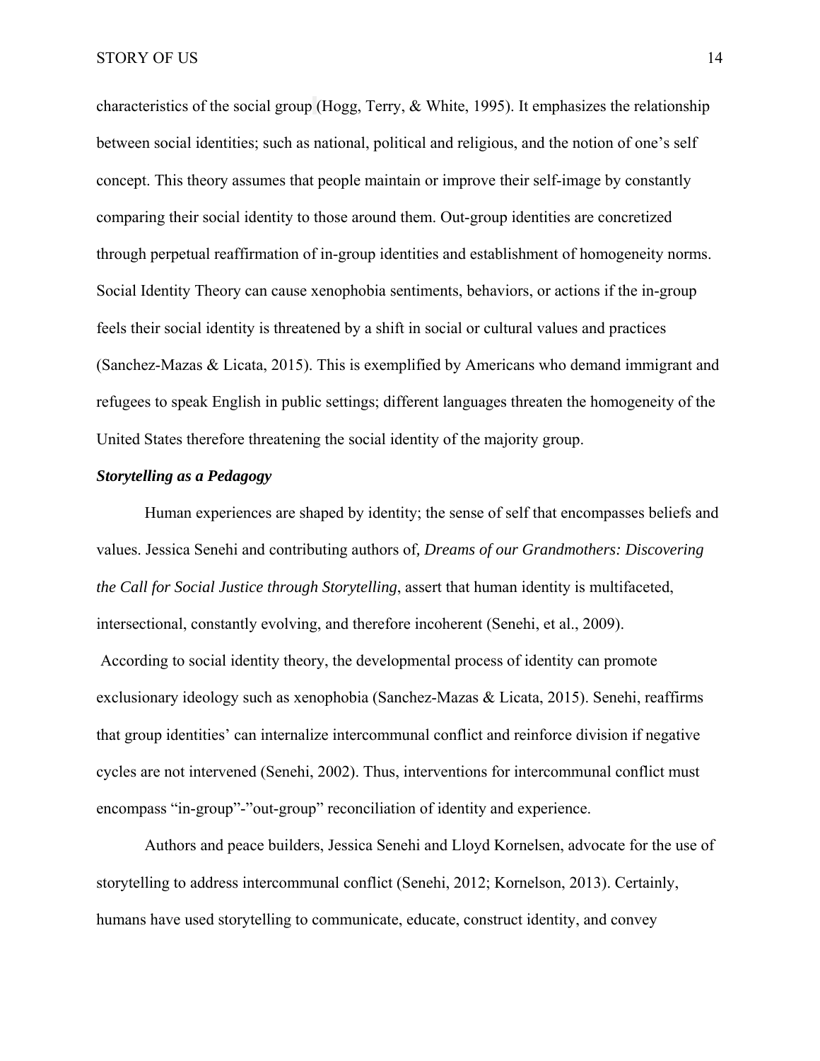characteristics of the social group (Hogg, Terry, & White, 1995). It emphasizes the relationship between social identities; such as national, political and religious, and the notion of one's self concept. This theory assumes that people maintain or improve their self-image by constantly comparing their social identity to those around them. Out-group identities are concretized through perpetual reaffirmation of in-group identities and establishment of homogeneity norms. Social Identity Theory can cause xenophobia sentiments, behaviors, or actions if the in-group feels their social identity is threatened by a shift in social or cultural values and practices (Sanchez-Mazas & Licata, 2015). This is exemplified by Americans who demand immigrant and refugees to speak English in public settings; different languages threaten the homogeneity of the United States therefore threatening the social identity of the majority group.

### ***Storytelling as a Pedagogy***

Human experiences are shaped by identity; the sense of self that encompasses beliefs and values. Jessica Senehi and contributing authors of*, Dreams of our Grandmothers: Discovering the Call for Social Justice through Storytelling*, assert that human identity is multifaceted, intersectional, constantly evolving, and therefore incoherent (Senehi, et al., 2009). According to social identity theory, the developmental process of identity can promote exclusionary ideology such as xenophobia (Sanchez-Mazas & Licata, 2015). Senehi, reaffirms that group identities' can internalize intercommunal conflict and reinforce division if negative cycles are not intervened (Senehi, 2002). Thus, interventions for intercommunal conflict must encompass "in-group"-"out-group" reconciliation of identity and experience.

Authors and peace builders, Jessica Senehi and Lloyd Kornelsen, advocate for the use of storytelling to address intercommunal conflict (Senehi, 2012; Kornelson, 2013). Certainly, humans have used storytelling to communicate, educate, construct identity, and convey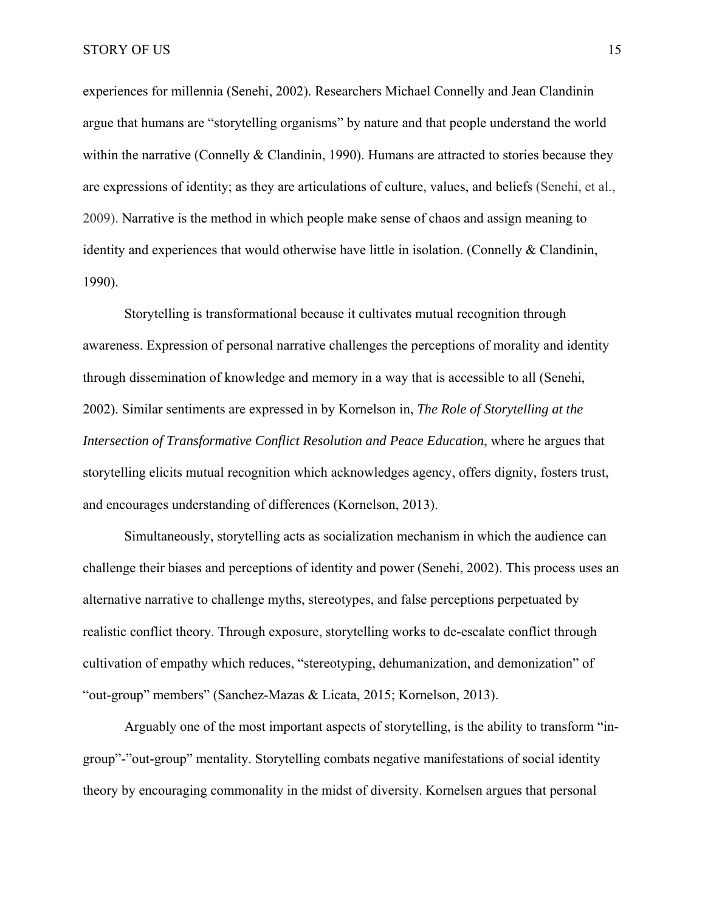experiences for millennia (Senehi, 2002). Researchers Michael Connelly and Jean Clandinin argue that humans are "storytelling organisms" by nature and that people understand the world within the narrative (Connelly & Clandinin, 1990). Humans are attracted to stories because they are expressions of identity; as they are articulations of culture, values, and beliefs (Senehi, et al., 2009). Narrative is the method in which people make sense of chaos and assign meaning to identity and experiences that would otherwise have little in isolation. (Connelly & Clandinin, 1990).

Storytelling is transformational because it cultivates mutual recognition through awareness. Expression of personal narrative challenges the perceptions of morality and identity through dissemination of knowledge and memory in a way that is accessible to all (Senehi, 2002). Similar sentiments are expressed in by Kornelson in, *The Role of Storytelling at the Intersection of Transformative Conflict Resolution and Peace Education*, where he argues that storytelling elicits mutual recognition which acknowledges agency, offers dignity, fosters trust, and encourages understanding of differences (Kornelson, 2013).

Simultaneously, storytelling acts as socialization mechanism in which the audience can challenge their biases and perceptions of identity and power (Senehi, 2002). This process uses an alternative narrative to challenge myths, stereotypes, and false perceptions perpetuated by realistic conflict theory. Through exposure, storytelling works to de-escalate conflict through cultivation of empathy which reduces, "stereotyping, dehumanization, and demonization" of "out-group" members" (Sanchez-Mazas & Licata, 2015; Kornelson, 2013).

Arguably one of the most important aspects of storytelling, is the ability to transform "in-group"-"out-group" mentality. Storytelling combats negative manifestations of social identity theory by encouraging commonality in the midst of diversity. Kornelsen argues that personal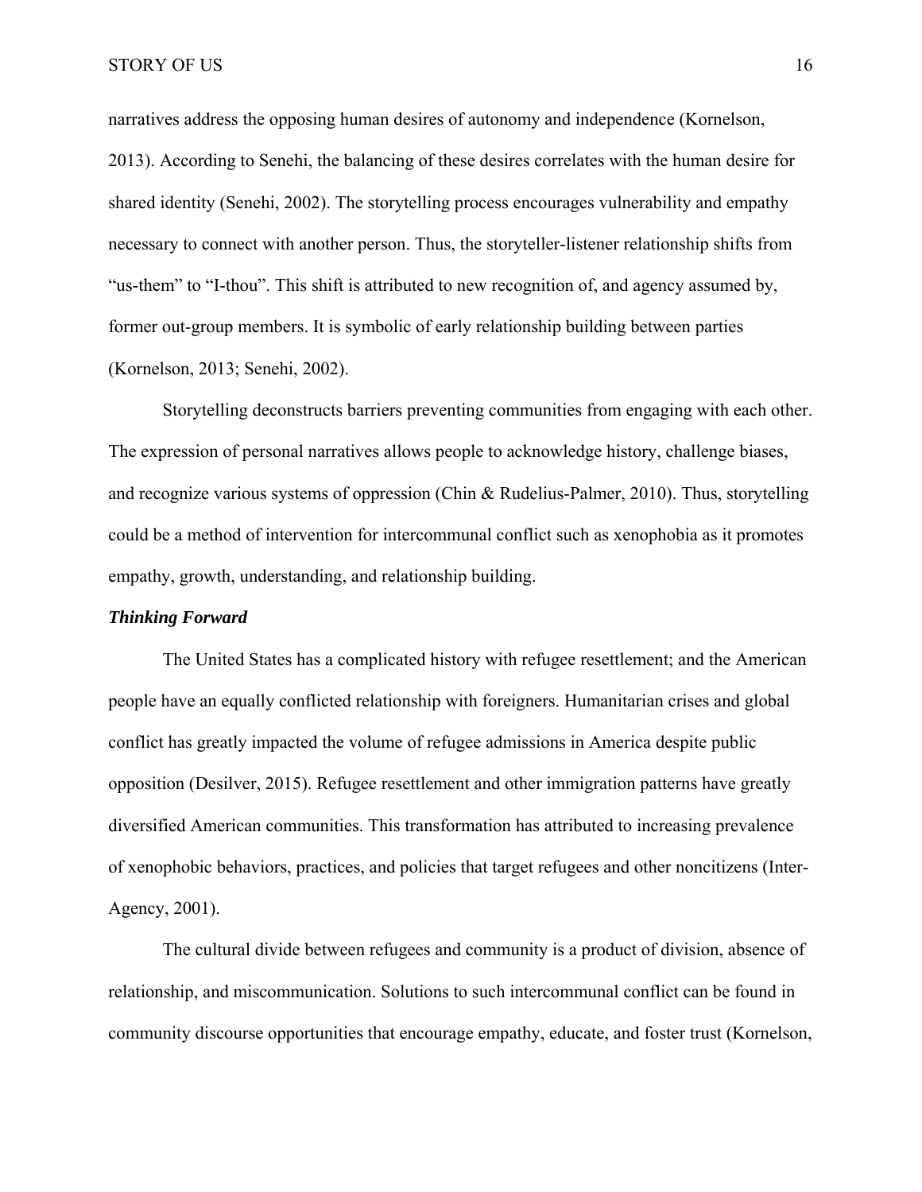narratives address the opposing human desires of autonomy and independence (Kornelson, 2013). According to Senehi, the balancing of these desires correlates with the human desire for shared identity (Senehi, 2002). The storytelling process encourages vulnerability and empathy necessary to connect with another person. Thus, the storyteller-listener relationship shifts from "us-them" to "I-thou". This shift is attributed to new recognition of, and agency assumed by, former out-group members. It is symbolic of early relationship building between parties (Kornelson, 2013; Senehi, 2002).

Storytelling deconstructs barriers preventing communities from engaging with each other. The expression of personal narratives allows people to acknowledge history, challenge biases, and recognize various systems of oppression (Chin & Rudelius-Palmer, 2010). Thus, storytelling could be a method of intervention for intercommunal conflict such as xenophobia as it promotes empathy, growth, understanding, and relationship building.

***Thinking Forward***

The United States has a complicated history with refugee resettlement; and the American people have an equally conflicted relationship with foreigners. Humanitarian crises and global conflict has greatly impacted the volume of refugee admissions in America despite public opposition (Desilver, 2015). Refugee resettlement and other immigration patterns have greatly diversified American communities. This transformation has attributed to increasing prevalence of xenophobic behaviors, practices, and policies that target refugees and other noncitizens (Inter-Agency, 2001).

The cultural divide between refugees and community is a product of division, absence of relationship, and miscommunication. Solutions to such intercommunal conflict can be found in community discourse opportunities that encourage empathy, educate, and foster trust (Kornelson,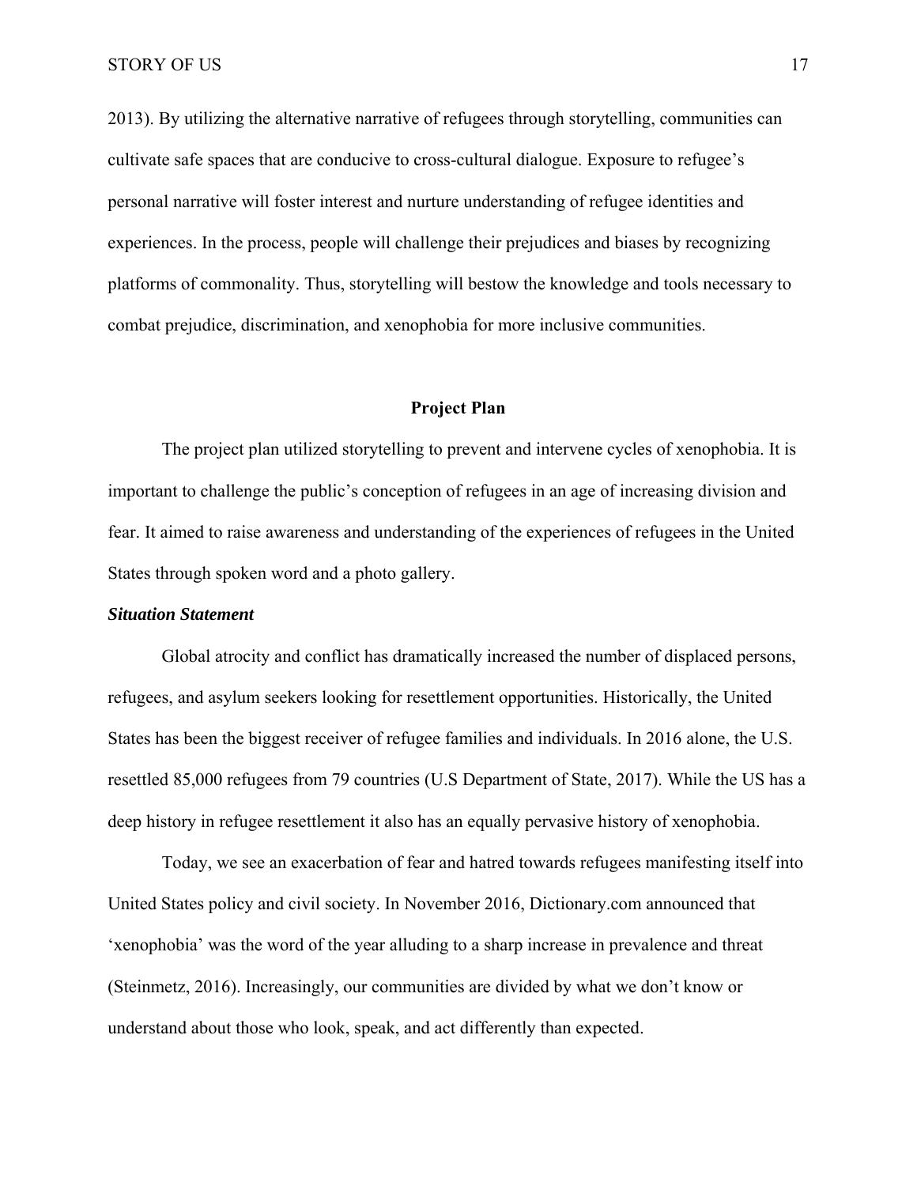2013). By utilizing the alternative narrative of refugees through storytelling, communities can cultivate safe spaces that are conducive to cross-cultural dialogue. Exposure to refugee's personal narrative will foster interest and nurture understanding of refugee identities and experiences. In the process, people will challenge their prejudices and biases by recognizing platforms of commonality. Thus, storytelling will bestow the knowledge and tools necessary to combat prejudice, discrimination, and xenophobia for more inclusive communities.

## Project Plan

The project plan utilized storytelling to prevent and intervene cycles of xenophobia. It is important to challenge the public's conception of refugees in an age of increasing division and fear. It aimed to raise awareness and understanding of the experiences of refugees in the United States through spoken word and a photo gallery.

### *Situation Statement*

Global atrocity and conflict has dramatically increased the number of displaced persons, refugees, and asylum seekers looking for resettlement opportunities. Historically, the United States has been the biggest receiver of refugee families and individuals. In 2016 alone, the U.S. resettled 85,000 refugees from 79 countries (U.S Department of State, 2017). While the US has a deep history in refugee resettlement it also has an equally pervasive history of xenophobia.

Today, we see an exacerbation of fear and hatred towards refugees manifesting itself into United States policy and civil society. In November 2016, Dictionary.com announced that 'xenophobia' was the word of the year alluding to a sharp increase in prevalence and threat (Steinmetz, 2016). Increasingly, our communities are divided by what we don't know or understand about those who look, speak, and act differently than expected.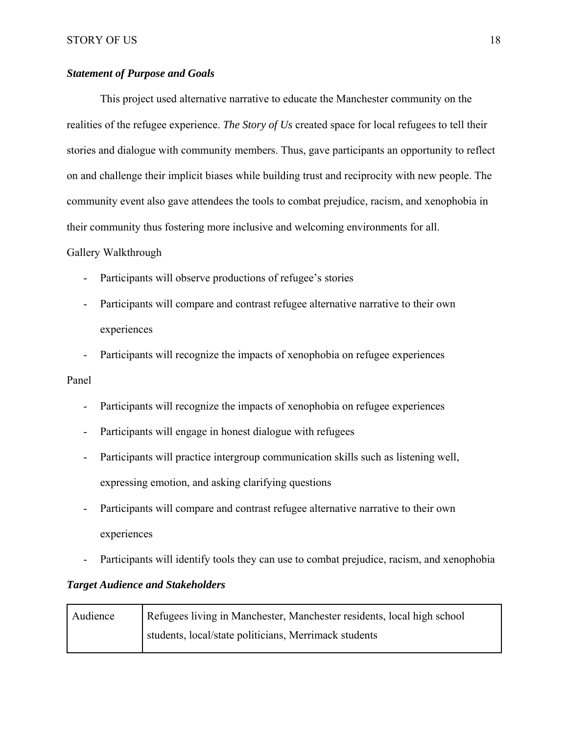### ***Statement of Purpose and Goals***

This project used alternative narrative to educate the Manchester community on the realities of the refugee experience. *The Story of Us* created space for local refugees to tell their stories and dialogue with community members. Thus, gave participants an opportunity to reflect on and challenge their implicit biases while building trust and reciprocity with new people. The community event also gave attendees the tools to combat prejudice, racism, and xenophobia in their community thus fostering more inclusive and welcoming environments for all.

Gallery Walkthrough

- Participants will observe productions of refugee's stories
- Participants will compare and contrast refugee alternative narrative to their own experiences
- Participants will recognize the impacts of xenophobia on refugee experiences

Panel

- Participants will recognize the impacts of xenophobia on refugee experiences
- Participants will engage in honest dialogue with refugees
- Participants will practice intergroup communication skills such as listening well, expressing emotion, and asking clarifying questions
- Participants will compare and contrast refugee alternative narrative to their own experiences
- Participants will identify tools they can use to combat prejudice, racism, and xenophobia

### ***Target Audience and Stakeholders***

| Audience | Refugees living in Manchester, Manchester residents, local high school students, local/state politicians, Merrimack students |
|---|---|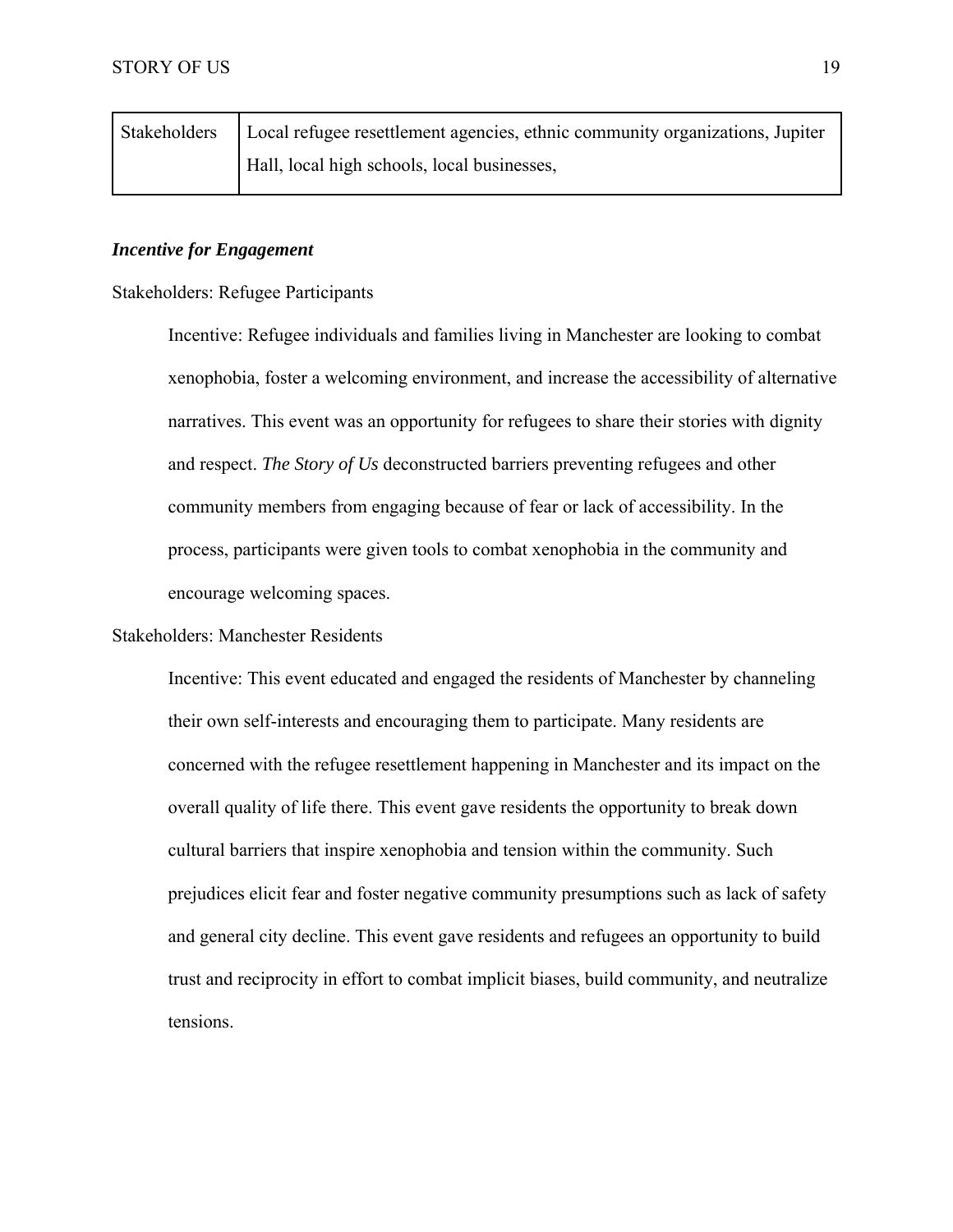| Stakeholders | Local refugee resettlement agencies, ethnic community organizations, Jupiter Hall, local high schools, local businesses, |
|---|---|

***Incentive for Engagement***

Stakeholders: Refugee Participants

Incentive: Refugee individuals and families living in Manchester are looking to combat xenophobia, foster a welcoming environment, and increase the accessibility of alternative narratives. This event was an opportunity for refugees to share their stories with dignity and respect. *The Story of Us* deconstructed barriers preventing refugees and other community members from engaging because of fear or lack of accessibility. In the process, participants were given tools to combat xenophobia in the community and encourage welcoming spaces.

Stakeholders: Manchester Residents

Incentive: This event educated and engaged the residents of Manchester by channeling their own self-interests and encouraging them to participate. Many residents are concerned with the refugee resettlement happening in Manchester and its impact on the overall quality of life there. This event gave residents the opportunity to break down cultural barriers that inspire xenophobia and tension within the community. Such prejudices elicit fear and foster negative community presumptions such as lack of safety and general city decline. This event gave residents and refugees an opportunity to build trust and reciprocity in effort to combat implicit biases, build community, and neutralize tensions.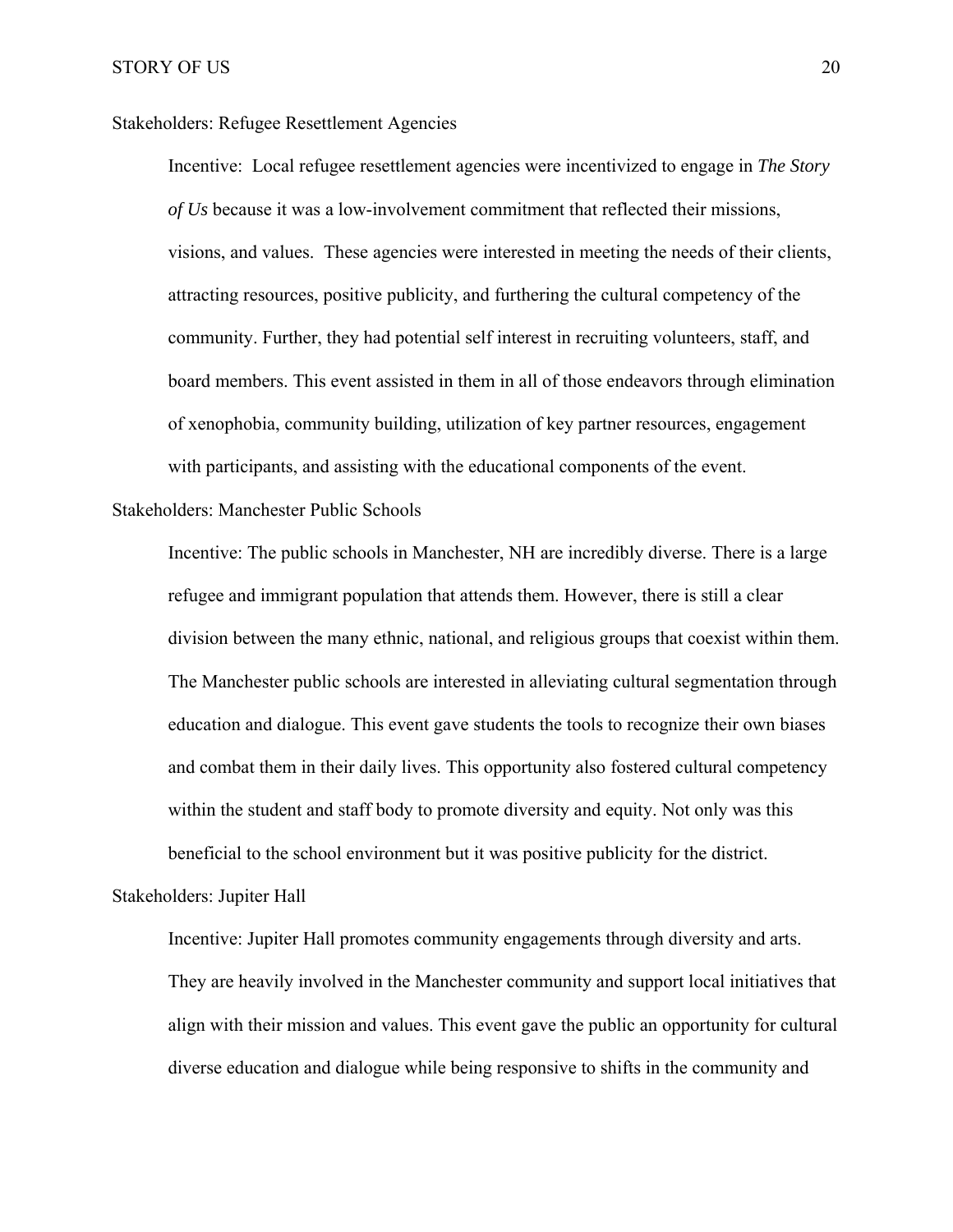Stakeholders: Refugee Resettlement Agencies

Incentive: Local refugee resettlement agencies were incentivized to engage in *The Story of Us* because it was a low-involvement commitment that reflected their missions, visions, and values. These agencies were interested in meeting the needs of their clients, attracting resources, positive publicity, and furthering the cultural competency of the community. Further, they had potential self interest in recruiting volunteers, staff, and board members. This event assisted in them in all of those endeavors through elimination of xenophobia, community building, utilization of key partner resources, engagement with participants, and assisting with the educational components of the event.

Stakeholders: Manchester Public Schools

Incentive: The public schools in Manchester, NH are incredibly diverse. There is a large refugee and immigrant population that attends them. However, there is still a clear division between the many ethnic, national, and religious groups that coexist within them. The Manchester public schools are interested in alleviating cultural segmentation through education and dialogue. This event gave students the tools to recognize their own biases and combat them in their daily lives. This opportunity also fostered cultural competency within the student and staff body to promote diversity and equity. Not only was this beneficial to the school environment but it was positive publicity for the district.

Stakeholders: Jupiter Hall

Incentive: Jupiter Hall promotes community engagements through diversity and arts. They are heavily involved in the Manchester community and support local initiatives that align with their mission and values. This event gave the public an opportunity for cultural diverse education and dialogue while being responsive to shifts in the community and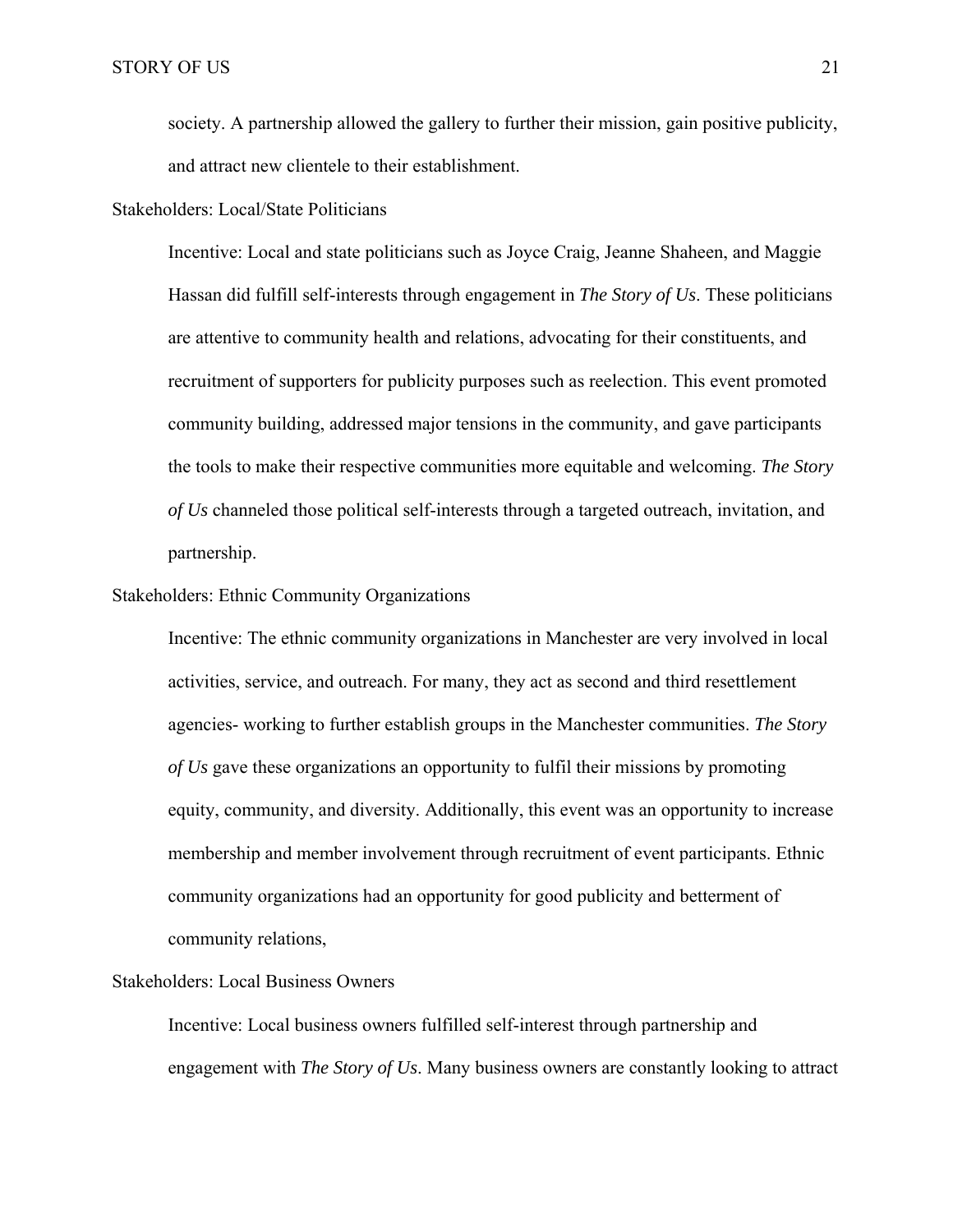society. A partnership allowed the gallery to further their mission, gain positive publicity, and attract new clientele to their establishment.

Stakeholders: Local/State Politicians

Incentive: Local and state politicians such as Joyce Craig, Jeanne Shaheen, and Maggie Hassan did fulfill self-interests through engagement in *The Story of Us*. These politicians are attentive to community health and relations, advocating for their constituents, and recruitment of supporters for publicity purposes such as reelection. This event promoted community building, addressed major tensions in the community, and gave participants the tools to make their respective communities more equitable and welcoming. *The Story of Us* channeled those political self-interests through a targeted outreach, invitation, and partnership.

Stakeholders: Ethnic Community Organizations

Incentive: The ethnic community organizations in Manchester are very involved in local activities, service, and outreach. For many, they act as second and third resettlement agencies- working to further establish groups in the Manchester communities. *The Story of Us* gave these organizations an opportunity to fulfil their missions by promoting equity, community, and diversity. Additionally, this event was an opportunity to increase membership and member involvement through recruitment of event participants. Ethnic community organizations had an opportunity for good publicity and betterment of community relations,

Stakeholders: Local Business Owners

Incentive: Local business owners fulfilled self-interest through partnership and engagement with *The Story of Us*. Many business owners are constantly looking to attract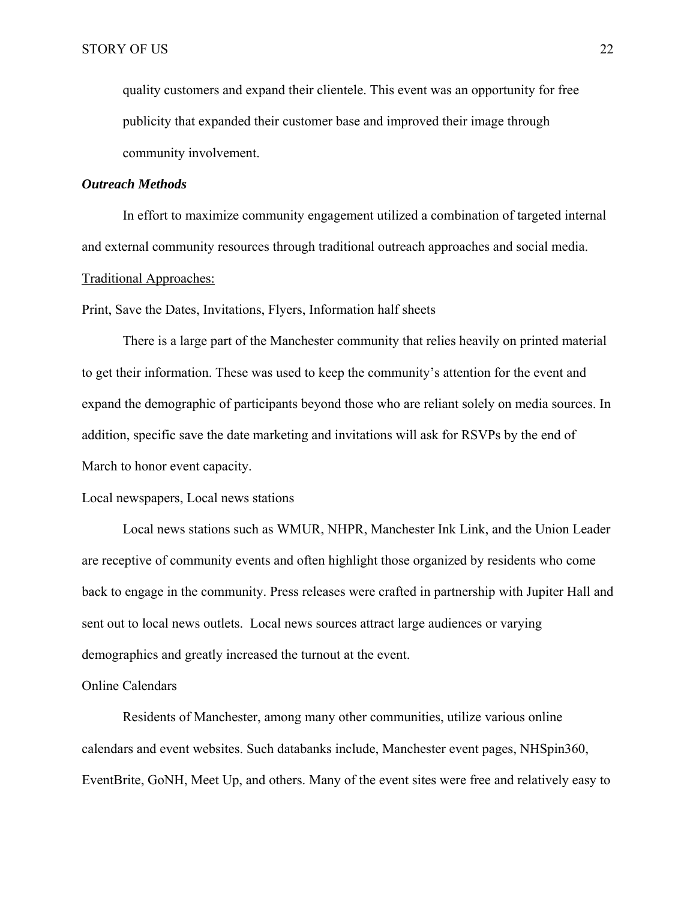quality customers and expand their clientele. This event was an opportunity for free publicity that expanded their customer base and improved their image through community involvement.

### ***Outreach Methods***

In effort to maximize community engagement utilized a combination of targeted internal and external community resources through traditional outreach approaches and social media.

<u>Traditional Approaches:</u>

Print, Save the Dates, Invitations, Flyers, Information half sheets

There is a large part of the Manchester community that relies heavily on printed material to get their information. These was used to keep the community's attention for the event and expand the demographic of participants beyond those who are reliant solely on media sources. In addition, specific save the date marketing and invitations will ask for RSVPs by the end of March to honor event capacity.

Local newspapers, Local news stations

Local news stations such as WMUR, NHPR, Manchester Ink Link, and the Union Leader are receptive of community events and often highlight those organized by residents who come back to engage in the community. Press releases were crafted in partnership with Jupiter Hall and sent out to local news outlets. Local news sources attract large audiences or varying demographics and greatly increased the turnout at the event.

Online Calendars

Residents of Manchester, among many other communities, utilize various online calendars and event websites. Such databanks include, Manchester event pages, NHSpin360, EventBrite, GoNH, Meet Up, and others. Many of the event sites were free and relatively easy to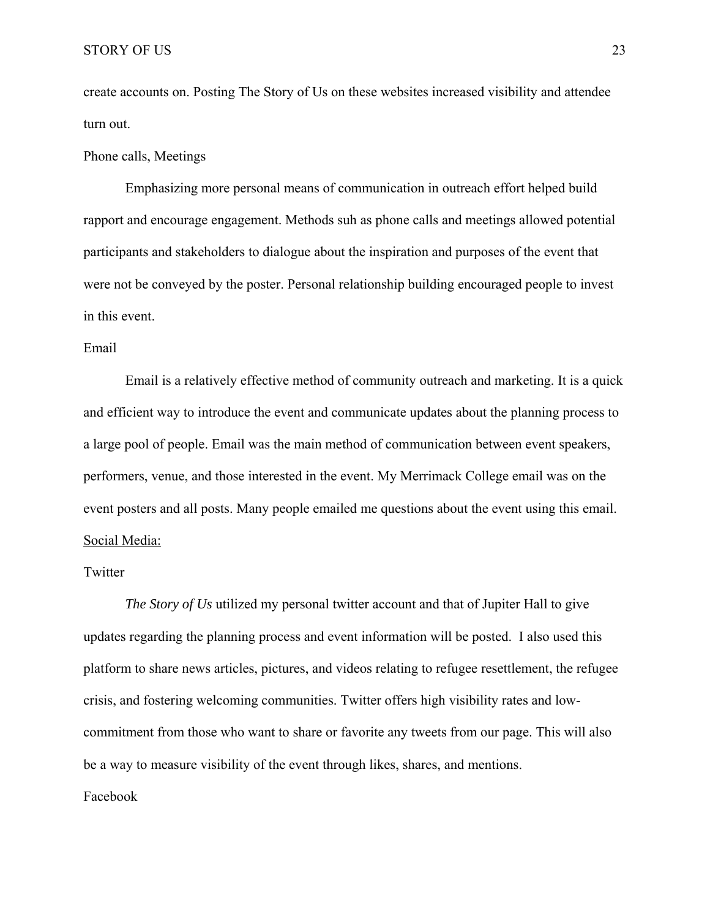create accounts on. Posting The Story of Us on these websites increased visibility and attendee turn out.

Phone calls, Meetings

Emphasizing more personal means of communication in outreach effort helped build rapport and encourage engagement. Methods suh as phone calls and meetings allowed potential participants and stakeholders to dialogue about the inspiration and purposes of the event that were not be conveyed by the poster. Personal relationship building encouraged people to invest in this event.

Email

Email is a relatively effective method of community outreach and marketing. It is a quick and efficient way to introduce the event and communicate updates about the planning process to a large pool of people. Email was the main method of communication between event speakers, performers, venue, and those interested in the event. My Merrimack College email was on the event posters and all posts. Many people emailed me questions about the event using this email.

<u>Social Media:</u>

Twitter

*The Story of Us* utilized my personal twitter account and that of Jupiter Hall to give updates regarding the planning process and event information will be posted. I also used this platform to share news articles, pictures, and videos relating to refugee resettlement, the refugee crisis, and fostering welcoming communities. Twitter offers high visibility rates and low-commitment from those who want to share or favorite any tweets from our page. This will also be a way to measure visibility of the event through likes, shares, and mentions.

Facebook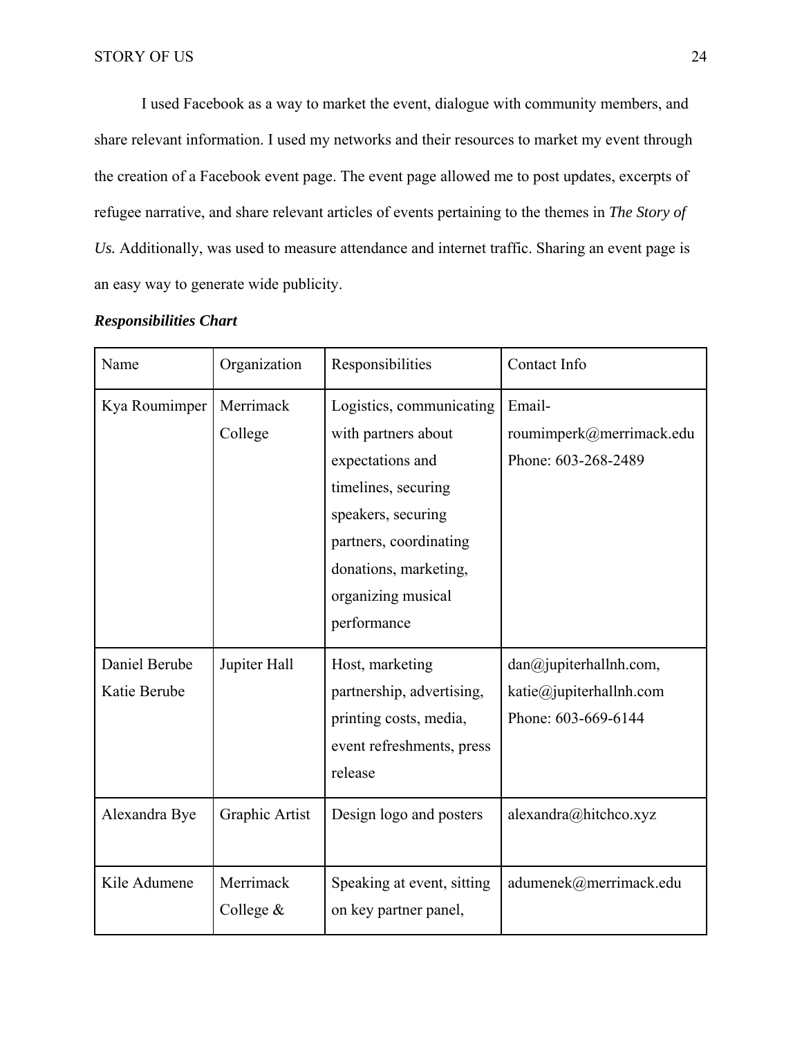I used Facebook as a way to market the event, dialogue with community members, and share relevant information. I used my networks and their resources to market my event through the creation of a Facebook event page. The event page allowed me to post updates, excerpts of refugee narrative, and share relevant articles of events pertaining to the themes in *The Story of Us.* Additionally, was used to measure attendance and internet traffic. Sharing an event page is an easy way to generate wide publicity.

***Responsibilities Chart***

| Name | Organization | Responsibilities | Contact Info |
|---|---|---|---|
| Kya Roumimper | Merrimack College | Logistics, communicating with partners about expectations and timelines, securing speakers, securing partners, coordinating donations, marketing, organizing musical performance | Email- roumimperk@merrimack.edu Phone: 603-268-2489 |
| Daniel Berube Katie Berube | Jupiter Hall | Host, marketing partnership, advertising, printing costs, media, event refreshments, press release | dan@jupiterhallnh.com, katie@jupiterhallnh.com Phone: 603-669-6144 |
| Alexandra Bye | Graphic Artist | Design logo and posters | alexandra@hitchco.xyz |
| Kile Adumene | Merrimack College & | Speaking at event, sitting on key partner panel, | adumenek@merrimack.edu |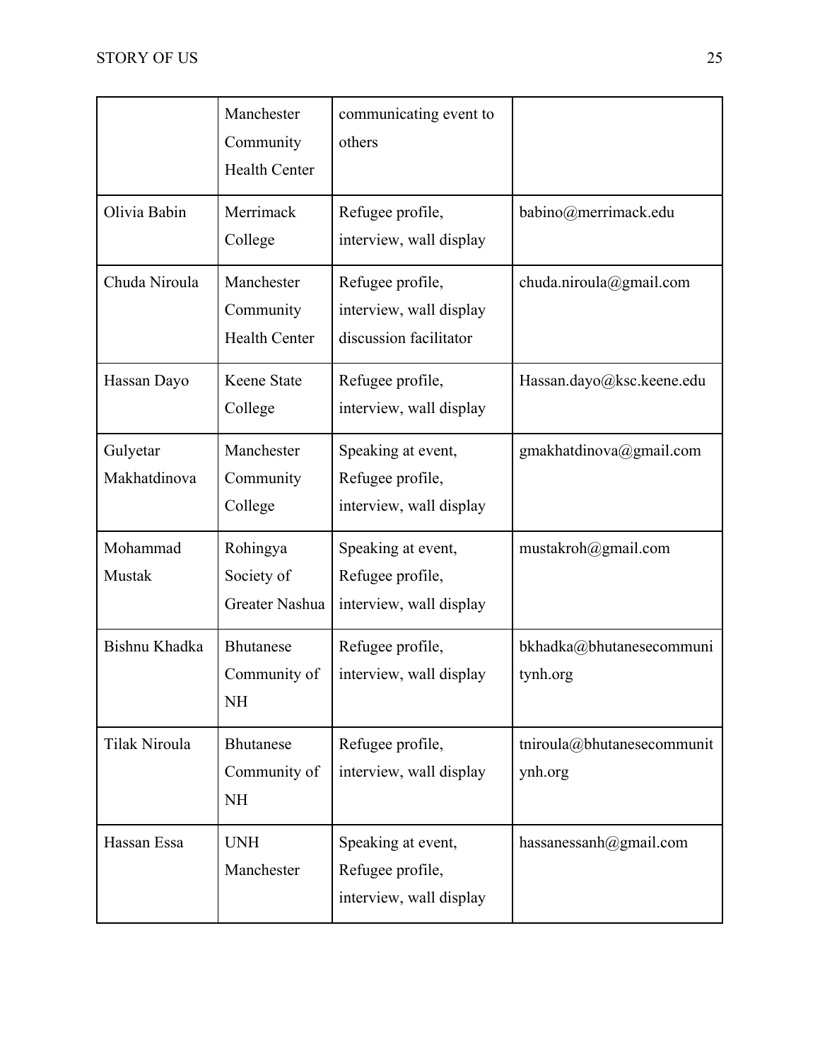| | Manchester Community Health Center | communicating event to others | |
|---|---|---|---|
| Olivia Babin | Merrimack College | Refugee profile, interview, wall display | babino@merrimack.edu |
| Chuda Niroula | Manchester Community Health Center | Refugee profile, interview, wall display discussion facilitator | chuda.niroula@gmail.com |
| Hassan Dayo | Keene State College | Refugee profile, interview, wall display | Hassan.dayo@ksc.keene.edu |
| Gulyetar Makhatdinova | Manchester Community College | Speaking at event, Refugee profile, interview, wall display | gmakhatdinova@gmail.com |
| Mohammad Mustak | Rohingya Society of Greater Nashua | Speaking at event, Refugee profile, interview, wall display | mustakroh@gmail.com |
| Bishnu Khadka | Bhutanese Community of NH | Refugee profile, interview, wall display | bkhadka@bhutanesecommunitynh.org |
| Tilak Niroula | Bhutanese Community of NH | Refugee profile, interview, wall display | tniroula@bhutanesecommunitynh.org |
| Hassan Essa | UNH Manchester | Speaking at event, Refugee profile, interview, wall display | hassanessanh@gmail.com |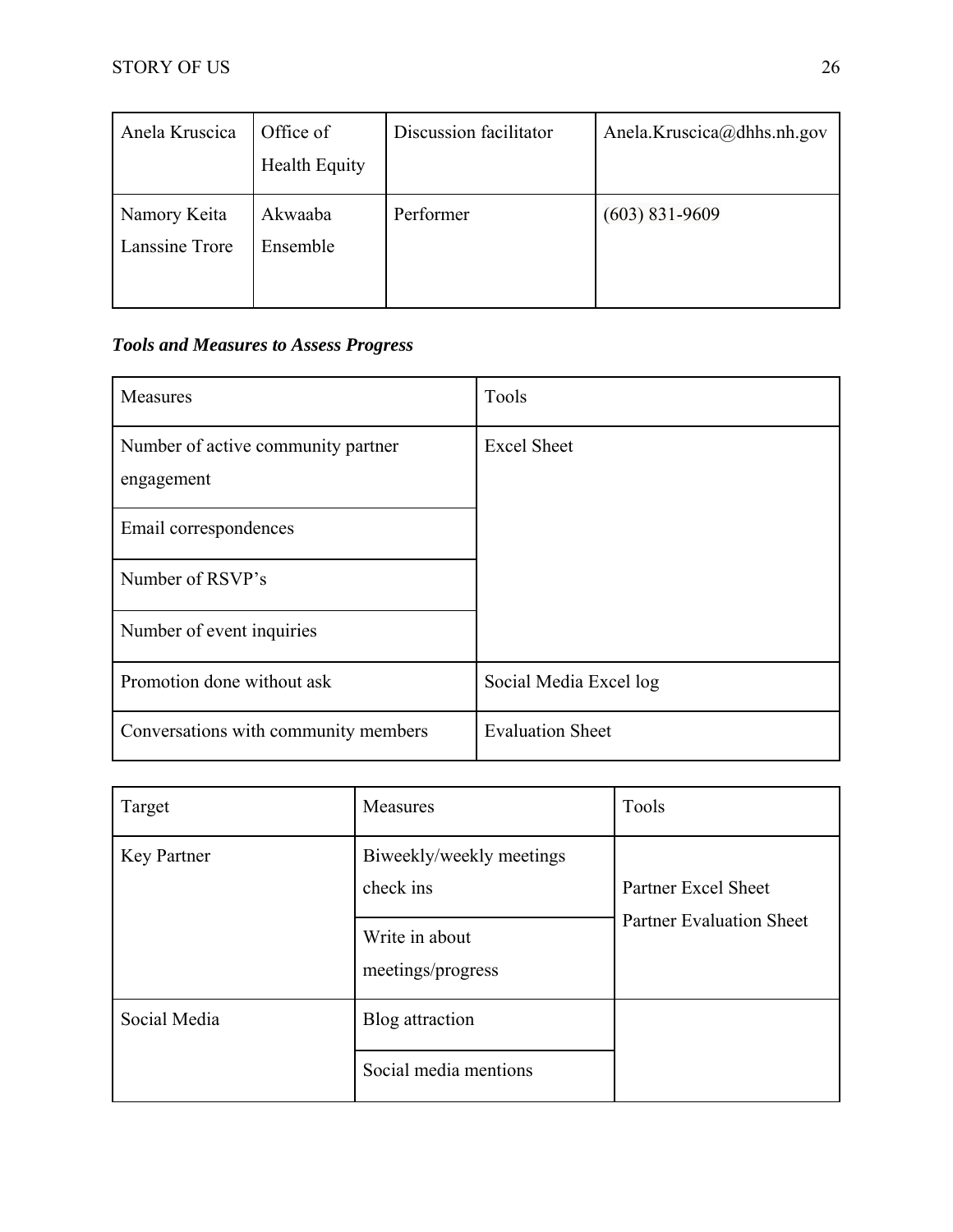| Anela Kruscica | Office of Health Equity | Discussion facilitator | Anela.Kruscica@dhhs.nh.gov |
|---|---|---|---|
| Namory Keita<br>Lanssine Trore | Akwaaba Ensemble | Performer | (603) 831-9609 |

***Tools and Measures to Assess Progress***

| Measures | Tools |
|---|---|
| Number of active community partner engagement | Excel Sheet |
| Email correspondences | |
| Number of RSVP's | |
| Number of event inquiries | |
| Promotion done without ask | Social Media Excel log |
| Conversations with community members | Evaluation Sheet |

| Target | Measures | Tools |
|---|---|---|
| Key Partner | Biweekly/weekly meetings check ins | Partner Excel Sheet<br>Partner Evaluation Sheet |
| | Write in about meetings/progress | |
| Social Media | Blog attraction | |
| | Social media mentions | |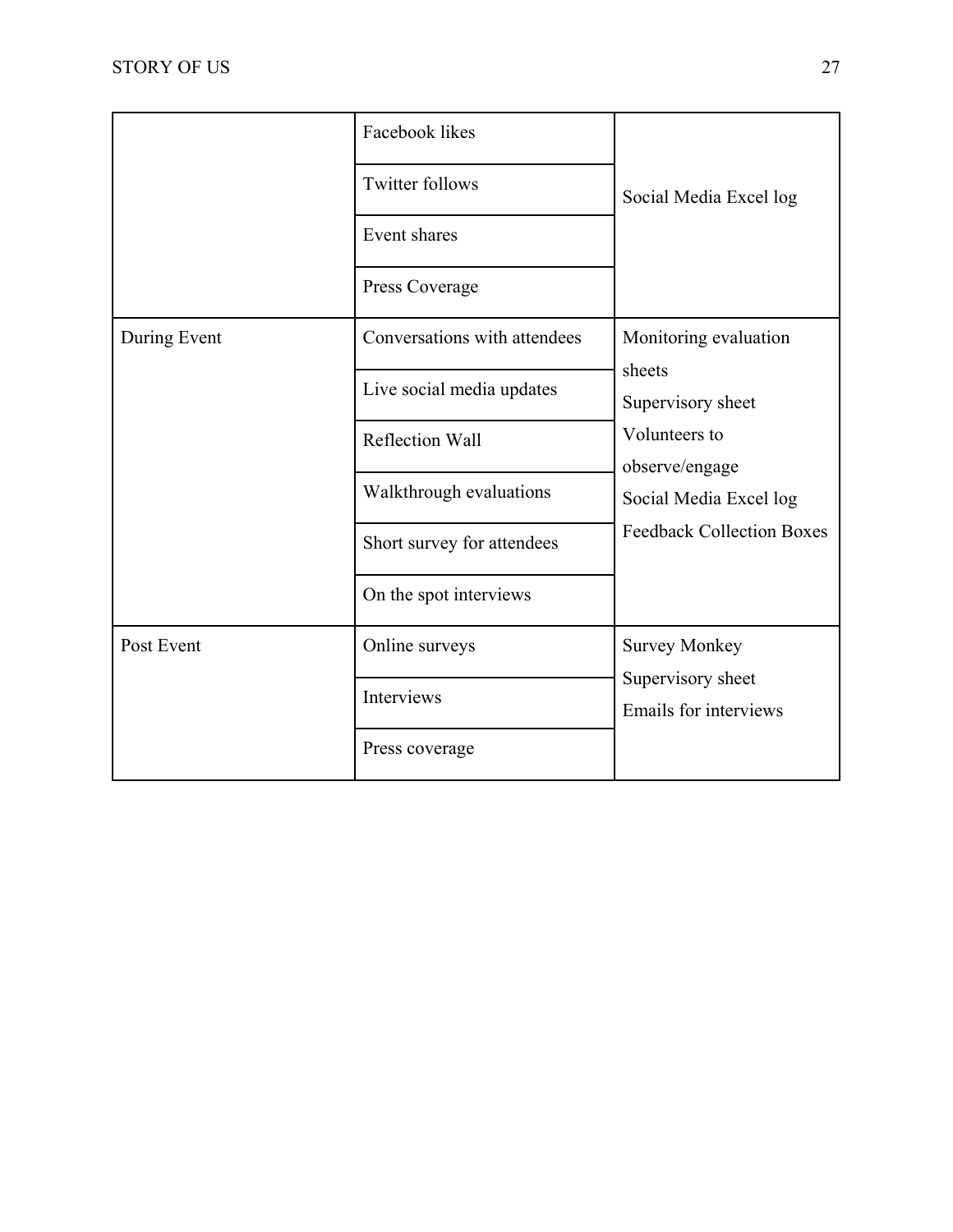| | | |
|---|---|---|
| | Facebook likes | Social Media Excel log |
| | Twitter follows | |
| | Event shares | |
| | Press Coverage | |
| During Event | Conversations with attendees | Monitoring evaluation sheets<br>Supervisory sheet<br>Volunteers to observe/engage<br>Social Media Excel log<br>Feedback Collection Boxes |
| | Live social media updates | |
| | Reflection Wall | |
| | Walkthrough evaluations | |
| | Short survey for attendees | |
| | On the spot interviews | |
| Post Event | Online surveys | Survey Monkey<br>Supervisory sheet<br>Emails for interviews |
| | Interviews | |
| | Press coverage | |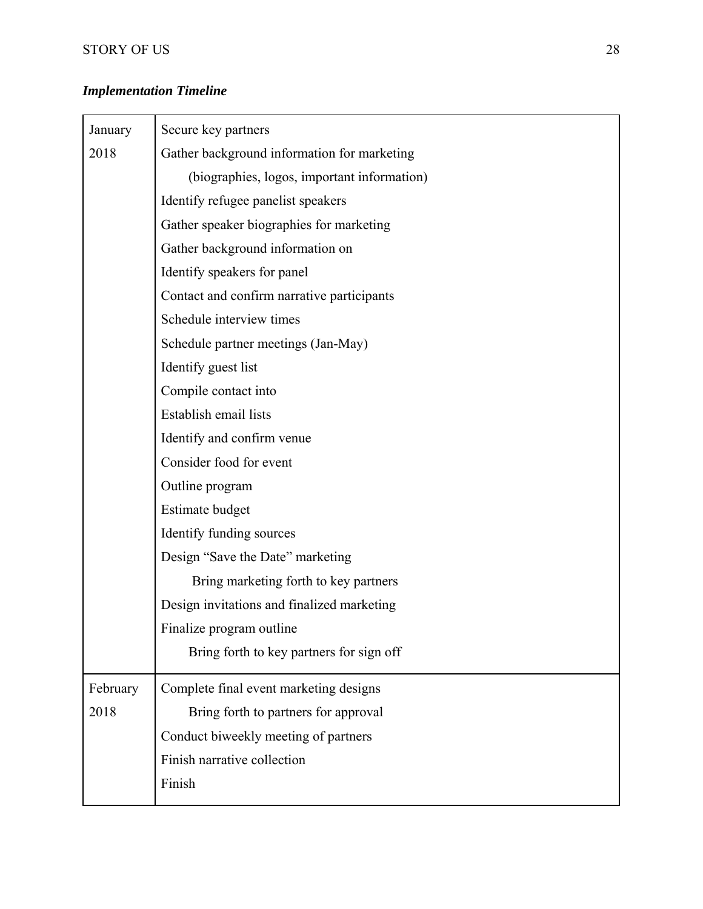### *Implementation Timeline*

| | |
|---|---|
| January 2018 | Secure key partners<br>Gather background information for marketing<br>(biographies, logos, important information)<br>Identify refugee panelist speakers<br>Gather speaker biographies for marketing<br>Gather background information on<br>Identify speakers for panel<br>Contact and confirm narrative participants<br>Schedule interview times<br>Schedule partner meetings (Jan-May)<br>Identify guest list<br>Compile contact into<br>Establish email lists<br>Identify and confirm venue<br>Consider food for event<br>Outline program<br>Estimate budget<br>Identify funding sources<br>Design "Save the Date" marketing<br>Bring marketing forth to key partners<br>Design invitations and finalized marketing<br>Finalize program outline<br>Bring forth to key partners for sign off |
| February 2018 | Complete final event marketing designs<br>Bring forth to partners for approval<br>Conduct biweekly meeting of partners<br>Finish narrative collection<br>Finish |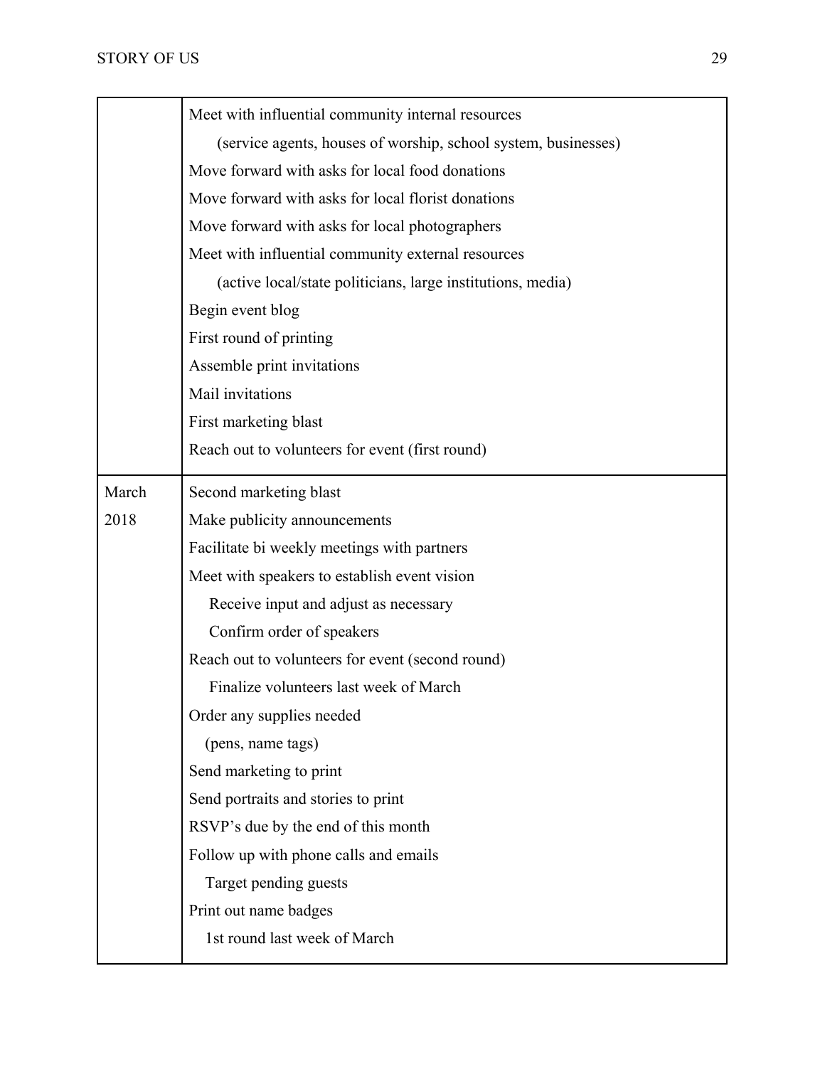| | |
|---|---|
| | Meet with influential community internal resources<br>(service agents, houses of worship, school system, businesses)<br>Move forward with asks for local food donations<br>Move forward with asks for local florist donations<br>Move forward with asks for local photographers<br>Meet with influential community external resources<br>(active local/state politicians, large institutions, media)<br>Begin event blog<br>First round of printing<br>Assemble print invitations<br>Mail invitations<br>First marketing blast<br>Reach out to volunteers for event (first round) |
| March 2018 | Second marketing blast<br>Make publicity announcements<br>Facilitate bi weekly meetings with partners<br>Meet with speakers to establish event vision<br>Receive input and adjust as necessary<br>Confirm order of speakers<br>Reach out to volunteers for event (second round)<br>Finalize volunteers last week of March<br>Order any supplies needed<br>(pens, name tags)<br>Send marketing to print<br>Send portraits and stories to print<br>RSVP's due by the end of this month<br>Follow up with phone calls and emails<br>Target pending guests<br>Print out name badges<br>1st round last week of March |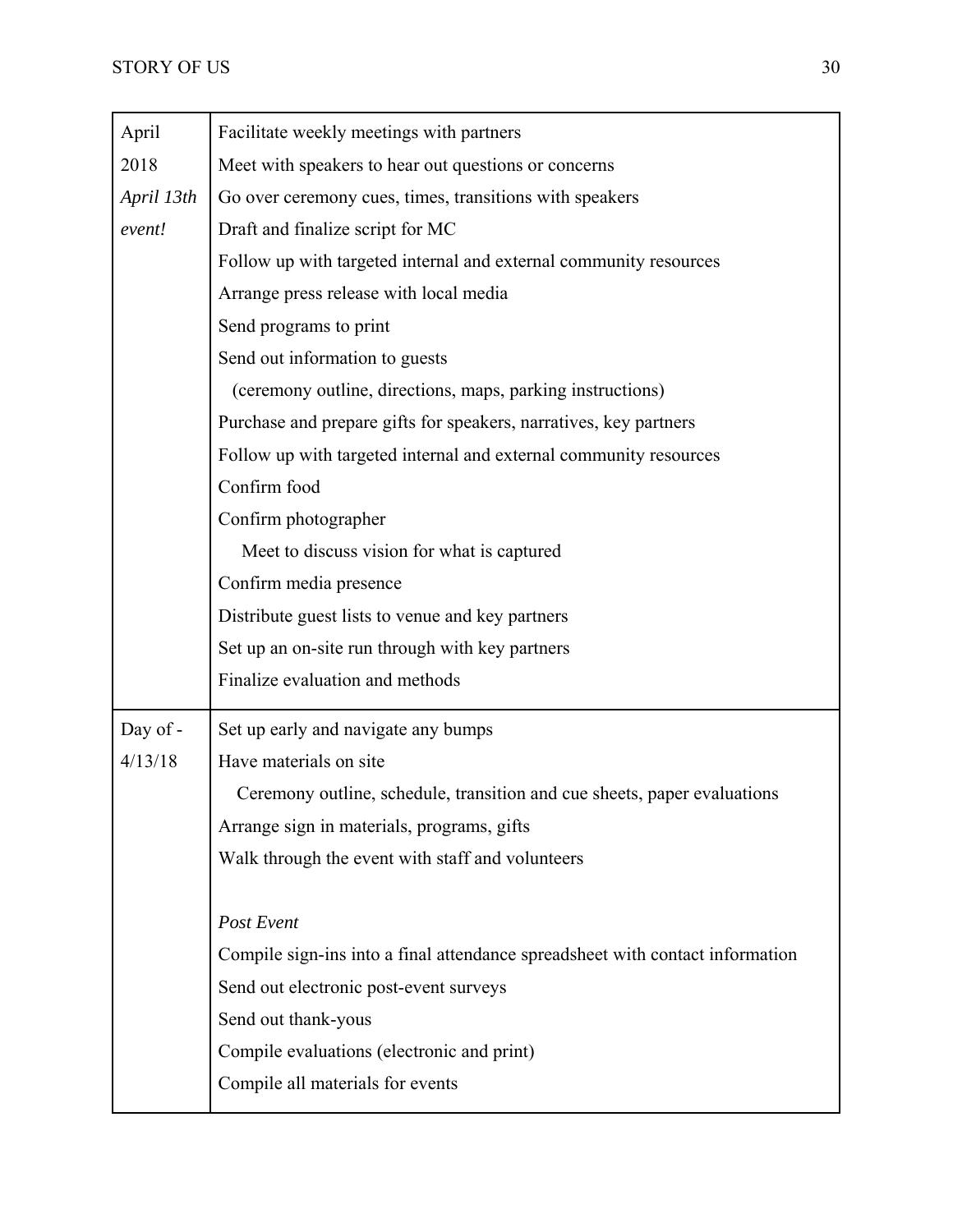| | |
|---|---|
| April 2018 *April 13th event!* | Facilitate weekly meetings with partners<br>Meet with speakers to hear out questions or concerns<br>Go over ceremony cues, times, transitions with speakers<br>Draft and finalize script for MC<br>Follow up with targeted internal and external community resources<br>Arrange press release with local media<br>Send programs to print<br>Send out information to guests<br>(ceremony outline, directions, maps, parking instructions)<br>Purchase and prepare gifts for speakers, narratives, key partners<br>Follow up with targeted internal and external community resources<br>Confirm food<br>Confirm photographer<br>Meet to discuss vision for what is captured<br>Confirm media presence<br>Distribute guest lists to venue and key partners<br>Set up an on-site run through with key partners<br>Finalize evaluation and methods |
| Day of - 4/13/18 | Set up early and navigate any bumps<br>Have materials on site<br>Ceremony outline, schedule, transition and cue sheets, paper evaluations<br>Arrange sign in materials, programs, gifts<br>Walk through the event with staff and volunteers<br><br>*Post Event*<br>Compile sign-ins into a final attendance spreadsheet with contact information<br>Send out electronic post-event surveys<br>Send out thank-yous<br>Compile evaluations (electronic and print)<br>Compile all materials for events |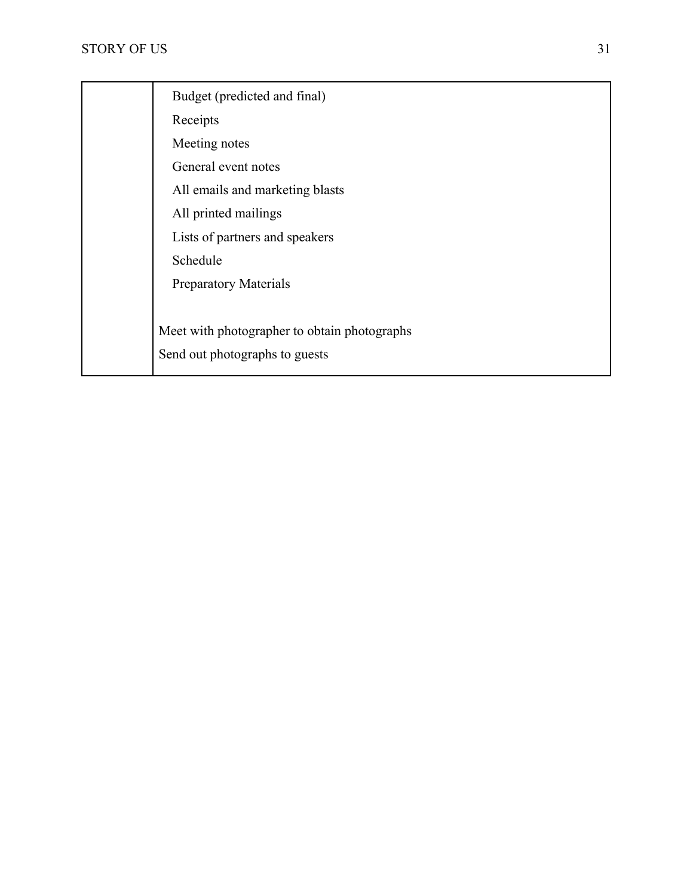|  |  |
|---|---|
|  | Budget (predicted and final)<br>Receipts<br>Meeting notes<br>General event notes<br>All emails and marketing blasts<br>All printed mailings<br>Lists of partners and speakers<br>Schedule<br>Preparatory Materials<br><br>Meet with photographer to obtain photographs<br>Send out photographs to guests |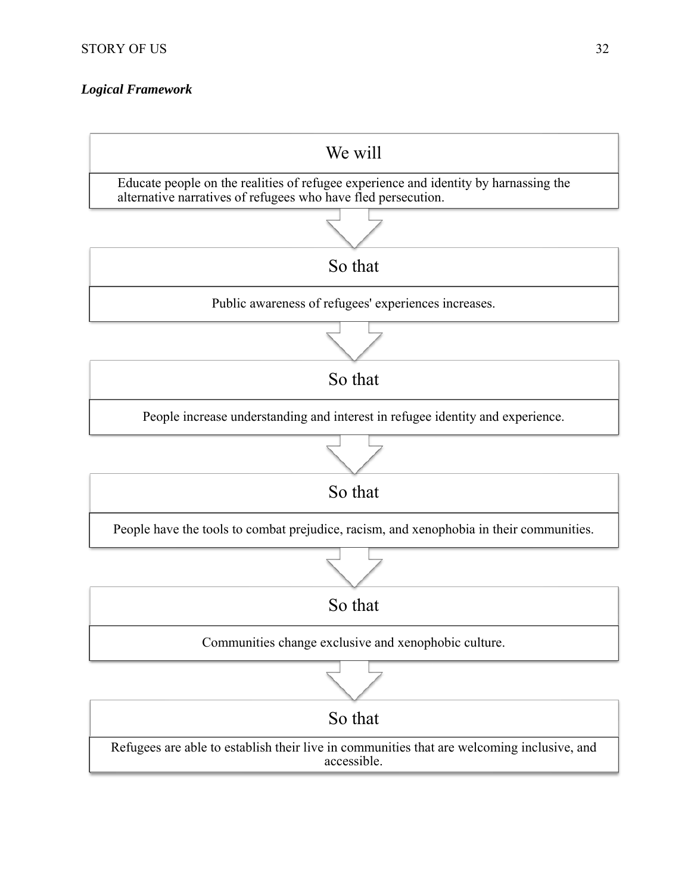***Logical Framework***

**We will**

Educate people on the realities of refugee experience and identity by harnassing the alternative narratives of refugees who have fled persecution.

↓

**So that**

Public awareness of refugees' experiences increases.

↓

**So that**

People increase understanding and interest in refugee identity and experience.

↓

**So that**

People have the tools to combat prejudice, racism, and xenophobia in their communities.

↓

**So that**

Communities change exclusive and xenophobic culture.

↓

**So that**

Refugees are able to establish their live in communities that are welcoming inclusive, and accessible.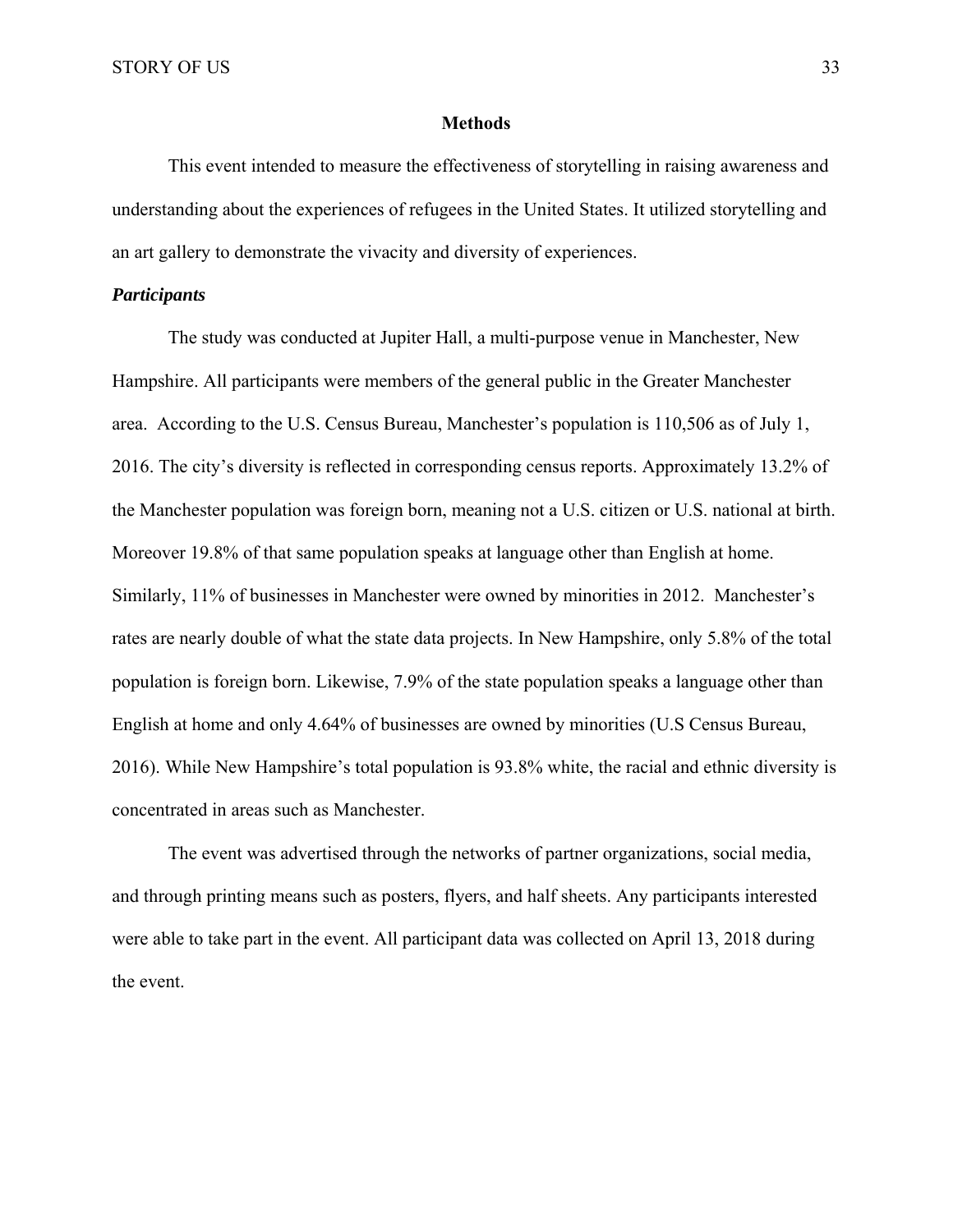## Methods

This event intended to measure the effectiveness of storytelling in raising awareness and understanding about the experiences of refugees in the United States. It utilized storytelling and an art gallery to demonstrate the vivacity and diversity of experiences.

### *Participants*

The study was conducted at Jupiter Hall, a multi-purpose venue in Manchester, New Hampshire. All participants were members of the general public in the Greater Manchester area. According to the U.S. Census Bureau, Manchester's population is 110,506 as of July 1, 2016. The city's diversity is reflected in corresponding census reports. Approximately 13.2% of the Manchester population was foreign born, meaning not a U.S. citizen or U.S. national at birth. Moreover 19.8% of that same population speaks at language other than English at home. Similarly, 11% of businesses in Manchester were owned by minorities in 2012. Manchester's rates are nearly double of what the state data projects. In New Hampshire, only 5.8% of the total population is foreign born. Likewise, 7.9% of the state population speaks a language other than English at home and only 4.64% of businesses are owned by minorities (U.S Census Bureau, 2016). While New Hampshire's total population is 93.8% white, the racial and ethnic diversity is concentrated in areas such as Manchester.

The event was advertised through the networks of partner organizations, social media, and through printing means such as posters, flyers, and half sheets. Any participants interested were able to take part in the event. All participant data was collected on April 13, 2018 during the event.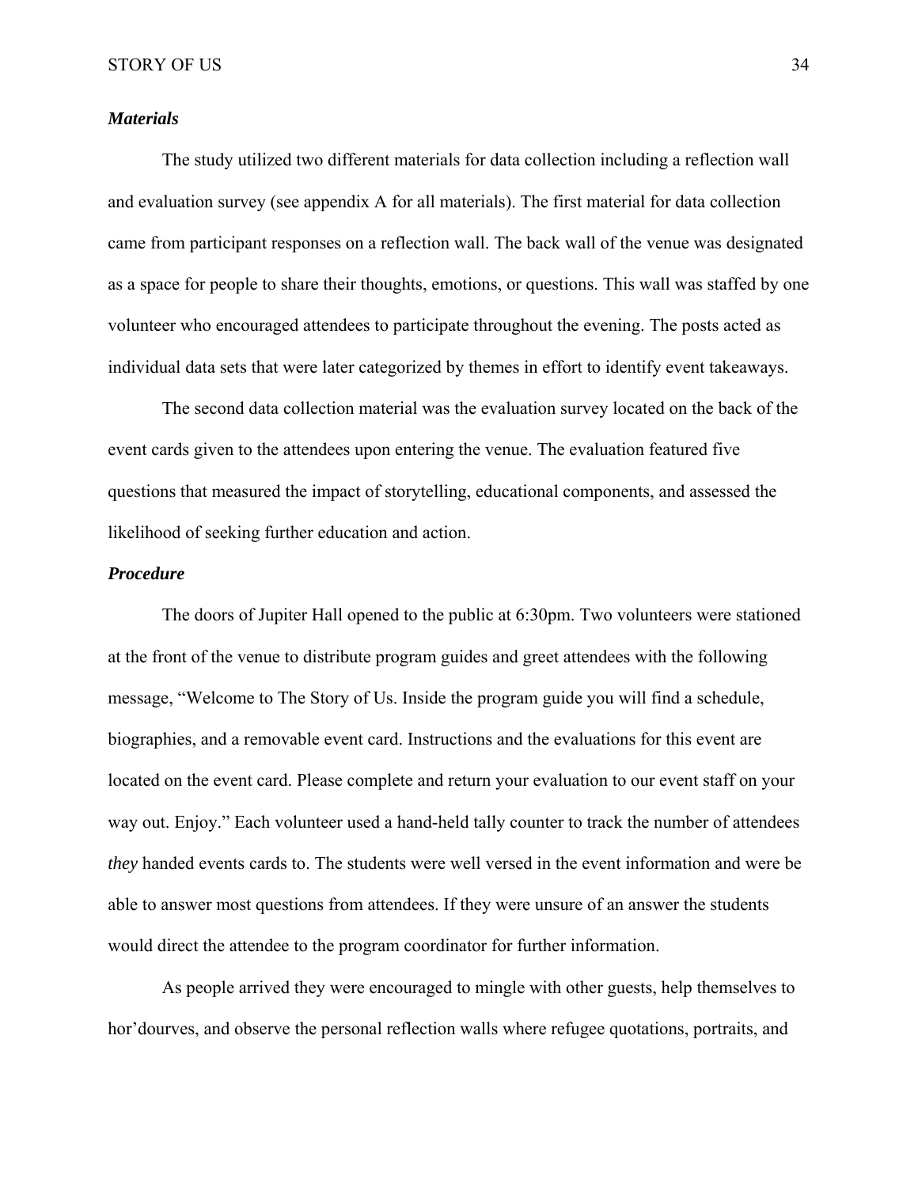### *Materials*

The study utilized two different materials for data collection including a reflection wall and evaluation survey (see appendix A for all materials). The first material for data collection came from participant responses on a reflection wall. The back wall of the venue was designated as a space for people to share their thoughts, emotions, or questions. This wall was staffed by one volunteer who encouraged attendees to participate throughout the evening. The posts acted as individual data sets that were later categorized by themes in effort to identify event takeaways.

The second data collection material was the evaluation survey located on the back of the event cards given to the attendees upon entering the venue. The evaluation featured five questions that measured the impact of storytelling, educational components, and assessed the likelihood of seeking further education and action.

### *Procedure*

The doors of Jupiter Hall opened to the public at 6:30pm. Two volunteers were stationed at the front of the venue to distribute program guides and greet attendees with the following message, "Welcome to The Story of Us. Inside the program guide you will find a schedule, biographies, and a removable event card. Instructions and the evaluations for this event are located on the event card. Please complete and return your evaluation to our event staff on your way out. Enjoy." Each volunteer used a hand-held tally counter to track the number of attendees *they* handed events cards to. The students were well versed in the event information and were be able to answer most questions from attendees. If they were unsure of an answer the students would direct the attendee to the program coordinator for further information.

As people arrived they were encouraged to mingle with other guests, help themselves to hor'dourves, and observe the personal reflection walls where refugee quotations, portraits, and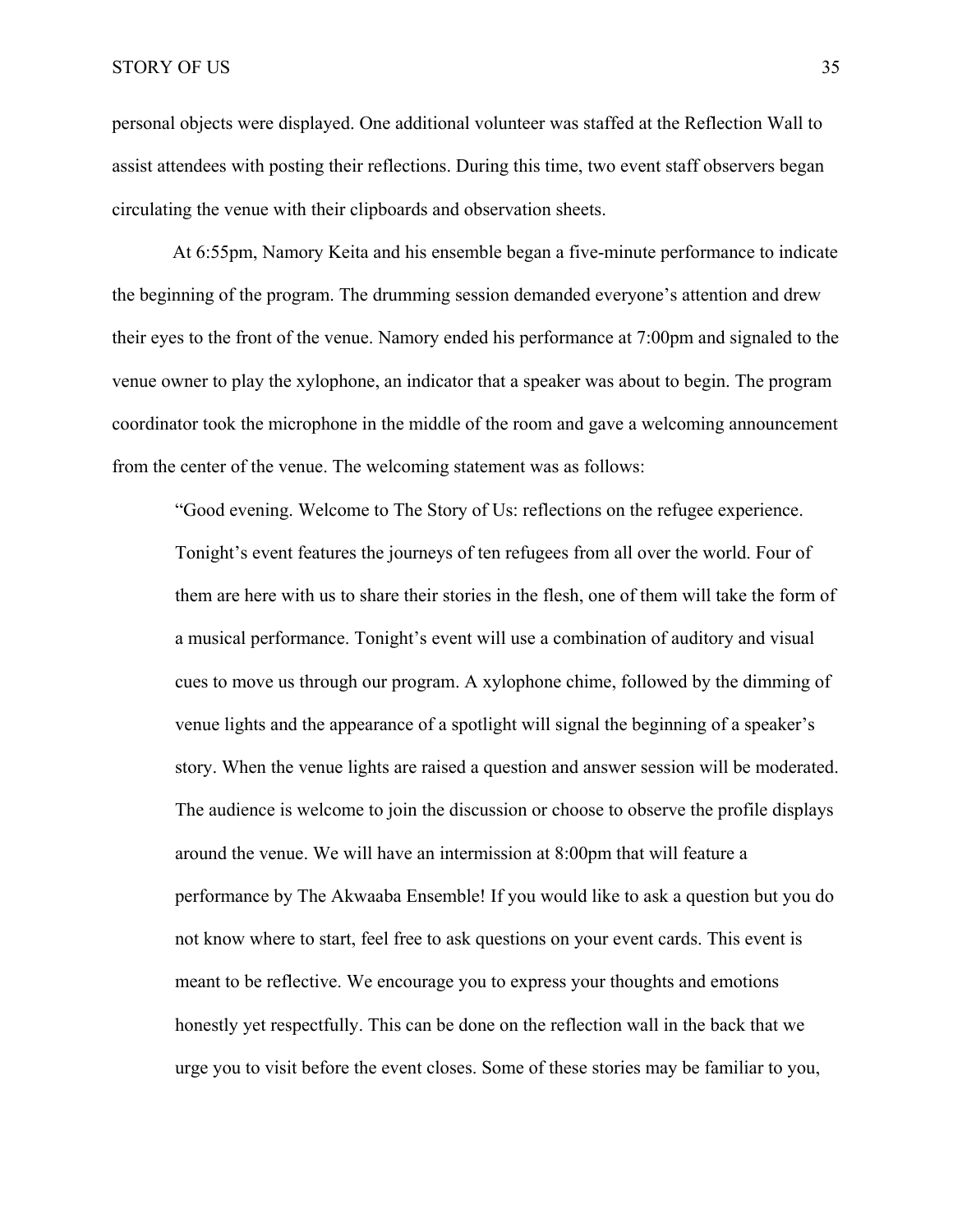personal objects were displayed. One additional volunteer was staffed at the Reflection Wall to assist attendees with posting their reflections. During this time, two event staff observers began circulating the venue with their clipboards and observation sheets.

At 6:55pm, Namory Keita and his ensemble began a five-minute performance to indicate the beginning of the program. The drumming session demanded everyone's attention and drew their eyes to the front of the venue. Namory ended his performance at 7:00pm and signaled to the venue owner to play the xylophone, an indicator that a speaker was about to begin. The program coordinator took the microphone in the middle of the room and gave a welcoming announcement from the center of the venue. The welcoming statement was as follows:

> "Good evening. Welcome to The Story of Us: reflections on the refugee experience. Tonight's event features the journeys of ten refugees from all over the world. Four of them are here with us to share their stories in the flesh, one of them will take the form of a musical performance. Tonight's event will use a combination of auditory and visual cues to move us through our program. A xylophone chime, followed by the dimming of venue lights and the appearance of a spotlight will signal the beginning of a speaker's story. When the venue lights are raised a question and answer session will be moderated. The audience is welcome to join the discussion or choose to observe the profile displays around the venue. We will have an intermission at 8:00pm that will feature a performance by The Akwaaba Ensemble! If you would like to ask a question but you do not know where to start, feel free to ask questions on your event cards. This event is meant to be reflective. We encourage you to express your thoughts and emotions honestly yet respectfully. This can be done on the reflection wall in the back that we urge you to visit before the event closes. Some of these stories may be familiar to you,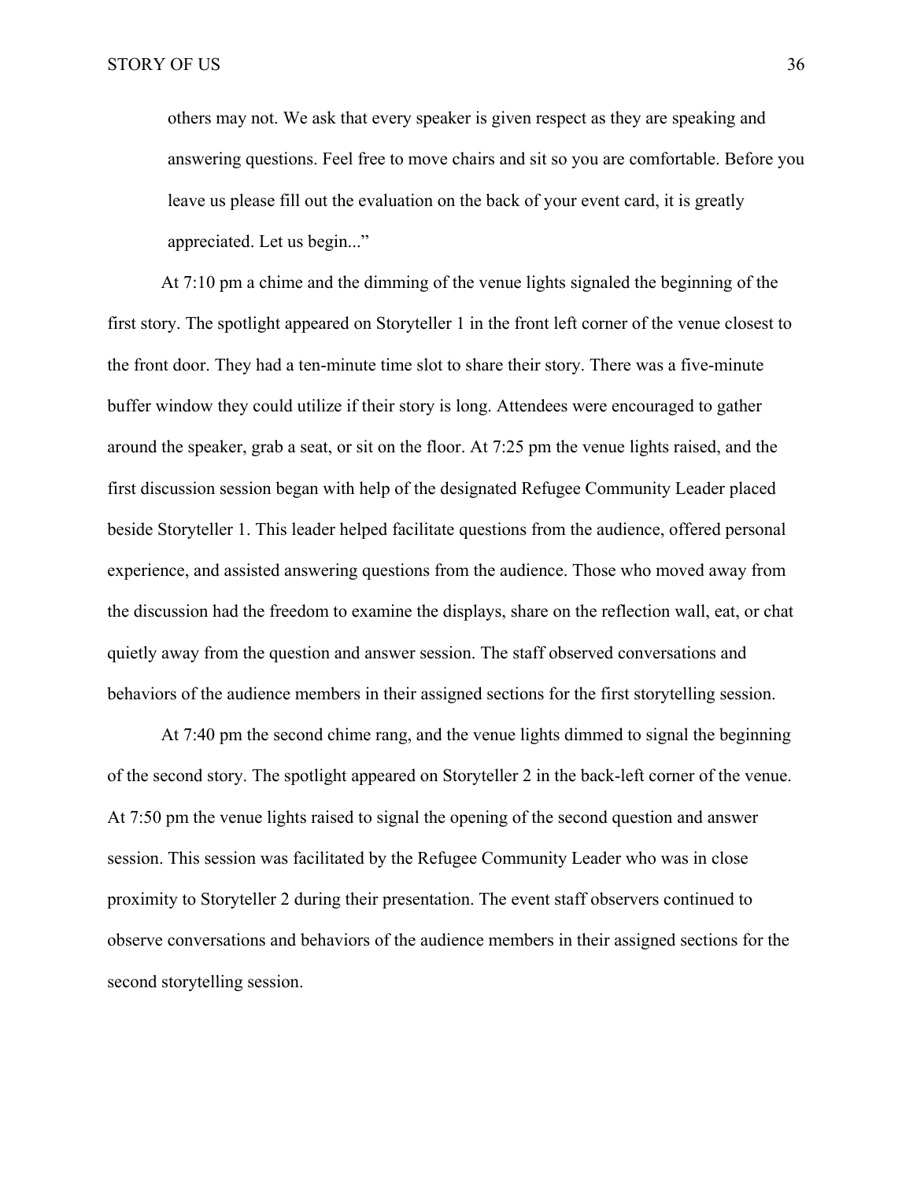> others may not. We ask that every speaker is given respect as they are speaking and answering questions. Feel free to move chairs and sit so you are comfortable. Before you leave us please fill out the evaluation on the back of your event card, it is greatly appreciated. Let us begin..."

At 7:10 pm a chime and the dimming of the venue lights signaled the beginning of the first story. The spotlight appeared on Storyteller 1 in the front left corner of the venue closest to the front door. They had a ten-minute time slot to share their story. There was a five-minute buffer window they could utilize if their story is long. Attendees were encouraged to gather around the speaker, grab a seat, or sit on the floor. At 7:25 pm the venue lights raised, and the first discussion session began with help of the designated Refugee Community Leader placed beside Storyteller 1. This leader helped facilitate questions from the audience, offered personal experience, and assisted answering questions from the audience. Those who moved away from the discussion had the freedom to examine the displays, share on the reflection wall, eat, or chat quietly away from the question and answer session. The staff observed conversations and behaviors of the audience members in their assigned sections for the first storytelling session.

At 7:40 pm the second chime rang, and the venue lights dimmed to signal the beginning of the second story. The spotlight appeared on Storyteller 2 in the back-left corner of the venue. At 7:50 pm the venue lights raised to signal the opening of the second question and answer session. This session was facilitated by the Refugee Community Leader who was in close proximity to Storyteller 2 during their presentation. The event staff observers continued to observe conversations and behaviors of the audience members in their assigned sections for the second storytelling session.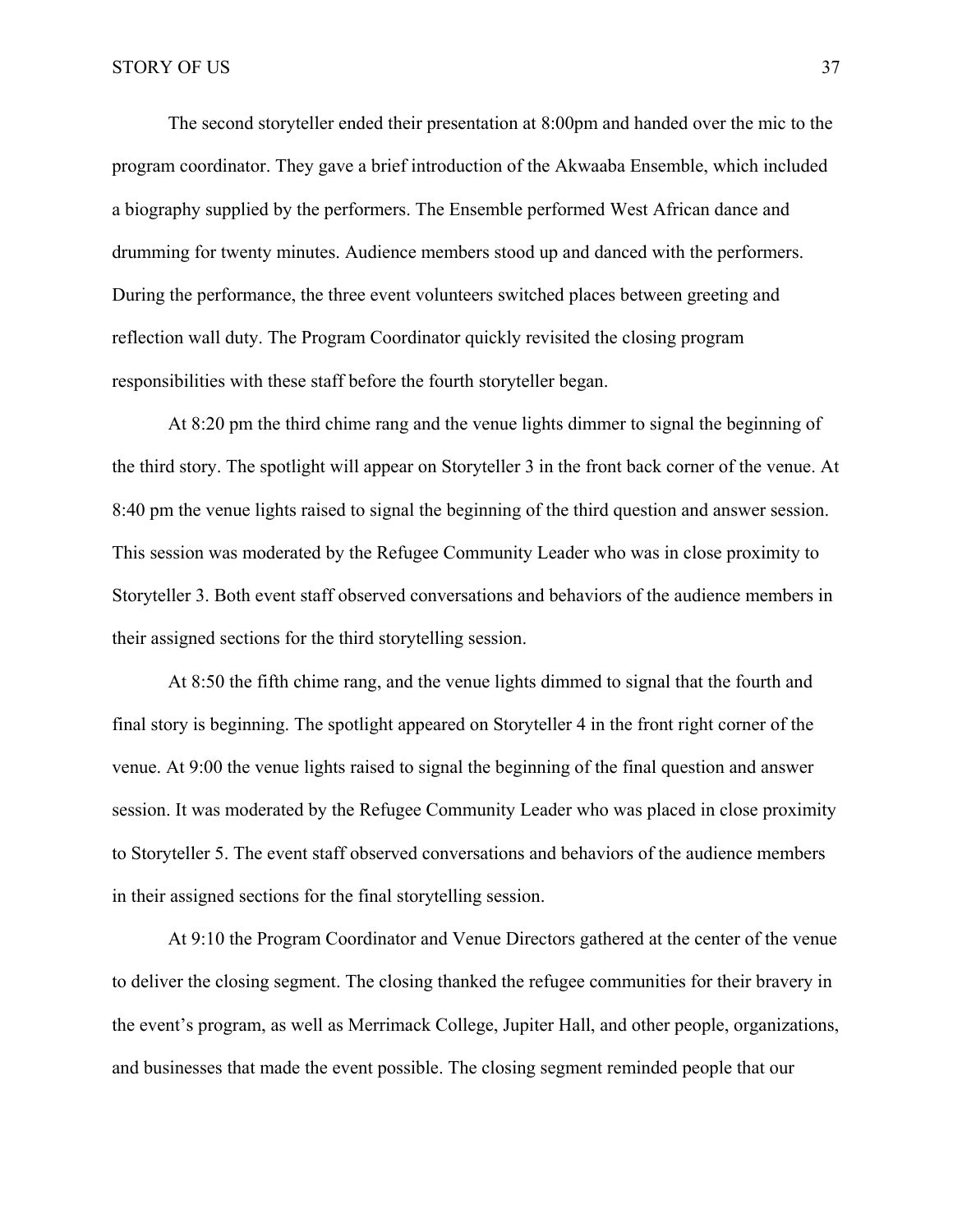The second storyteller ended their presentation at 8:00pm and handed over the mic to the program coordinator. They gave a brief introduction of the Akwaaba Ensemble, which included a biography supplied by the performers. The Ensemble performed West African dance and drumming for twenty minutes. Audience members stood up and danced with the performers. During the performance, the three event volunteers switched places between greeting and reflection wall duty. The Program Coordinator quickly revisited the closing program responsibilities with these staff before the fourth storyteller began.

At 8:20 pm the third chime rang and the venue lights dimmer to signal the beginning of the third story. The spotlight will appear on Storyteller 3 in the front back corner of the venue. At 8:40 pm the venue lights raised to signal the beginning of the third question and answer session. This session was moderated by the Refugee Community Leader who was in close proximity to Storyteller 3. Both event staff observed conversations and behaviors of the audience members in their assigned sections for the third storytelling session.

At 8:50 the fifth chime rang, and the venue lights dimmed to signal that the fourth and final story is beginning. The spotlight appeared on Storyteller 4 in the front right corner of the venue. At 9:00 the venue lights raised to signal the beginning of the final question and answer session. It was moderated by the Refugee Community Leader who was placed in close proximity to Storyteller 5. The event staff observed conversations and behaviors of the audience members in their assigned sections for the final storytelling session.

At 9:10 the Program Coordinator and Venue Directors gathered at the center of the venue to deliver the closing segment. The closing thanked the refugee communities for their bravery in the event's program, as well as Merrimack College, Jupiter Hall, and other people, organizations, and businesses that made the event possible. The closing segment reminded people that our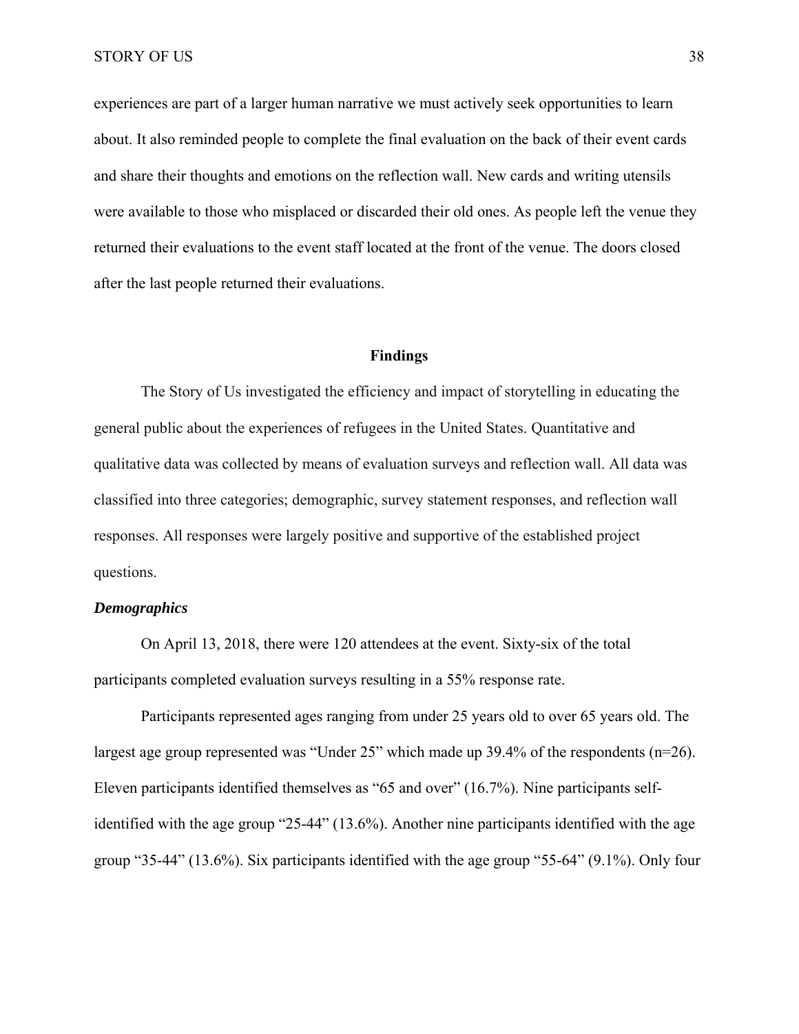experiences are part of a larger human narrative we must actively seek opportunities to learn about. It also reminded people to complete the final evaluation on the back of their event cards and share their thoughts and emotions on the reflection wall. New cards and writing utensils were available to those who misplaced or discarded their old ones. As people left the venue they returned their evaluations to the event staff located at the front of the venue. The doors closed after the last people returned their evaluations.

## Findings

The Story of Us investigated the efficiency and impact of storytelling in educating the general public about the experiences of refugees in the United States. Quantitative and qualitative data was collected by means of evaluation surveys and reflection wall. All data was classified into three categories; demographic, survey statement responses, and reflection wall responses. All responses were largely positive and supportive of the established project questions.

### *Demographics*

On April 13, 2018, there were 120 attendees at the event. Sixty-six of the total participants completed evaluation surveys resulting in a 55% response rate.

Participants represented ages ranging from under 25 years old to over 65 years old. The largest age group represented was "Under 25" which made up 39.4% of the respondents (n=26). Eleven participants identified themselves as "65 and over" (16.7%). Nine participants self-identified with the age group "25-44" (13.6%). Another nine participants identified with the age group "35-44" (13.6%). Six participants identified with the age group "55-64" (9.1%). Only four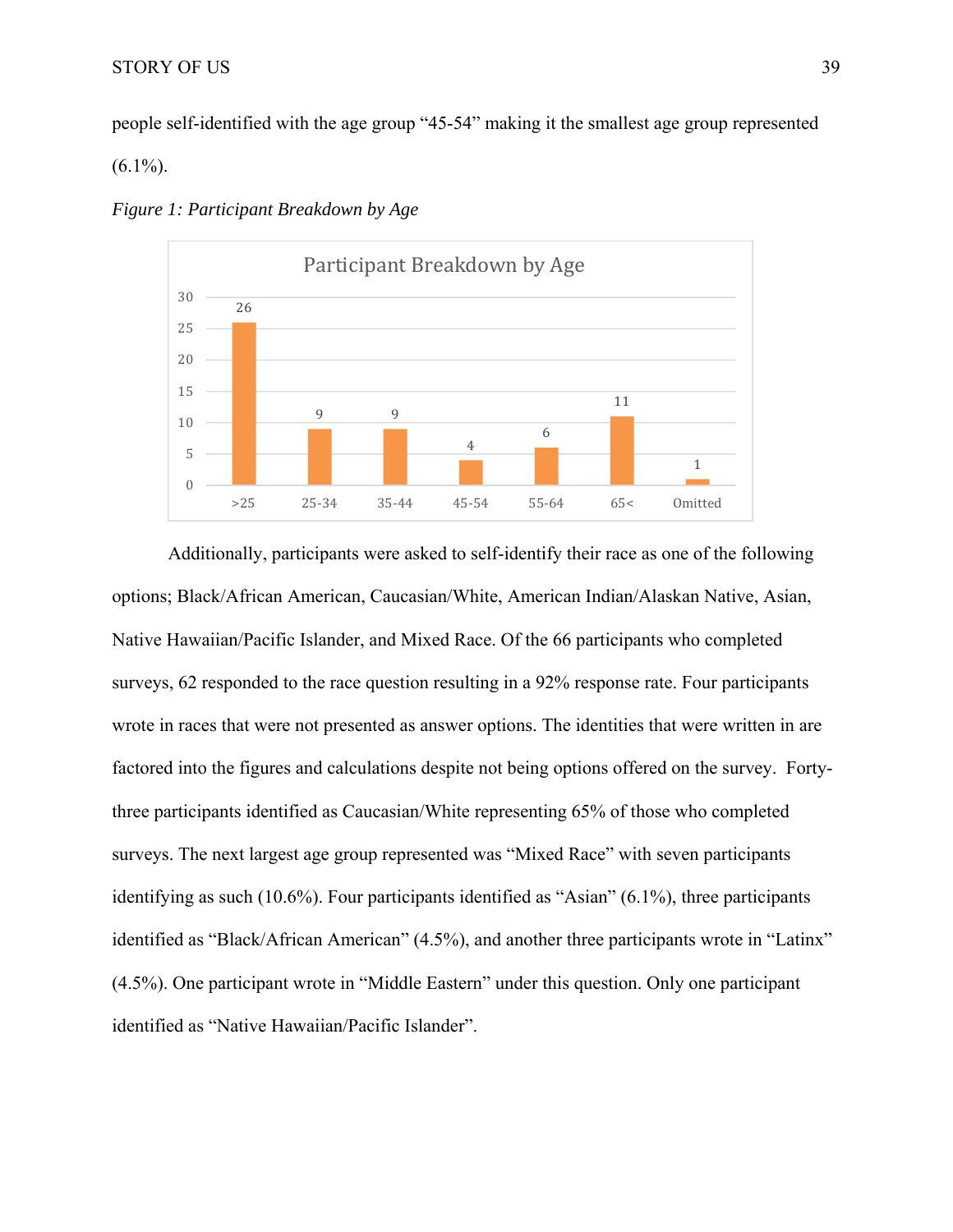people self-identified with the age group "45-54" making it the smallest age group represented (6.1%).

*Figure 1: Participant Breakdown by Age*

| Age | Participants |
|---|---|
| >25 | 26 |
| 25-34 | 9 |
| 35-44 | 9 |
| 45-54 | 4 |
| 55-64 | 6 |
| 65< | 11 |
| Omitted | 1 |

Additionally, participants were asked to self-identify their race as one of the following options; Black/African American, Caucasian/White, American Indian/Alaskan Native, Asian, Native Hawaiian/Pacific Islander, and Mixed Race. Of the 66 participants who completed surveys, 62 responded to the race question resulting in a 92% response rate. Four participants wrote in races that were not presented as answer options. The identities that were written in are factored into the figures and calculations despite not being options offered on the survey. Forty-three participants identified as Caucasian/White representing 65% of those who completed surveys. The next largest age group represented was "Mixed Race" with seven participants identifying as such (10.6%). Four participants identified as "Asian" (6.1%), three participants identified as "Black/African American" (4.5%), and another three participants wrote in "Latinx" (4.5%). One participant wrote in "Middle Eastern" under this question. Only one participant identified as "Native Hawaiian/Pacific Islander".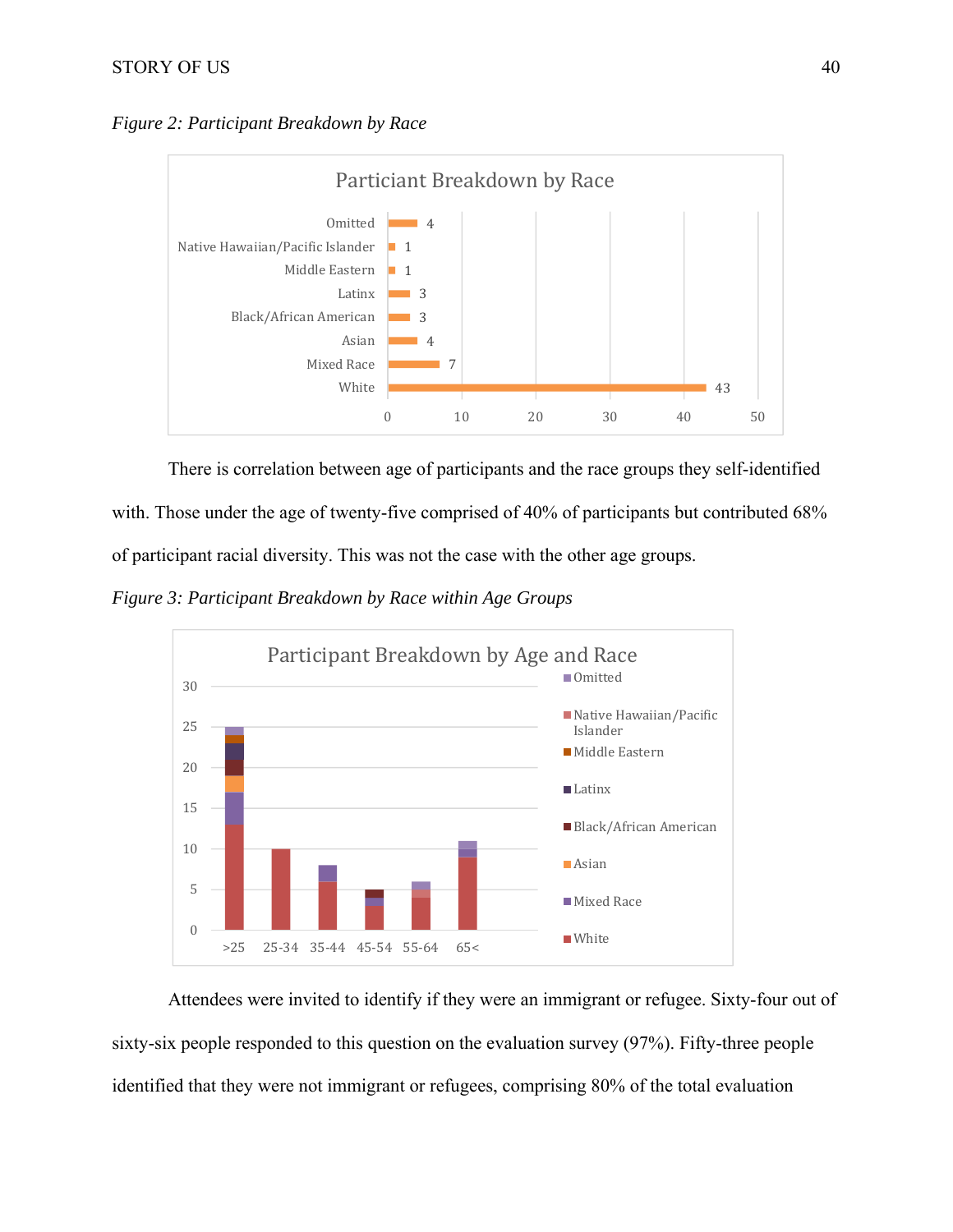*Figure 2: Participant Breakdown by Race*

There is correlation between age of participants and the race groups they self-identified with. Those under the age of twenty-five comprised of 40% of participants but contributed 68% of participant racial diversity. This was not the case with the other age groups.

*Figure 3: Participant Breakdown by Race within Age Groups*

Attendees were invited to identify if they were an immigrant or refugee. Sixty-four out of sixty-six people responded to this question on the evaluation survey (97%). Fifty-three people identified that they were not immigrant or refugees, comprising 80% of the total evaluation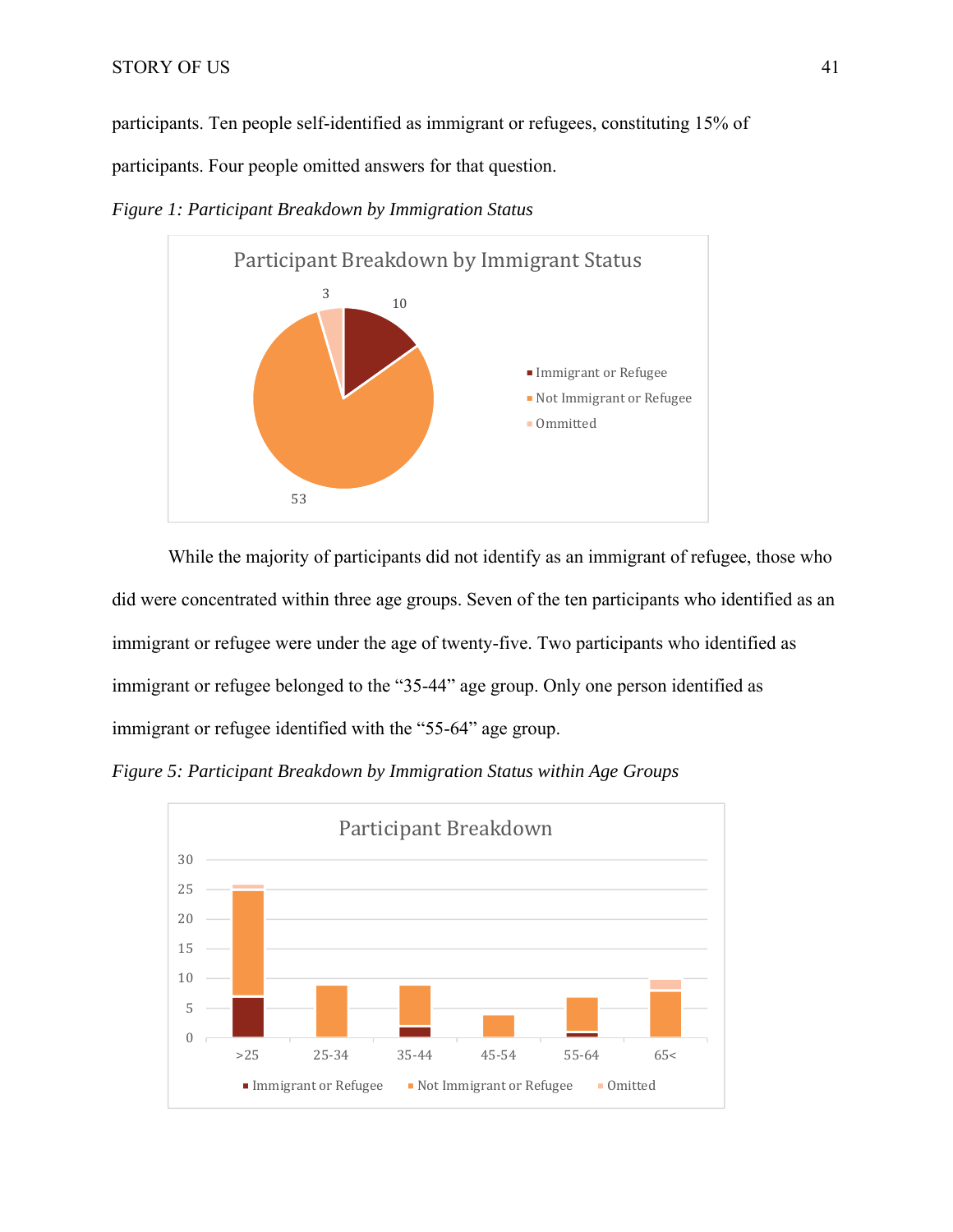participants. Ten people self-identified as immigrant or refugees, constituting 15% of participants. Four people omitted answers for that question.

*Figure 1: Participant Breakdown by Immigration Status*

While the majority of participants did not identify as an immigrant of refugee, those who did were concentrated within three age groups. Seven of the ten participants who identified as an immigrant or refugee were under the age of twenty-five. Two participants who identified as immigrant or refugee belonged to the "35-44" age group. Only one person identified as immigrant or refugee identified with the "55-64" age group.

*Figure 5: Participant Breakdown by Immigration Status within Age Groups*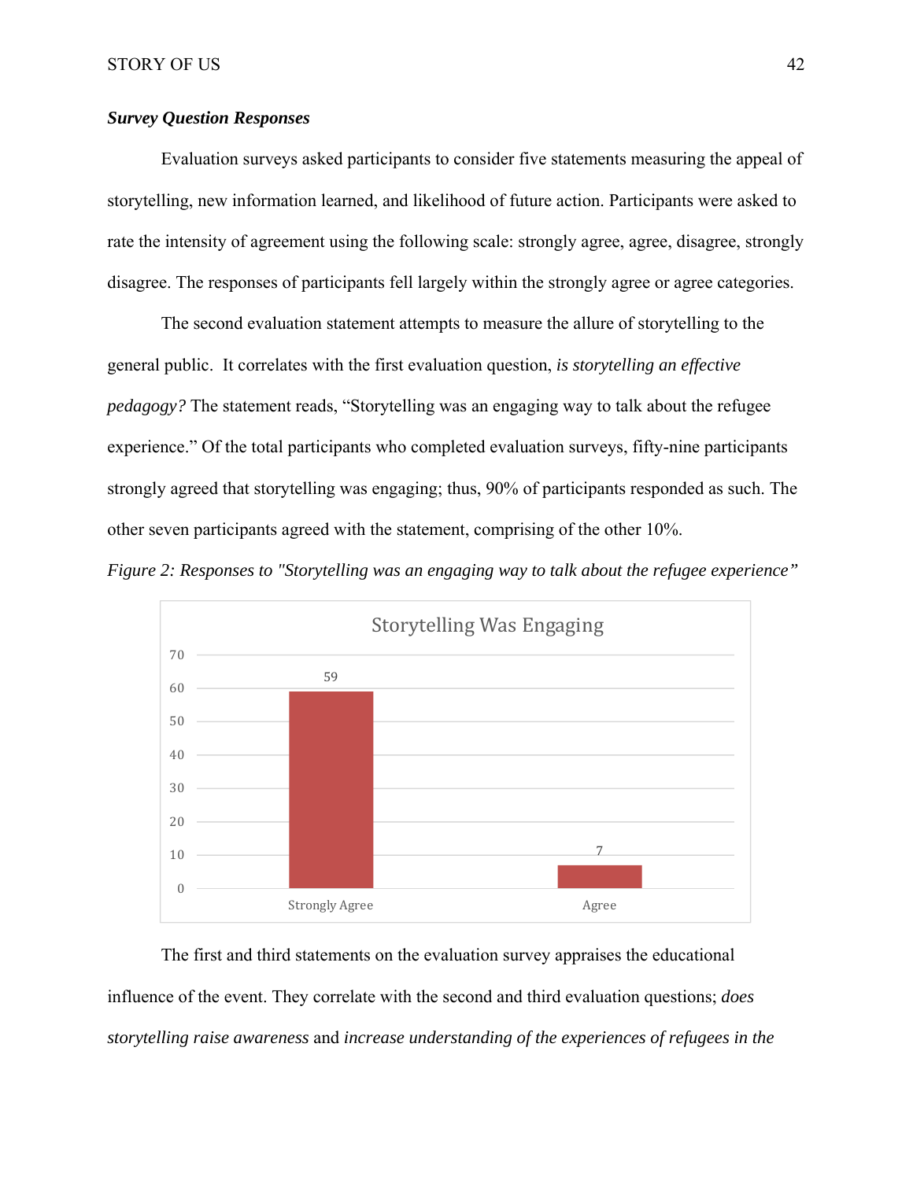***Survey Question Responses***

Evaluation surveys asked participants to consider five statements measuring the appeal of storytelling, new information learned, and likelihood of future action. Participants were asked to rate the intensity of agreement using the following scale: strongly agree, agree, disagree, strongly disagree. The responses of participants fell largely within the strongly agree or agree categories.

The second evaluation statement attempts to measure the allure of storytelling to the general public.  It correlates with the first evaluation question, *is storytelling an effective pedagogy?* The statement reads, "Storytelling was an engaging way to talk about the refugee experience." Of the total participants who completed evaluation surveys, fifty-nine participants strongly agreed that storytelling was engaging; thus, 90% of participants responded as such. The other seven participants agreed with the statement, comprising of the other 10%.

*Figure 2: Responses to "Storytelling was an engaging way to talk about the refugee experience"*

Storytelling Was Engaging

| Response | Count |
|---|---|
| Strongly Agree | 59 |
| Agree | 7 |

The first and third statements on the evaluation survey appraises the educational influence of the event. They correlate with the second and third evaluation questions; *does storytelling raise awareness* and *increase understanding of the experiences of refugees in the*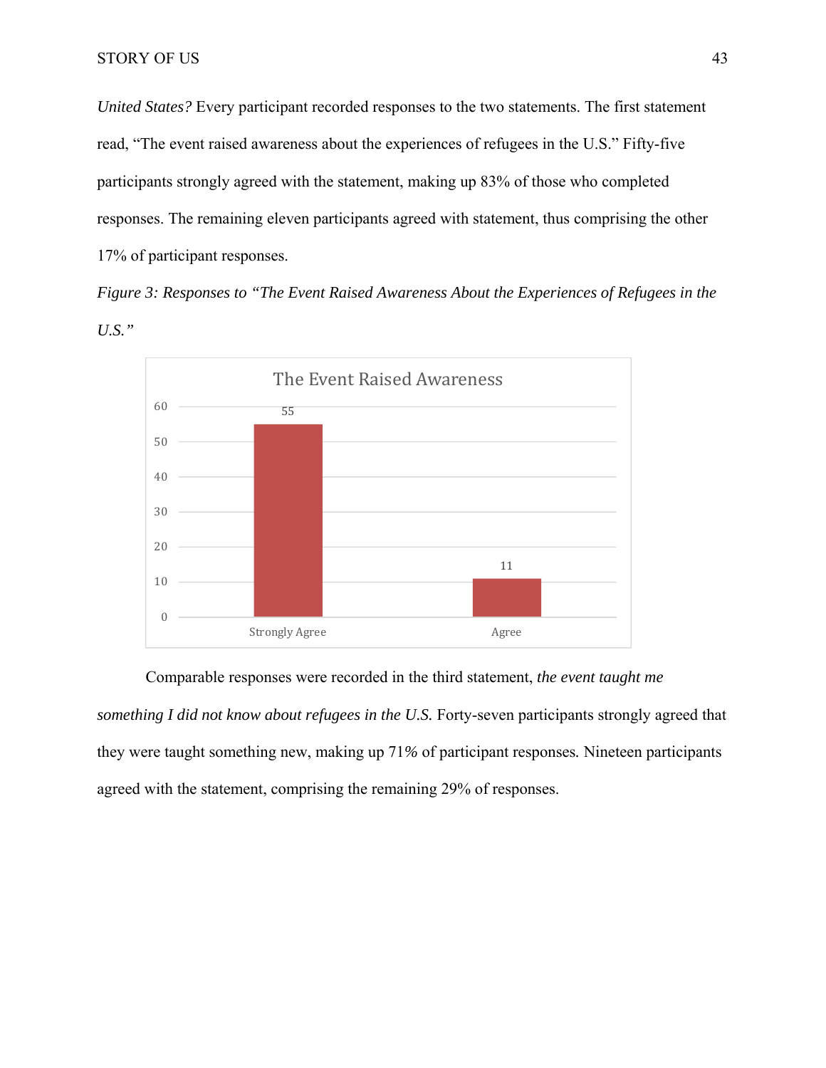*United States?* Every participant recorded responses to the two statements. The first statement read, "The event raised awareness about the experiences of refugees in the U.S." Fifty-five participants strongly agreed with the statement, making up 83% of those who completed responses. The remaining eleven participants agreed with statement, thus comprising the other 17% of participant responses.

*Figure 3: Responses to "The Event Raised Awareness About the Experiences of Refugees in the U.S."*

The Event Raised Awareness

| Response | Count |
| --- | --- |
| Strongly Agree | 55 |
| Agree | 11 |

Comparable responses were recorded in the third statement, *the event taught me something I did not know about refugees in the U.S.* Forty-seven participants strongly agreed that they were taught something new, making up 71% of participant responses. Nineteen participants agreed with the statement, comprising the remaining 29% of responses.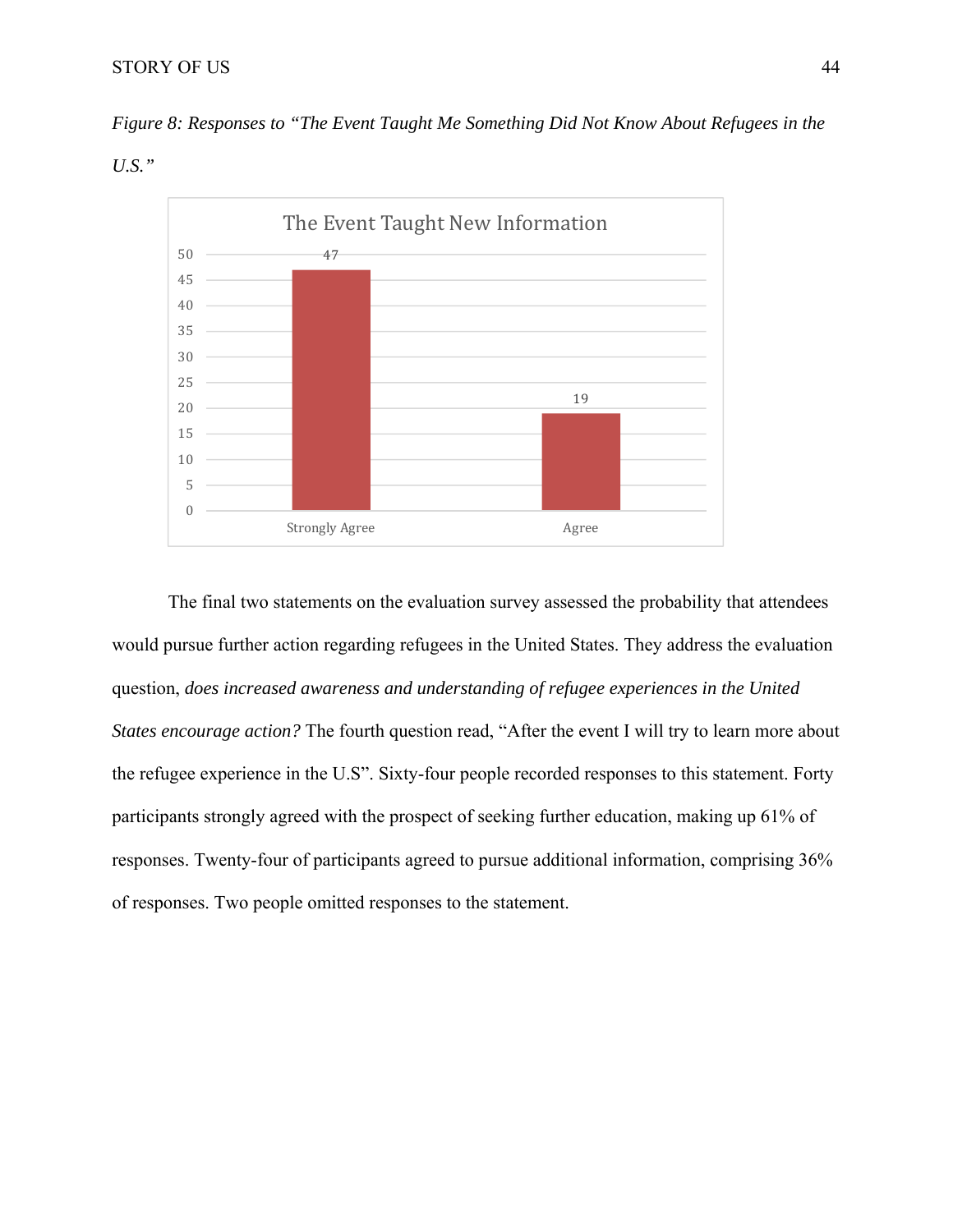*Figure 8: Responses to "The Event Taught Me Something Did Not Know About Refugees in the U.S."*

| The Event Taught New Information | |
|---|---|
| Strongly Agree | 47 |
| Agree | 19 |

The final two statements on the evaluation survey assessed the probability that attendees would pursue further action regarding refugees in the United States. They address the evaluation question, *does increased awareness and understanding of refugee experiences in the United States encourage action?* The fourth question read, "After the event I will try to learn more about the refugee experience in the U.S". Sixty-four people recorded responses to this statement. Forty participants strongly agreed with the prospect of seeking further education, making up 61% of responses. Twenty-four of participants agreed to pursue additional information, comprising 36% of responses. Two people omitted responses to the statement.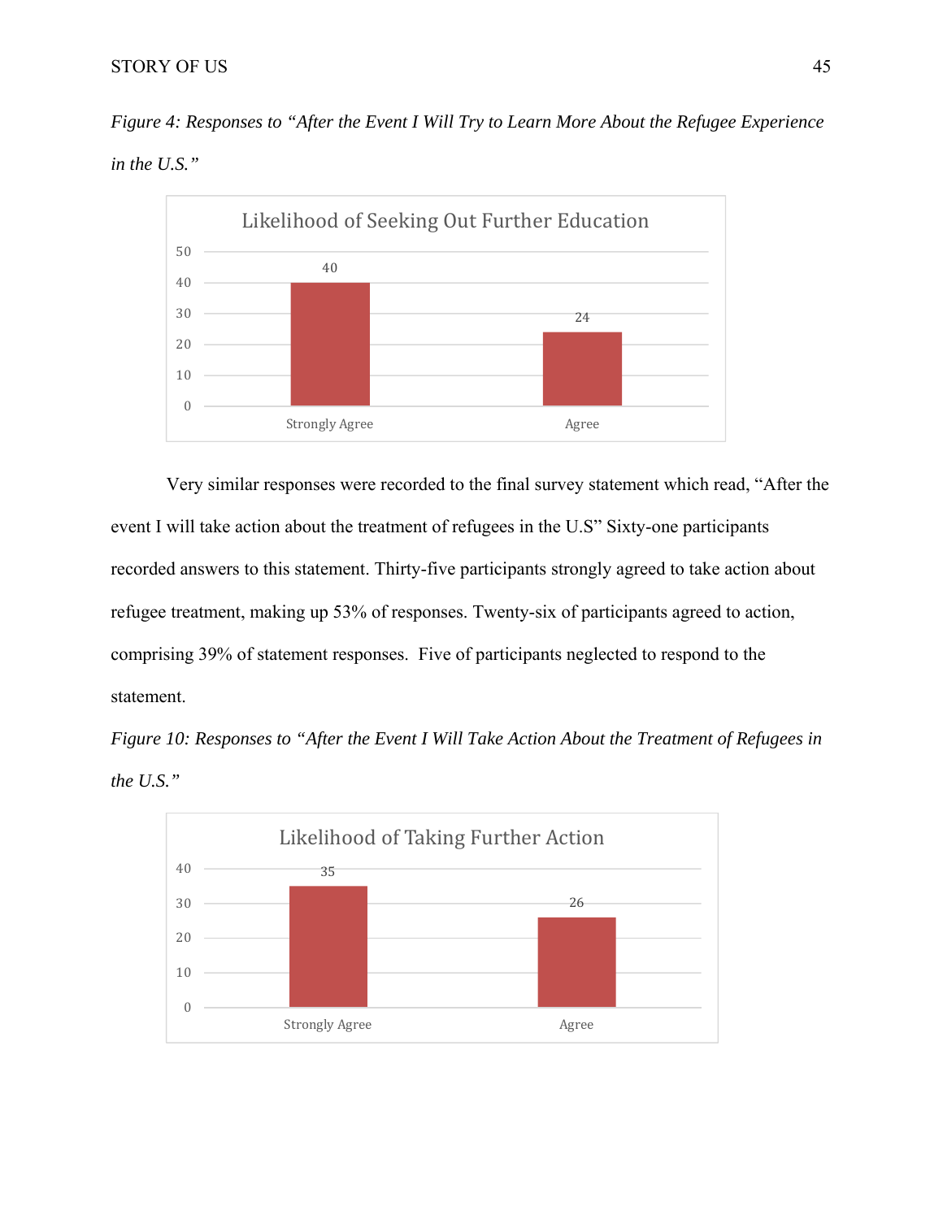*Figure 4: Responses to "After the Event I Will Try to Learn More About the Refugee Experience in the U.S."*

| Likelihood of Seeking Out Further Education | |
|---|---|
| Strongly Agree | 40 |
| Agree | 24 |

Very similar responses were recorded to the final survey statement which read, "After the event I will take action about the treatment of refugees in the U.S" Sixty-one participants recorded answers to this statement. Thirty-five participants strongly agreed to take action about refugee treatment, making up 53% of responses. Twenty-six of participants agreed to action, comprising 39% of statement responses. Five of participants neglected to respond to the statement.

*Figure 10: Responses to "After the Event I Will Take Action About the Treatment of Refugees in the U.S."*

| Likelihood of Taking Further Action | |
|---|---|
| Strongly Agree | 35 |
| Agree | 26 |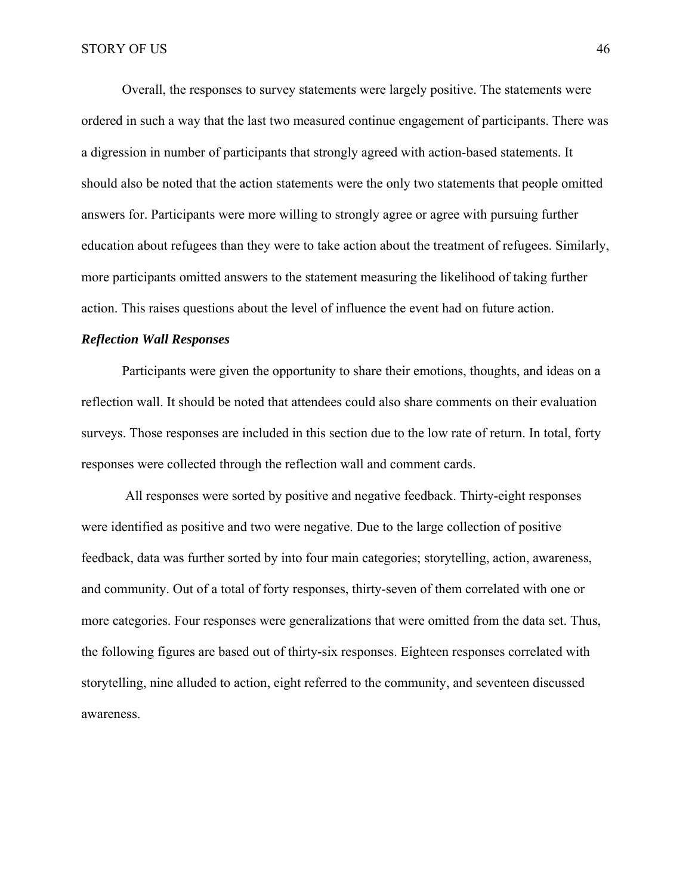Overall, the responses to survey statements were largely positive. The statements were ordered in such a way that the last two measured continue engagement of participants. There was a digression in number of participants that strongly agreed with action-based statements. It should also be noted that the action statements were the only two statements that people omitted answers for. Participants were more willing to strongly agree or agree with pursuing further education about refugees than they were to take action about the treatment of refugees. Similarly, more participants omitted answers to the statement measuring the likelihood of taking further action. This raises questions about the level of influence the event had on future action.

### ***Reflection Wall Responses***

Participants were given the opportunity to share their emotions, thoughts, and ideas on a reflection wall. It should be noted that attendees could also share comments on their evaluation surveys. Those responses are included in this section due to the low rate of return. In total, forty responses were collected through the reflection wall and comment cards.

All responses were sorted by positive and negative feedback. Thirty-eight responses were identified as positive and two were negative. Due to the large collection of positive feedback, data was further sorted by into four main categories; storytelling, action, awareness, and community. Out of a total of forty responses, thirty-seven of them correlated with one or more categories. Four responses were generalizations that were omitted from the data set. Thus, the following figures are based out of thirty-six responses. Eighteen responses correlated with storytelling, nine alluded to action, eight referred to the community, and seventeen discussed awareness.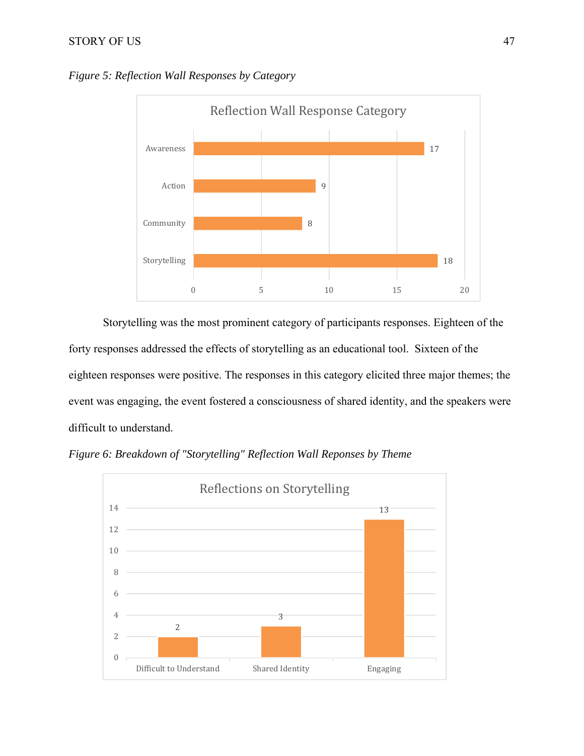*Figure 5: Reflection Wall Responses by Category*

| Reflection Wall Response Category | |
|---|---|
| Awareness | 17 |
| Action | 9 |
| Community | 8 |
| Storytelling | 18 |

Storytelling was the most prominent category of participants responses. Eighteen of the forty responses addressed the effects of storytelling as an educational tool. Sixteen of the eighteen responses were positive. The responses in this category elicited three major themes; the event was engaging, the event fostered a consciousness of shared identity, and the speakers were difficult to understand.

*Figure 6: Breakdown of "Storytelling" Reflection Wall Reponses by Theme*

| Reflections on Storytelling | |
|---|---|
| Difficult to Understand | 2 |
| Shared Identity | 3 |
| Engaging | 13 |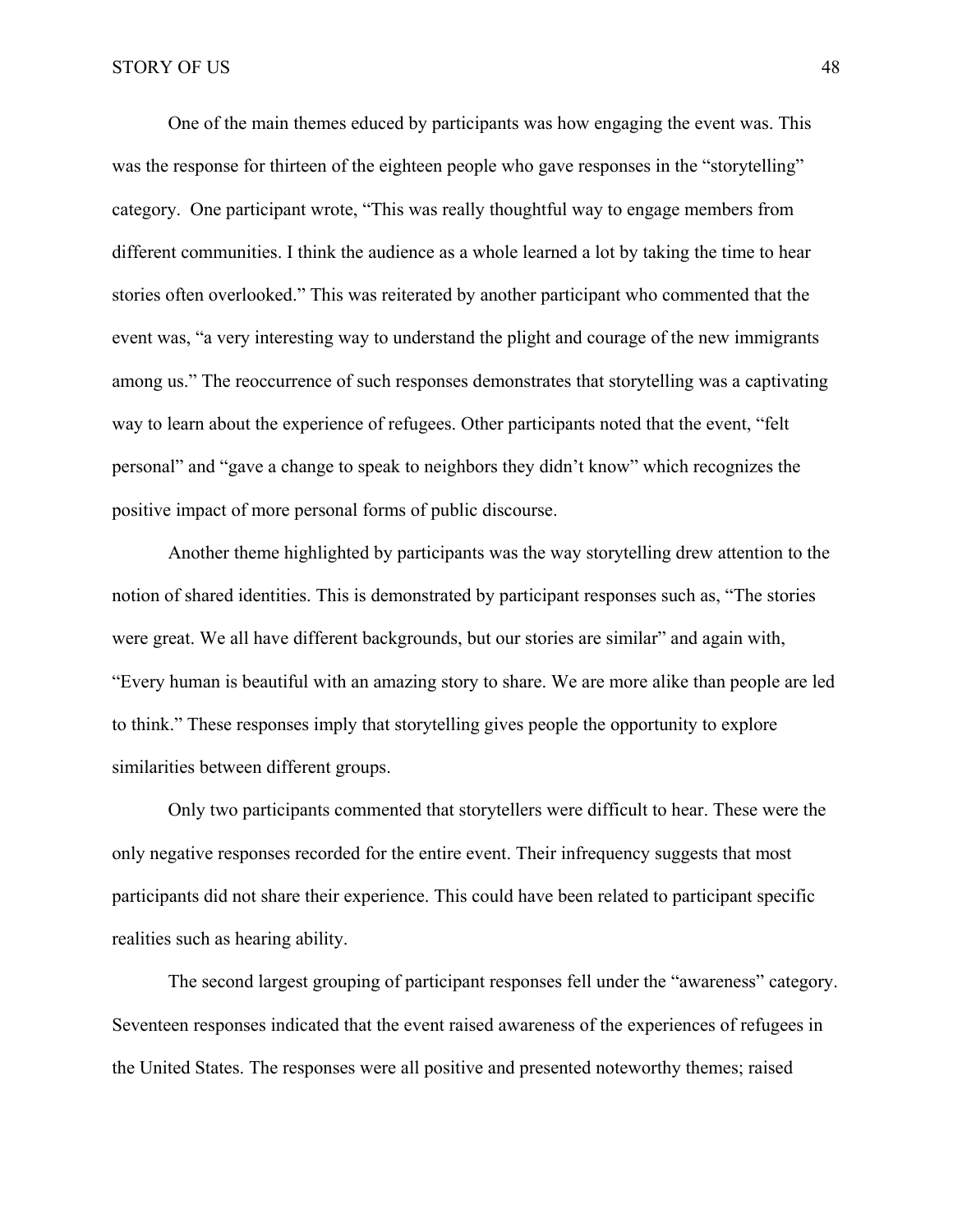One of the main themes educed by participants was how engaging the event was. This was the response for thirteen of the eighteen people who gave responses in the "storytelling" category. One participant wrote, "This was really thoughtful way to engage members from different communities. I think the audience as a whole learned a lot by taking the time to hear stories often overlooked." This was reiterated by another participant who commented that the event was, "a very interesting way to understand the plight and courage of the new immigrants among us." The reoccurrence of such responses demonstrates that storytelling was a captivating way to learn about the experience of refugees. Other participants noted that the event, "felt personal" and "gave a change to speak to neighbors they didn't know" which recognizes the positive impact of more personal forms of public discourse.

Another theme highlighted by participants was the way storytelling drew attention to the notion of shared identities. This is demonstrated by participant responses such as, "The stories were great. We all have different backgrounds, but our stories are similar" and again with, "Every human is beautiful with an amazing story to share. We are more alike than people are led to think." These responses imply that storytelling gives people the opportunity to explore similarities between different groups.

Only two participants commented that storytellers were difficult to hear. These were the only negative responses recorded for the entire event. Their infrequency suggests that most participants did not share their experience. This could have been related to participant specific realities such as hearing ability.

The second largest grouping of participant responses fell under the "awareness" category. Seventeen responses indicated that the event raised awareness of the experiences of refugees in the United States. The responses were all positive and presented noteworthy themes; raised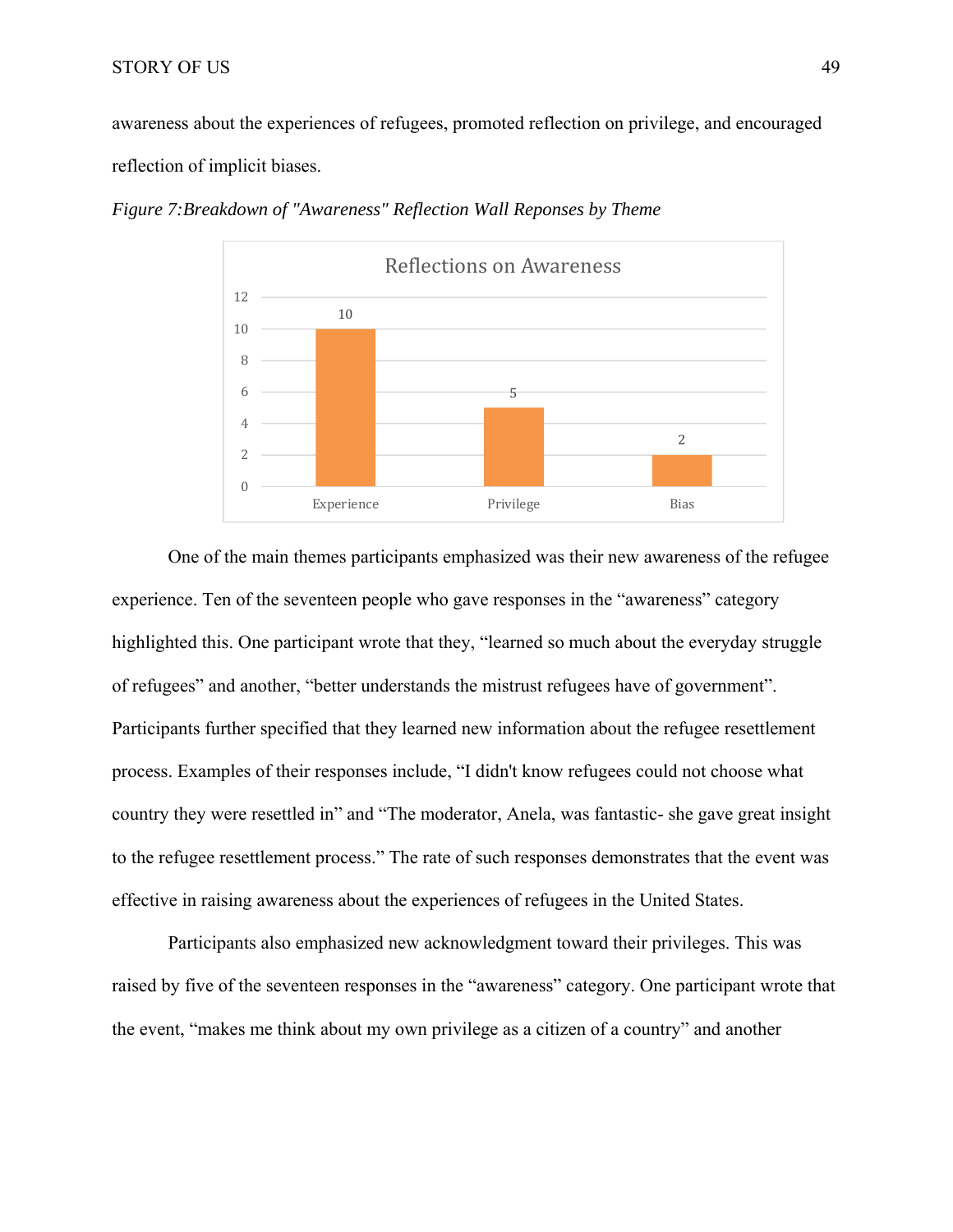awareness about the experiences of refugees, promoted reflection on privilege, and encouraged reflection of implicit biases.

*Figure 7:Breakdown of "Awareness" Reflection Wall Reponses by Theme*

One of the main themes participants emphasized was their new awareness of the refugee experience. Ten of the seventeen people who gave responses in the “awareness” category highlighted this. One participant wrote that they, “learned so much about the everyday struggle of refugees” and another, “better understands the mistrust refugees have of government”. Participants further specified that they learned new information about the refugee resettlement process. Examples of their responses include, “I didn't know refugees could not choose what country they were resettled in” and “The moderator, Anela, was fantastic- she gave great insight to the refugee resettlement process.” The rate of such responses demonstrates that the event was effective in raising awareness about the experiences of refugees in the United States.

Participants also emphasized new acknowledgment toward their privileges. This was raised by five of the seventeen responses in the “awareness” category. One participant wrote that the event, “makes me think about my own privilege as a citizen of a country” and another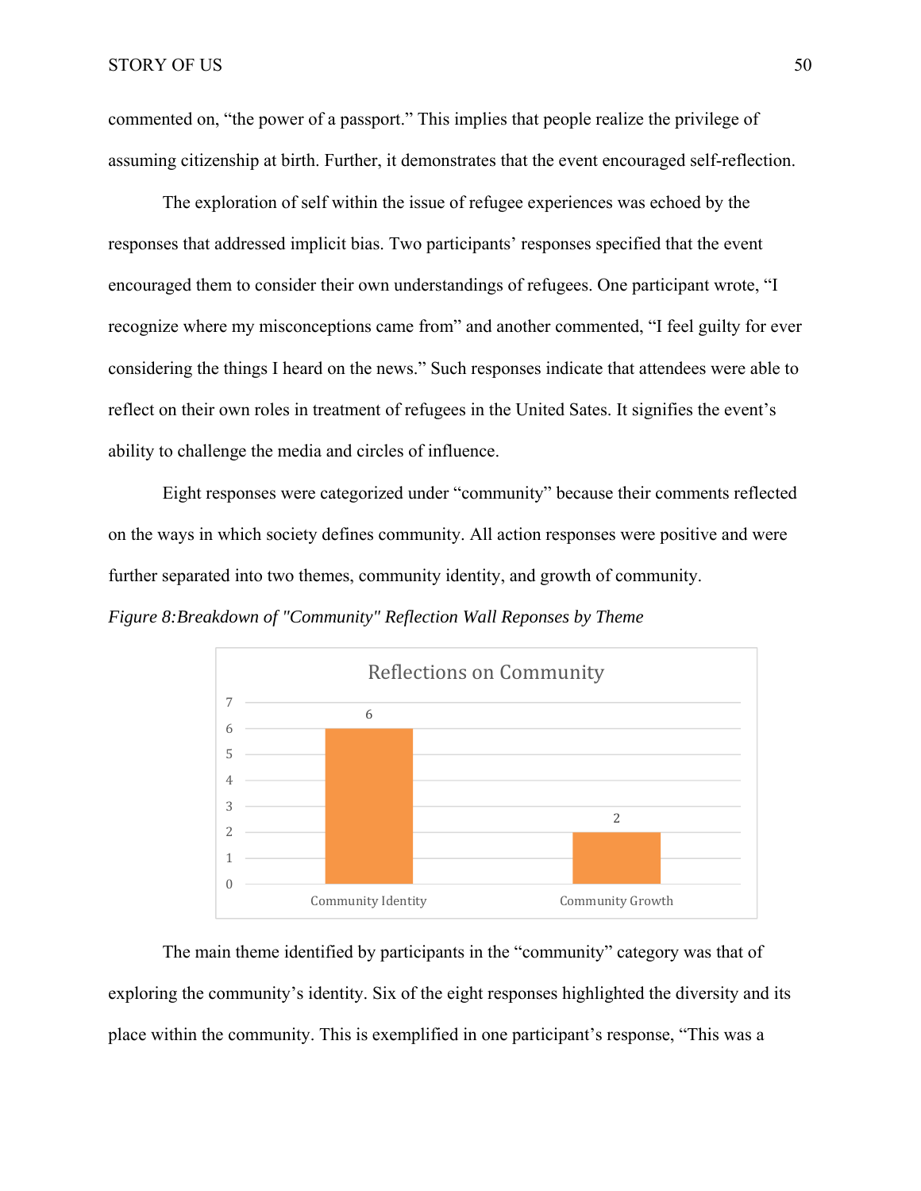commented on, “the power of a passport.” This implies that people realize the privilege of assuming citizenship at birth. Further, it demonstrates that the event encouraged self-reflection.

The exploration of self within the issue of refugee experiences was echoed by the responses that addressed implicit bias. Two participants’ responses specified that the event encouraged them to consider their own understandings of refugees. One participant wrote, “I recognize where my misconceptions came from” and another commented, “I feel guilty for ever considering the things I heard on the news.” Such responses indicate that attendees were able to reflect on their own roles in treatment of refugees in the United Sates. It signifies the event’s ability to challenge the media and circles of influence.

Eight responses were categorized under “community” because their comments reflected on the ways in which society defines community. All action responses were positive and were further separated into two themes, community identity, and growth of community.

*Figure 8:Breakdown of "Community" Reflection Wall Reponses by Theme*

Reflections on Community

| Theme | Responses |
| --- | --- |
| Community Identity | 6 |
| Community Growth | 2 |

The main theme identified by participants in the “community” category was that of exploring the community’s identity. Six of the eight responses highlighted the diversity and its place within the community. This is exemplified in one participant’s response, “This was a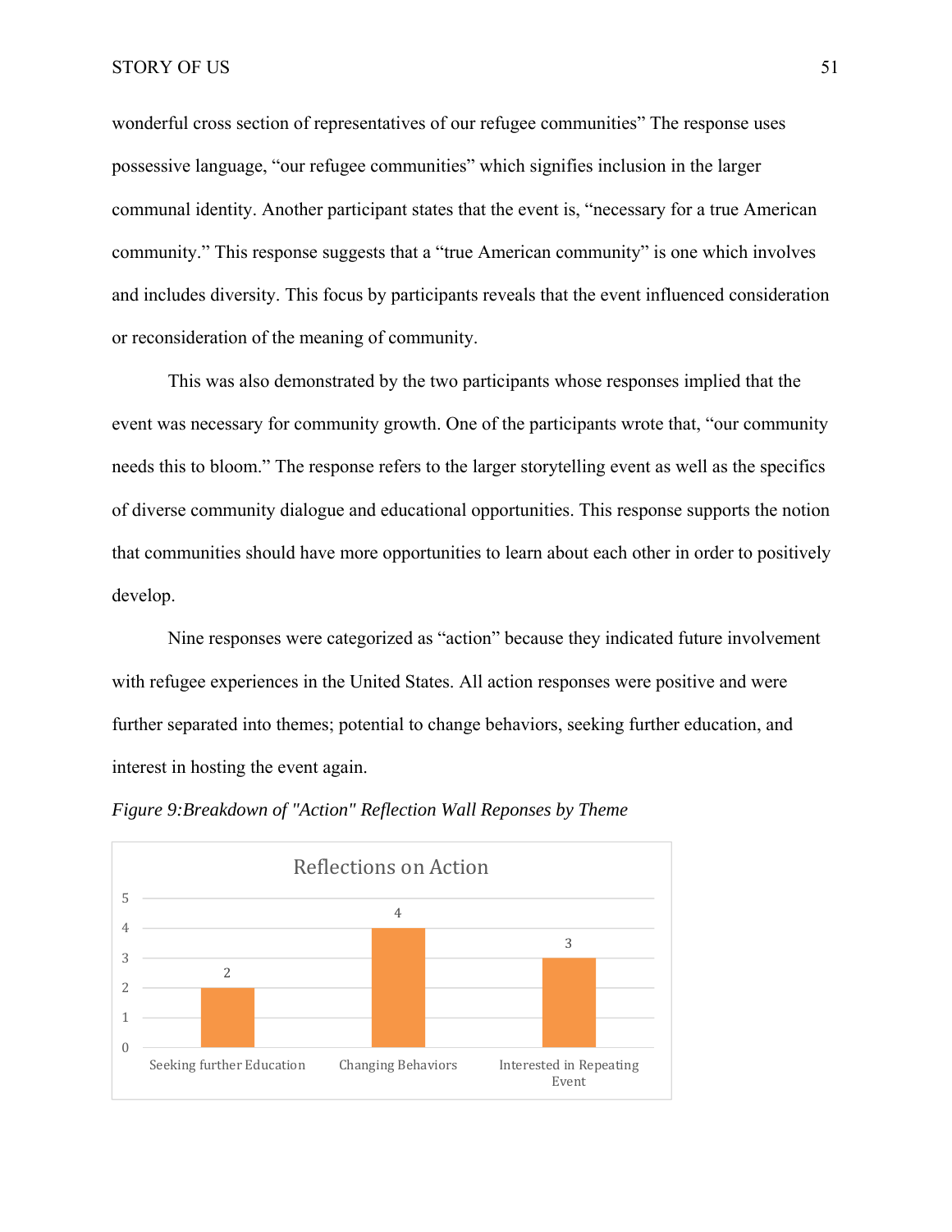wonderful cross section of representatives of our refugee communities" The response uses possessive language, "our refugee communities" which signifies inclusion in the larger communal identity. Another participant states that the event is, "necessary for a true American community." This response suggests that a "true American community" is one which involves and includes diversity. This focus by participants reveals that the event influenced consideration or reconsideration of the meaning of community.

This was also demonstrated by the two participants whose responses implied that the event was necessary for community growth. One of the participants wrote that, "our community needs this to bloom." The response refers to the larger storytelling event as well as the specifics of diverse community dialogue and educational opportunities. This response supports the notion that communities should have more opportunities to learn about each other in order to positively develop.

Nine responses were categorized as "action" because they indicated future involvement with refugee experiences in the United States. All action responses were positive and were further separated into themes; potential to change behaviors, seeking further education, and interest in hosting the event again.

*Figure 9:Breakdown of "Action" Reflection Wall Reponses by Theme*

**Reflections on Action**

| Theme | Responses |
| --- | --- |
| Seeking further Education | 2 |
| Changing Behaviors | 4 |
| Interested in Repeating Event | 3 |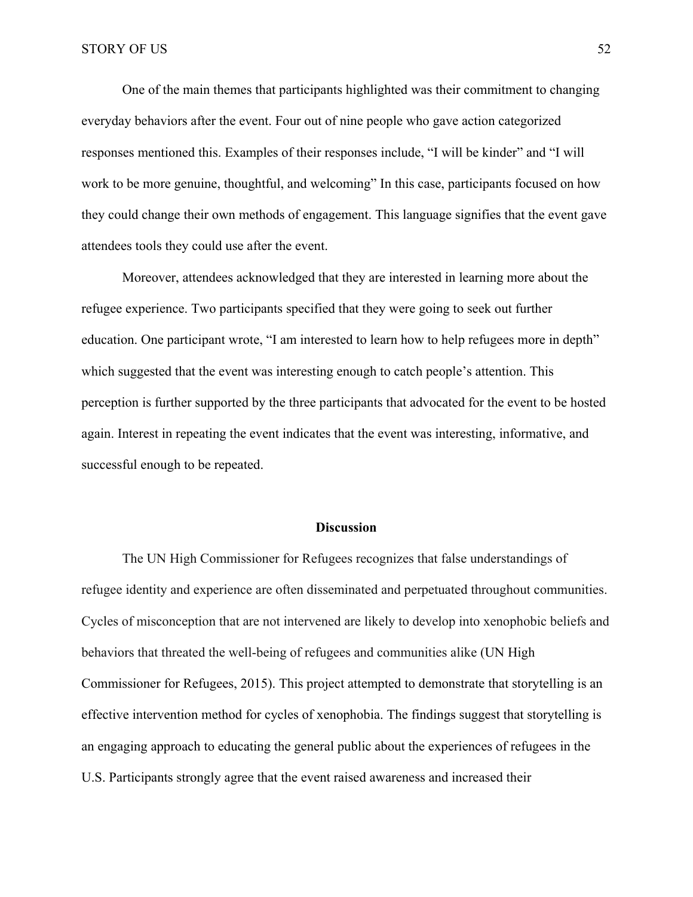One of the main themes that participants highlighted was their commitment to changing everyday behaviors after the event. Four out of nine people who gave action categorized responses mentioned this. Examples of their responses include, "I will be kinder" and "I will work to be more genuine, thoughtful, and welcoming" In this case, participants focused on how they could change their own methods of engagement. This language signifies that the event gave attendees tools they could use after the event.

Moreover, attendees acknowledged that they are interested in learning more about the refugee experience. Two participants specified that they were going to seek out further education. One participant wrote, "I am interested to learn how to help refugees more in depth" which suggested that the event was interesting enough to catch people's attention. This perception is further supported by the three participants that advocated for the event to be hosted again. Interest in repeating the event indicates that the event was interesting, informative, and successful enough to be repeated.

## Discussion

The UN High Commissioner for Refugees recognizes that false understandings of refugee identity and experience are often disseminated and perpetuated throughout communities. Cycles of misconception that are not intervened are likely to develop into xenophobic beliefs and behaviors that threated the well-being of refugees and communities alike (UN High Commissioner for Refugees, 2015). This project attempted to demonstrate that storytelling is an effective intervention method for cycles of xenophobia. The findings suggest that storytelling is an engaging approach to educating the general public about the experiences of refugees in the U.S. Participants strongly agree that the event raised awareness and increased their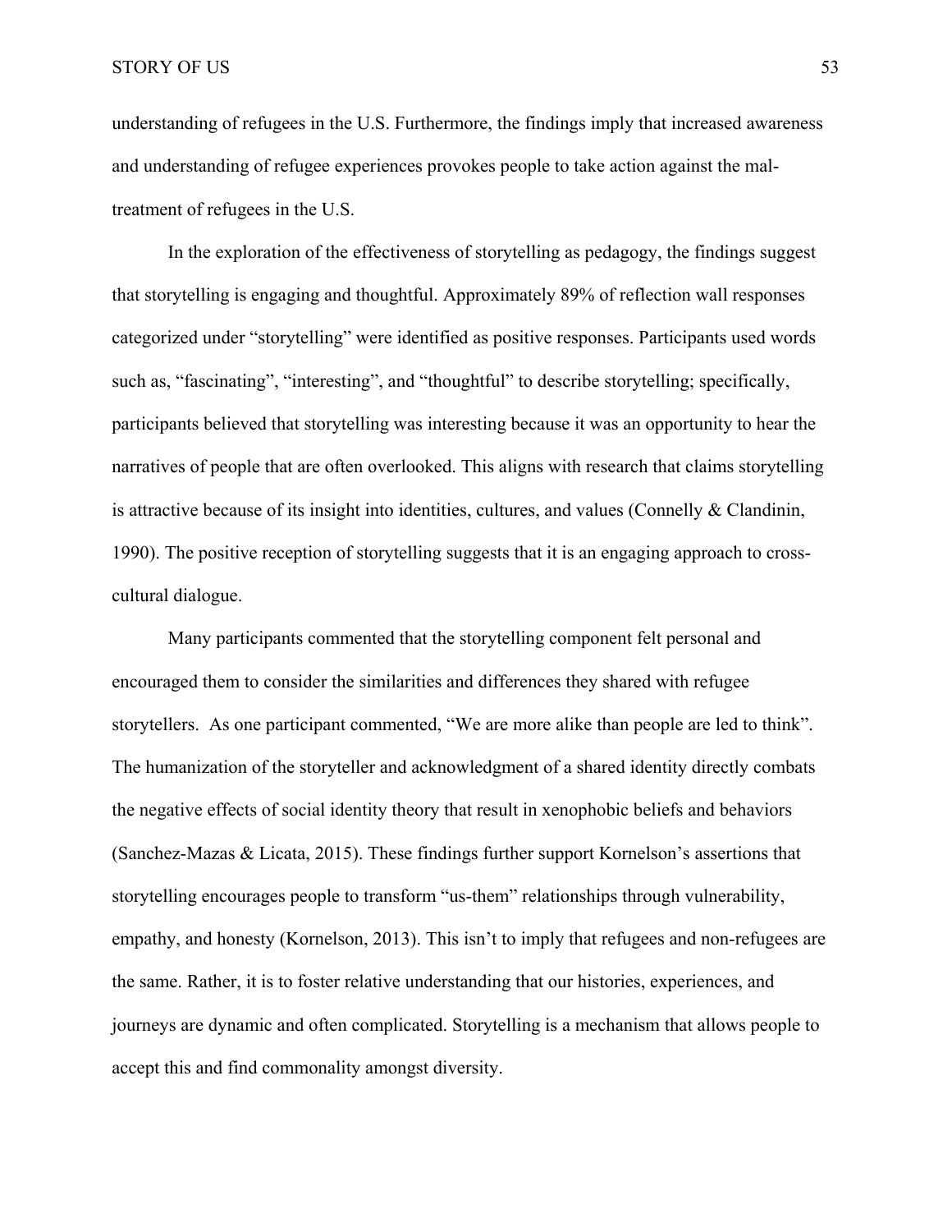understanding of refugees in the U.S. Furthermore, the findings imply that increased awareness and understanding of refugee experiences provokes people to take action against the mal-treatment of refugees in the U.S.

In the exploration of the effectiveness of storytelling as pedagogy, the findings suggest that storytelling is engaging and thoughtful. Approximately 89% of reflection wall responses categorized under "storytelling" were identified as positive responses. Participants used words such as, "fascinating", "interesting", and "thoughtful" to describe storytelling; specifically, participants believed that storytelling was interesting because it was an opportunity to hear the narratives of people that are often overlooked. This aligns with research that claims storytelling is attractive because of its insight into identities, cultures, and values (Connelly & Clandinin, 1990). The positive reception of storytelling suggests that it is an engaging approach to cross-cultural dialogue.

Many participants commented that the storytelling component felt personal and encouraged them to consider the similarities and differences they shared with refugee storytellers. As one participant commented, "We are more alike than people are led to think". The humanization of the storyteller and acknowledgment of a shared identity directly combats the negative effects of social identity theory that result in xenophobic beliefs and behaviors (Sanchez-Mazas & Licata, 2015). These findings further support Kornelson's assertions that storytelling encourages people to transform "us-them" relationships through vulnerability, empathy, and honesty (Kornelson, 2013). This isn't to imply that refugees and non-refugees are the same. Rather, it is to foster relative understanding that our histories, experiences, and journeys are dynamic and often complicated. Storytelling is a mechanism that allows people to accept this and find commonality amongst diversity.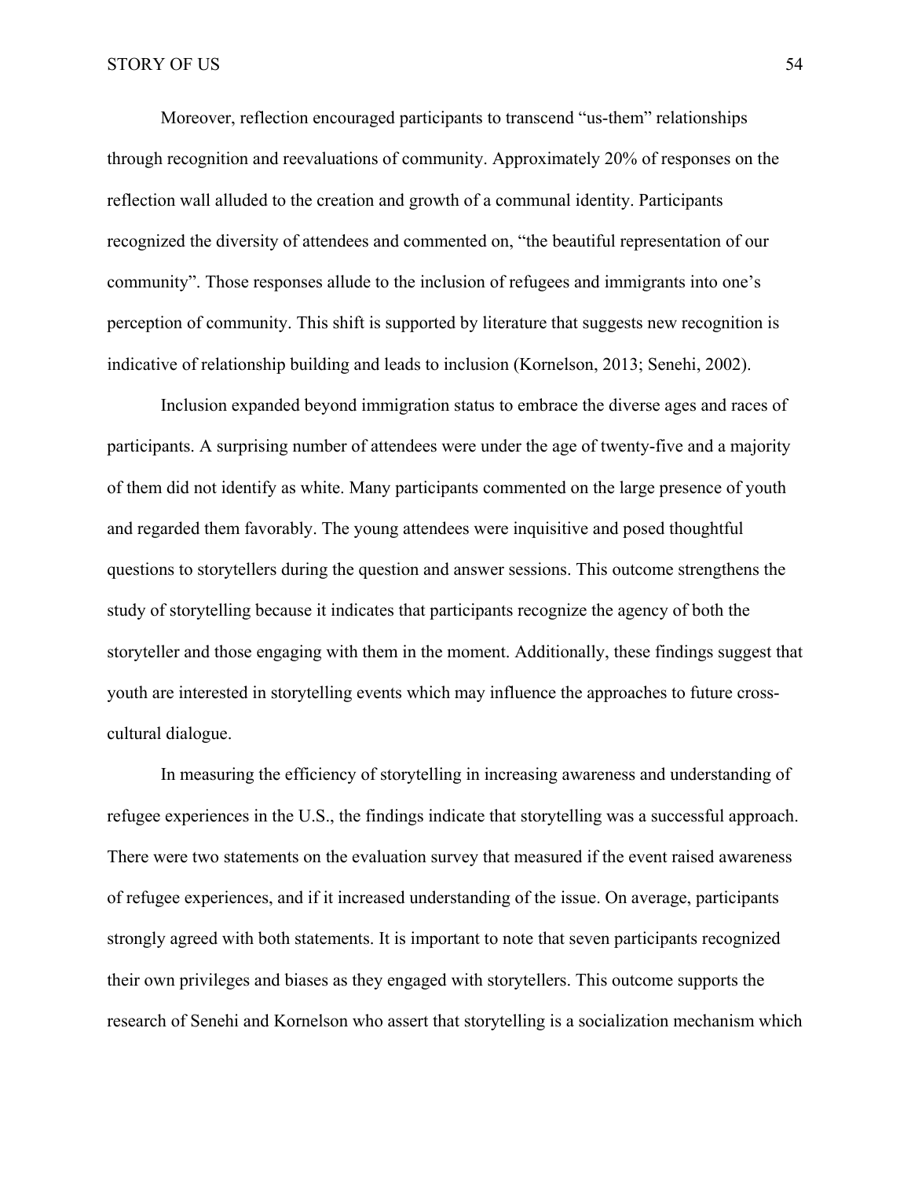Moreover, reflection encouraged participants to transcend "us-them" relationships through recognition and reevaluations of community. Approximately 20% of responses on the reflection wall alluded to the creation and growth of a communal identity. Participants recognized the diversity of attendees and commented on, "the beautiful representation of our community". Those responses allude to the inclusion of refugees and immigrants into one's perception of community. This shift is supported by literature that suggests new recognition is indicative of relationship building and leads to inclusion (Kornelson, 2013; Senehi, 2002).

Inclusion expanded beyond immigration status to embrace the diverse ages and races of participants. A surprising number of attendees were under the age of twenty-five and a majority of them did not identify as white. Many participants commented on the large presence of youth and regarded them favorably. The young attendees were inquisitive and posed thoughtful questions to storytellers during the question and answer sessions. This outcome strengthens the study of storytelling because it indicates that participants recognize the agency of both the storyteller and those engaging with them in the moment. Additionally, these findings suggest that youth are interested in storytelling events which may influence the approaches to future cross-cultural dialogue.

In measuring the efficiency of storytelling in increasing awareness and understanding of refugee experiences in the U.S., the findings indicate that storytelling was a successful approach. There were two statements on the evaluation survey that measured if the event raised awareness of refugee experiences, and if it increased understanding of the issue. On average, participants strongly agreed with both statements. It is important to note that seven participants recognized their own privileges and biases as they engaged with storytellers. This outcome supports the research of Senehi and Kornelson who assert that storytelling is a socialization mechanism which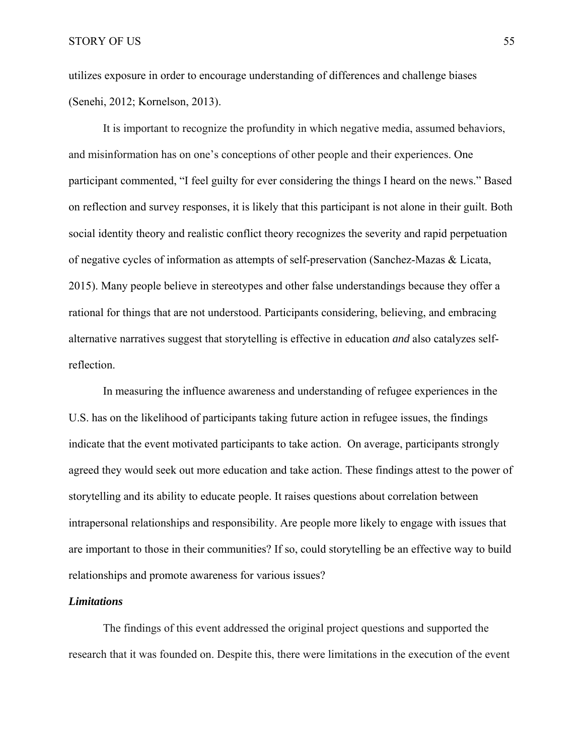utilizes exposure in order to encourage understanding of differences and challenge biases (Senehi, 2012; Kornelson, 2013).

It is important to recognize the profundity in which negative media, assumed behaviors, and misinformation has on one's conceptions of other people and their experiences. One participant commented, "I feel guilty for ever considering the things I heard on the news." Based on reflection and survey responses, it is likely that this participant is not alone in their guilt. Both social identity theory and realistic conflict theory recognizes the severity and rapid perpetuation of negative cycles of information as attempts of self-preservation (Sanchez-Mazas & Licata, 2015). Many people believe in stereotypes and other false understandings because they offer a rational for things that are not understood. Participants considering, believing, and embracing alternative narratives suggest that storytelling is effective in education *and* also catalyzes self-reflection.

In measuring the influence awareness and understanding of refugee experiences in the U.S. has on the likelihood of participants taking future action in refugee issues, the findings indicate that the event motivated participants to take action. On average, participants strongly agreed they would seek out more education and take action. These findings attest to the power of storytelling and its ability to educate people. It raises questions about correlation between intrapersonal relationships and responsibility. Are people more likely to engage with issues that are important to those in their communities? If so, could storytelling be an effective way to build relationships and promote awareness for various issues?

### ***Limitations***

The findings of this event addressed the original project questions and supported the research that it was founded on. Despite this, there were limitations in the execution of the event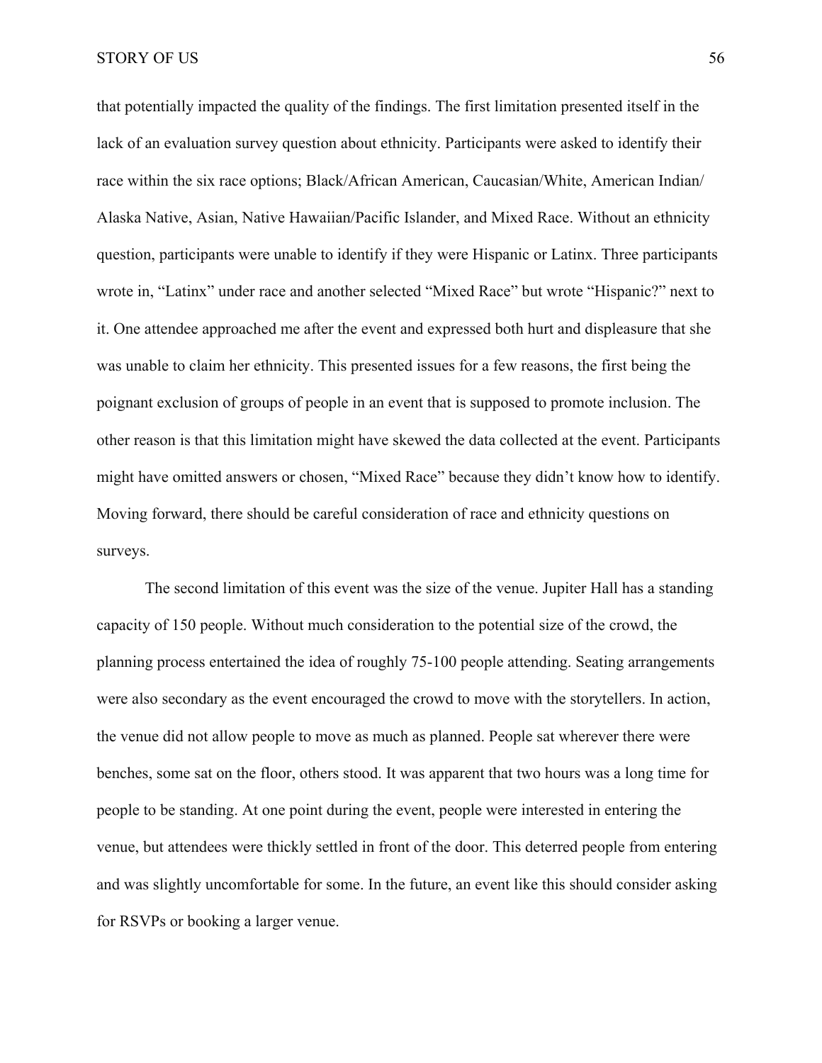that potentially impacted the quality of the findings. The first limitation presented itself in the lack of an evaluation survey question about ethnicity. Participants were asked to identify their race within the six race options; Black/African American, Caucasian/White, American Indian/ Alaska Native, Asian, Native Hawaiian/Pacific Islander, and Mixed Race. Without an ethnicity question, participants were unable to identify if they were Hispanic or Latinx. Three participants wrote in, "Latinx" under race and another selected "Mixed Race" but wrote "Hispanic?" next to it. One attendee approached me after the event and expressed both hurt and displeasure that she was unable to claim her ethnicity. This presented issues for a few reasons, the first being the poignant exclusion of groups of people in an event that is supposed to promote inclusion. The other reason is that this limitation might have skewed the data collected at the event. Participants might have omitted answers or chosen, "Mixed Race" because they didn't know how to identify. Moving forward, there should be careful consideration of race and ethnicity questions on surveys.

The second limitation of this event was the size of the venue. Jupiter Hall has a standing capacity of 150 people. Without much consideration to the potential size of the crowd, the planning process entertained the idea of roughly 75-100 people attending. Seating arrangements were also secondary as the event encouraged the crowd to move with the storytellers. In action, the venue did not allow people to move as much as planned. People sat wherever there were benches, some sat on the floor, others stood. It was apparent that two hours was a long time for people to be standing. At one point during the event, people were interested in entering the venue, but attendees were thickly settled in front of the door. This deterred people from entering and was slightly uncomfortable for some. In the future, an event like this should consider asking for RSVPs or booking a larger venue.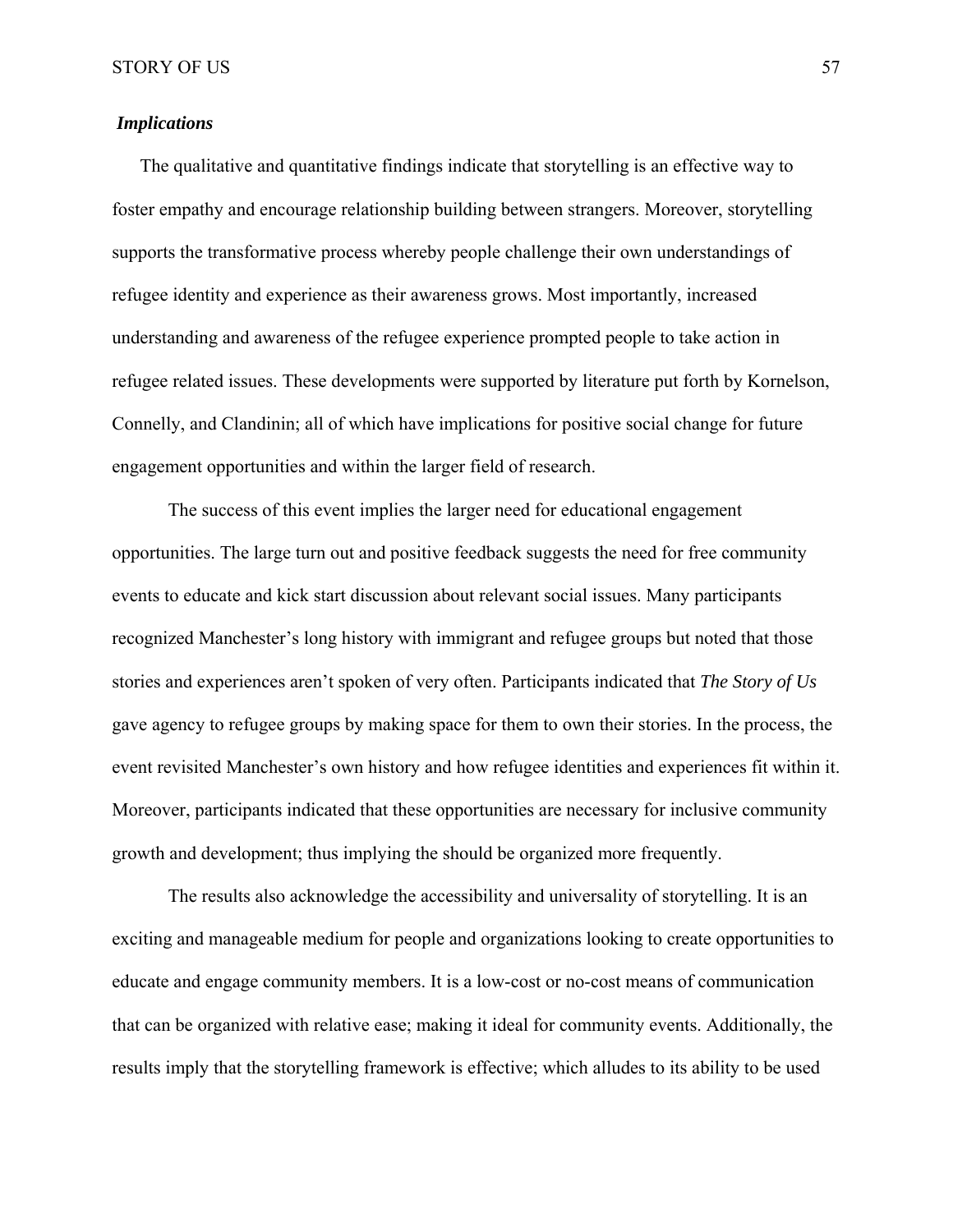### *Implications*

The qualitative and quantitative findings indicate that storytelling is an effective way to foster empathy and encourage relationship building between strangers. Moreover, storytelling supports the transformative process whereby people challenge their own understandings of refugee identity and experience as their awareness grows. Most importantly, increased understanding and awareness of the refugee experience prompted people to take action in refugee related issues. These developments were supported by literature put forth by Kornelson, Connelly, and Clandinin; all of which have implications for positive social change for future engagement opportunities and within the larger field of research.

The success of this event implies the larger need for educational engagement opportunities. The large turn out and positive feedback suggests the need for free community events to educate and kick start discussion about relevant social issues. Many participants recognized Manchester's long history with immigrant and refugee groups but noted that those stories and experiences aren't spoken of very often. Participants indicated that *The Story of Us* gave agency to refugee groups by making space for them to own their stories. In the process, the event revisited Manchester's own history and how refugee identities and experiences fit within it. Moreover, participants indicated that these opportunities are necessary for inclusive community growth and development; thus implying the should be organized more frequently.

The results also acknowledge the accessibility and universality of storytelling. It is an exciting and manageable medium for people and organizations looking to create opportunities to educate and engage community members. It is a low-cost or no-cost means of communication that can be organized with relative ease; making it ideal for community events. Additionally, the results imply that the storytelling framework is effective; which alludes to its ability to be used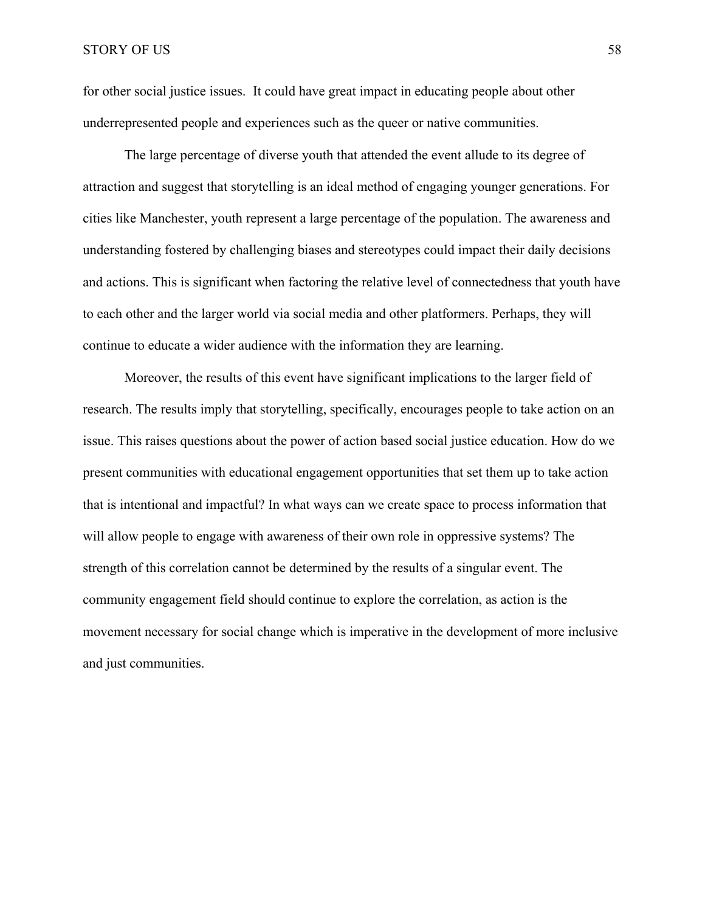for other social justice issues.  It could have great impact in educating people about other underrepresented people and experiences such as the queer or native communities.

The large percentage of diverse youth that attended the event allude to its degree of attraction and suggest that storytelling is an ideal method of engaging younger generations. For cities like Manchester, youth represent a large percentage of the population. The awareness and understanding fostered by challenging biases and stereotypes could impact their daily decisions and actions. This is significant when factoring the relative level of connectedness that youth have to each other and the larger world via social media and other platformers. Perhaps, they will continue to educate a wider audience with the information they are learning.

Moreover, the results of this event have significant implications to the larger field of research. The results imply that storytelling, specifically, encourages people to take action on an issue. This raises questions about the power of action based social justice education. How do we present communities with educational engagement opportunities that set them up to take action that is intentional and impactful? In what ways can we create space to process information that will allow people to engage with awareness of their own role in oppressive systems? The strength of this correlation cannot be determined by the results of a singular event. The community engagement field should continue to explore the correlation, as action is the movement necessary for social change which is imperative in the development of more inclusive and just communities.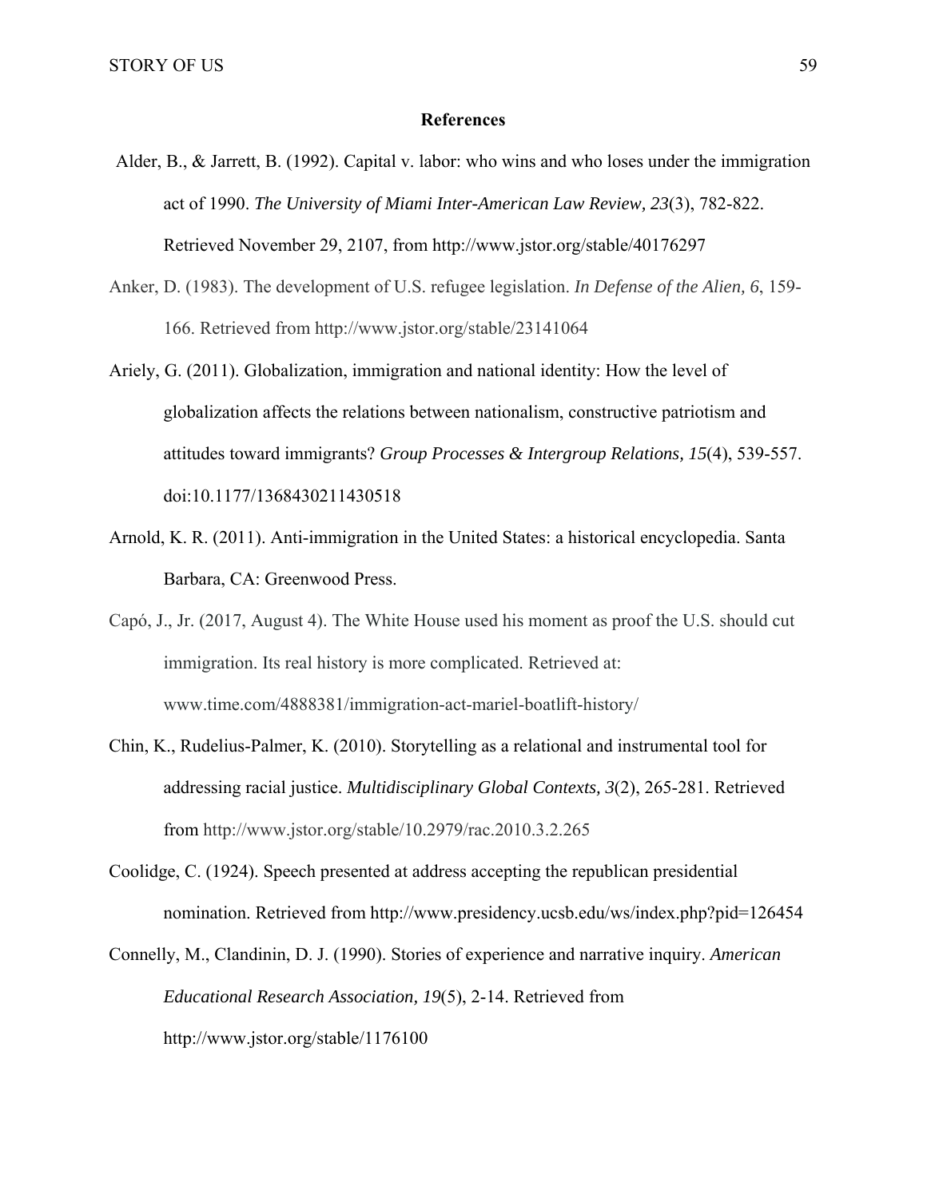**References**

Alder, B., & Jarrett, B. (1992). Capital v. labor: who wins and who loses under the immigration act of 1990. *The University of Miami Inter-American Law Review, 23*(3), 782-822. Retrieved November 29, 2107, from http://www.jstor.org/stable/40176297

Anker, D. (1983). The development of U.S. refugee legislation. *In Defense of the Alien, 6*, 159-166. Retrieved from http://www.jstor.org/stable/23141064

Ariely, G. (2011). Globalization, immigration and national identity: How the level of globalization affects the relations between nationalism, constructive patriotism and attitudes toward immigrants? *Group Processes & Intergroup Relations, 15*(4), 539-557. doi:10.1177/1368430211430518

Arnold, K. R. (2011). Anti-immigration in the United States: a historical encyclopedia. Santa Barbara, CA: Greenwood Press.

Capó, J., Jr. (2017, August 4). The White House used his moment as proof the U.S. should cut immigration. Its real history is more complicated. Retrieved at: www.time.com/4888381/immigration-act-mariel-boatlift-history/

Chin, K., Rudelius-Palmer, K. (2010). Storytelling as a relational and instrumental tool for addressing racial justice. *Multidisciplinary Global Contexts, 3*(2), 265-281. Retrieved from http://www.jstor.org/stable/10.2979/rac.2010.3.2.265

Coolidge, C. (1924). Speech presented at address accepting the republican presidential nomination. Retrieved from http://www.presidency.ucsb.edu/ws/index.php?pid=126454

Connelly, M., Clandinin, D. J. (1990). Stories of experience and narrative inquiry. *American Educational Research Association, 19*(5), 2-14. Retrieved from http://www.jstor.org/stable/1176100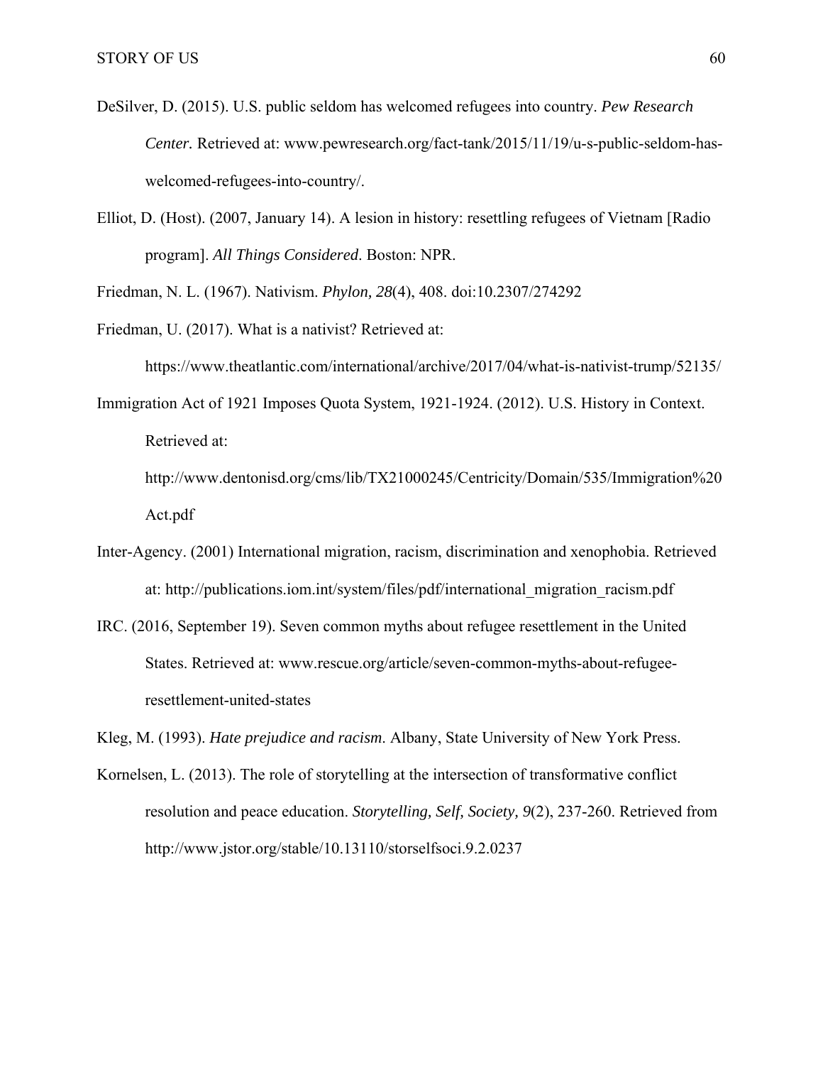DeSilver, D. (2015). U.S. public seldom has welcomed refugees into country. *Pew Research Center.* Retrieved at: www.pewresearch.org/fact-tank/2015/11/19/u-s-public-seldom-has-welcomed-refugees-into-country/.

Elliot, D. (Host). (2007, January 14). A lesion in history: resettling refugees of Vietnam [Radio program]. *All Things Considered*. Boston: NPR.

Friedman, N. L. (1967). Nativism. *Phylon, 28*(4), 408. doi:10.2307/274292

Friedman, U. (2017). What is a nativist? Retrieved at: https://www.theatlantic.com/international/archive/2017/04/what-is-nativist-trump/52135/

Immigration Act of 1921 Imposes Quota System, 1921-1924. (2012). U.S. History in Context. Retrieved at: http://www.dentonisd.org/cms/lib/TX21000245/Centricity/Domain/535/Immigration%20Act.pdf

Inter-Agency. (2001) International migration, racism, discrimination and xenophobia. Retrieved at: http://publications.iom.int/system/files/pdf/international_migration_racism.pdf

IRC. (2016, September 19). Seven common myths about refugee resettlement in the United States. Retrieved at: www.rescue.org/article/seven-common-myths-about-refugee-resettlement-united-states

Kleg, M. (1993). *Hate prejudice and racism*. Albany, State University of New York Press.

Kornelsen, L. (2013). The role of storytelling at the intersection of transformative conflict resolution and peace education. *Storytelling, Self, Society, 9*(2), 237-260. Retrieved from http://www.jstor.org/stable/10.13110/storselfsoci.9.2.0237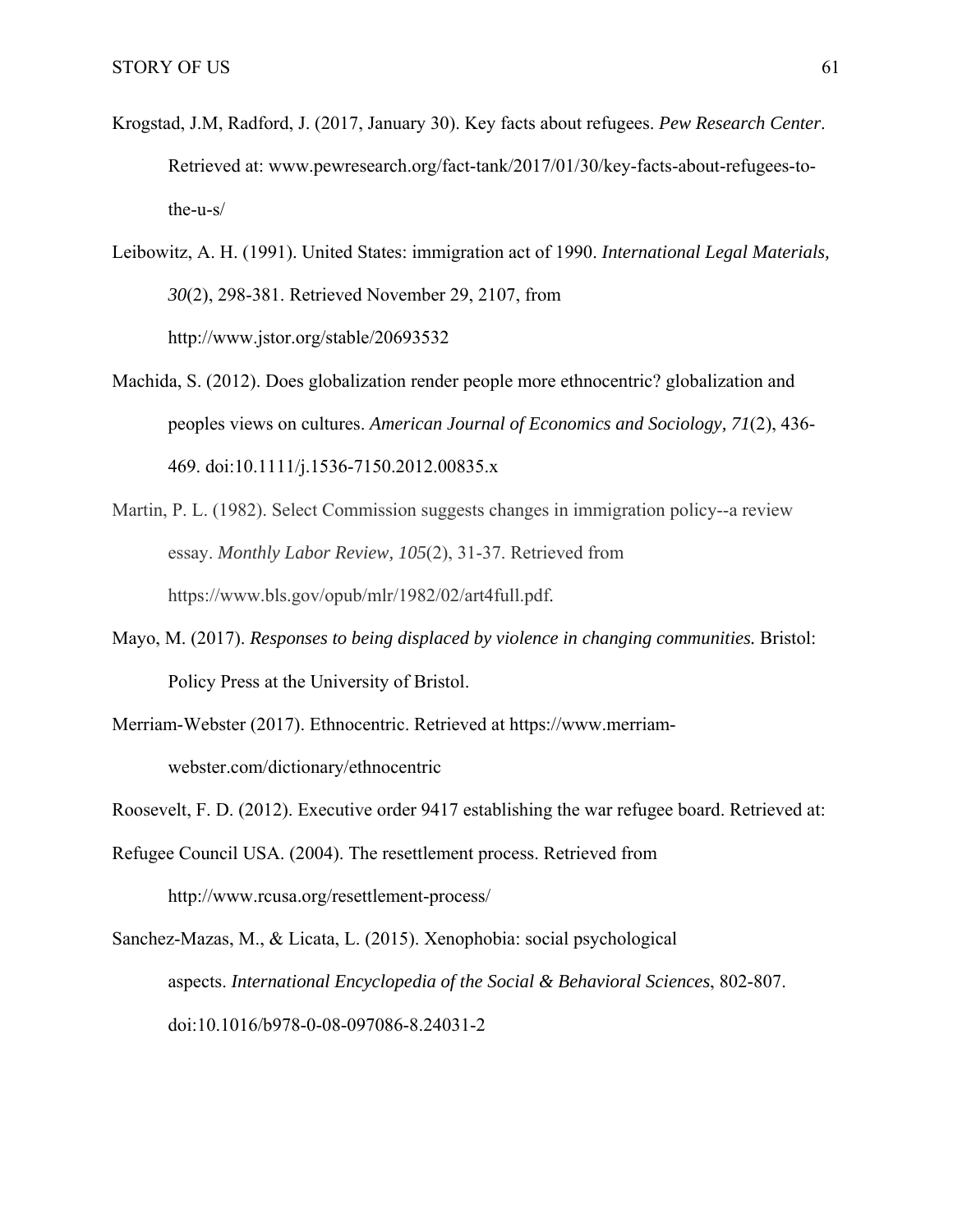Krogstad, J.M, Radford, J. (2017, January 30). Key facts about refugees. *Pew Research Center*. Retrieved at: www.pewresearch.org/fact-tank/2017/01/30/key-facts-about-refugees-to-the-u-s/

Leibowitz, A. H. (1991). United States: immigration act of 1990. *International Legal Materials, 30*(2), 298-381. Retrieved November 29, 2107, from http://www.jstor.org/stable/20693532

Machida, S. (2012). Does globalization render people more ethnocentric? globalization and peoples views on cultures. *American Journal of Economics and Sociology, 71*(2), 436-469. doi:10.1111/j.1536-7150.2012.00835.x

Martin, P. L. (1982). Select Commission suggests changes in immigration policy--a review essay. *Monthly Labor Review, 105*(2), 31-37. Retrieved from https://www.bls.gov/opub/mlr/1982/02/art4full.pdf.

Mayo, M. (2017). ***Responses to being displaced by violence in changing communities.*** Bristol: Policy Press at the University of Bristol.

Merriam-Webster (2017). Ethnocentric. Retrieved at https://www.merriam-webster.com/dictionary/ethnocentric

Roosevelt, F. D. (2012). Executive order 9417 establishing the war refugee board. Retrieved at:

Refugee Council USA. (2004). The resettlement process. Retrieved from http://www.rcusa.org/resettlement-process/

Sanchez-Mazas, M., & Licata, L. (2015). Xenophobia: social psychological aspects. *International Encyclopedia of the Social & Behavioral Sciences*, 802-807. doi:10.1016/b978-0-08-097086-8.24031-2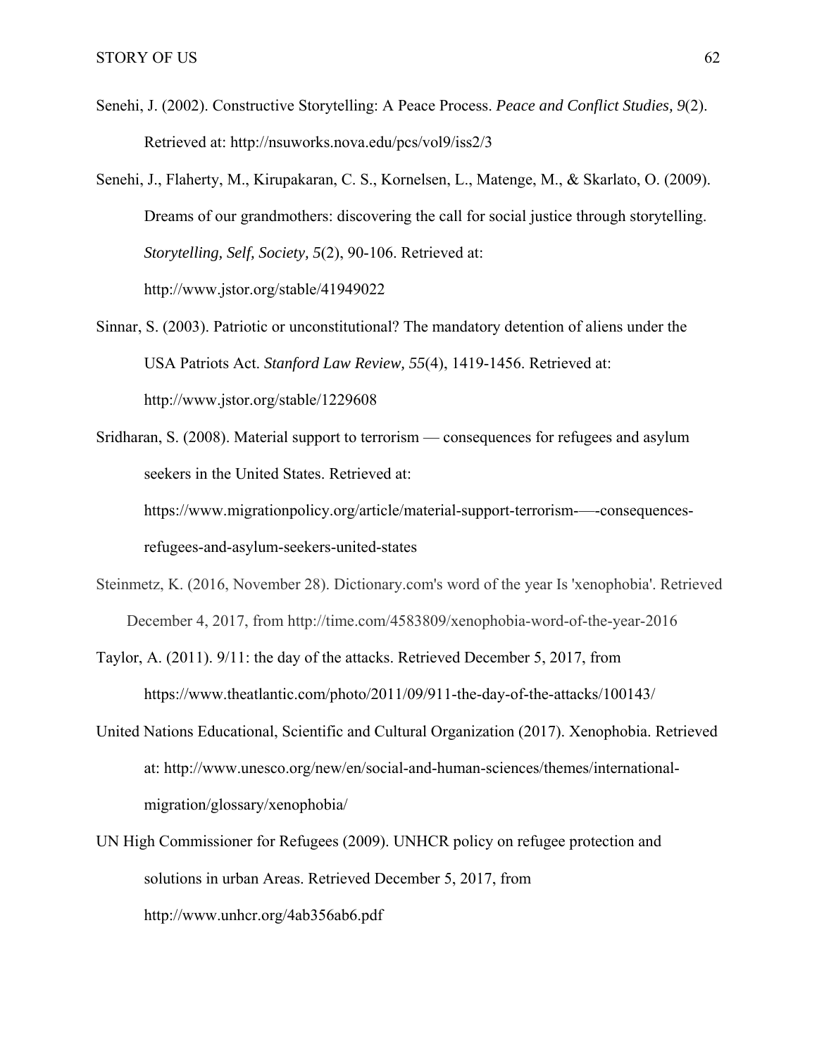Senehi, J. (2002). Constructive Storytelling: A Peace Process. *Peace and Conflict Studies, 9*(2). Retrieved at: http://nsuworks.nova.edu/pcs/vol9/iss2/3

Senehi, J., Flaherty, M., Kirupakaran, C. S., Kornelsen, L., Matenge, M., & Skarlato, O. (2009). Dreams of our grandmothers: discovering the call for social justice through storytelling. *Storytelling, Self, Society, 5*(2), 90-106. Retrieved at: http://www.jstor.org/stable/41949022

Sinnar, S. (2003). Patriotic or unconstitutional? The mandatory detention of aliens under the USA Patriots Act. *Stanford Law Review, 55*(4), 1419-1456. Retrieved at: http://www.jstor.org/stable/1229608

Sridharan, S. (2008). Material support to terrorism — consequences for refugees and asylum seekers in the United States. Retrieved at: https://www.migrationpolicy.org/article/material-support-terrorism-—-consequences-refugees-and-asylum-seekers-united-states

Steinmetz, K. (2016, November 28). Dictionary.com's word of the year Is 'xenophobia'. Retrieved December 4, 2017, from http://time.com/4583809/xenophobia-word-of-the-year-2016

Taylor, A. (2011). 9/11: the day of the attacks. Retrieved December 5, 2017, from https://www.theatlantic.com/photo/2011/09/911-the-day-of-the-attacks/100143/

United Nations Educational, Scientific and Cultural Organization (2017). Xenophobia. Retrieved at: http://www.unesco.org/new/en/social-and-human-sciences/themes/international-migration/glossary/xenophobia/

UN High Commissioner for Refugees (2009). UNHCR policy on refugee protection and solutions in urban Areas. Retrieved December 5, 2017, from http://www.unhcr.org/4ab356ab6.pdf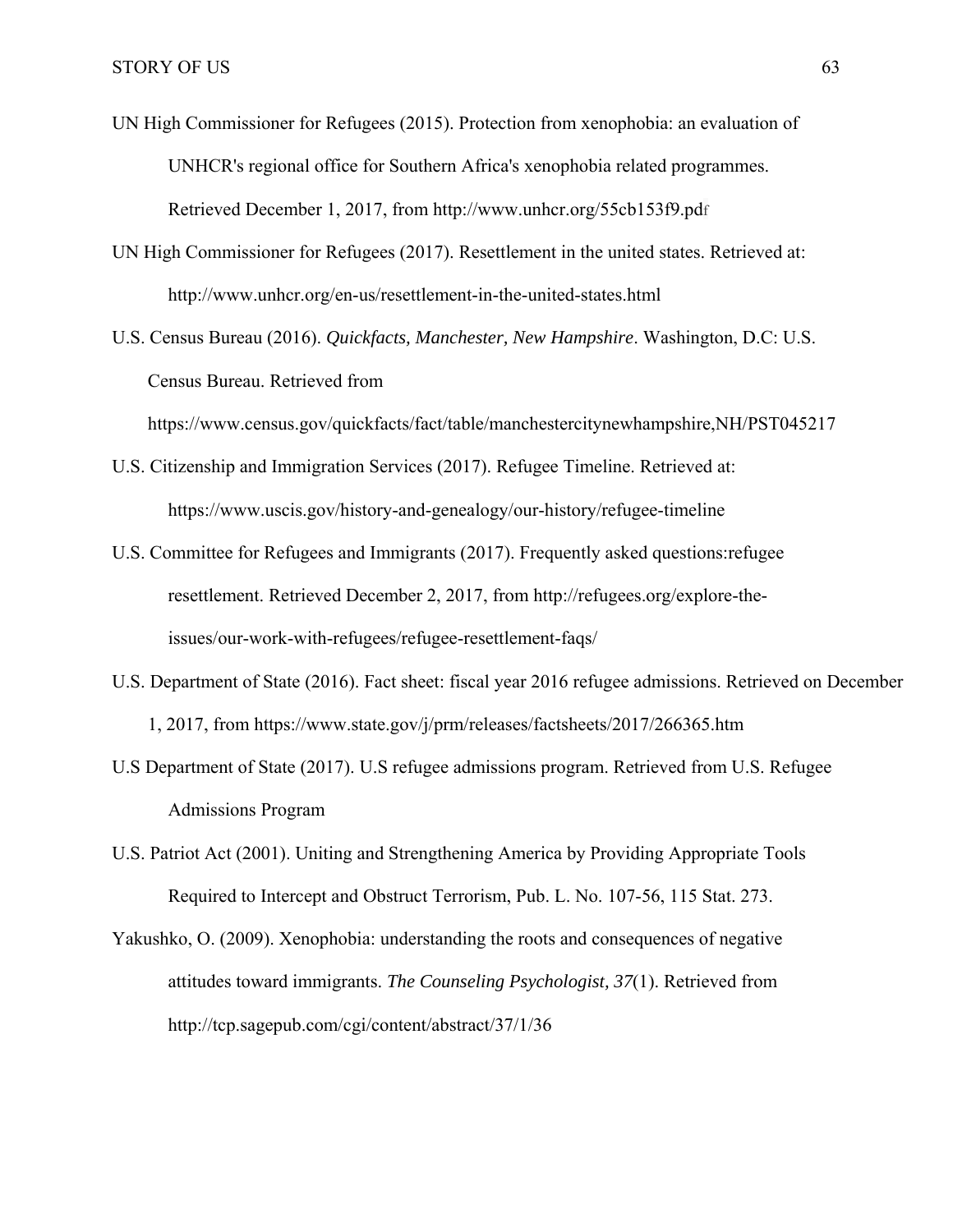UN High Commissioner for Refugees (2015). Protection from xenophobia: an evaluation of UNHCR's regional office for Southern Africa's xenophobia related programmes. Retrieved December 1, 2017, from http://www.unhcr.org/55cb153f9.pdf

UN High Commissioner for Refugees (2017). Resettlement in the united states. Retrieved at: http://www.unhcr.org/en-us/resettlement-in-the-united-states.html

U.S. Census Bureau (2016). *Quickfacts, Manchester, New Hampshire*. Washington, D.C: U.S. Census Bureau. Retrieved from https://www.census.gov/quickfacts/fact/table/manchestercitynewhampshire,NH/PST045217

U.S. Citizenship and Immigration Services (2017). Refugee Timeline. Retrieved at: https://www.uscis.gov/history-and-genealogy/our-history/refugee-timeline

U.S. Committee for Refugees and Immigrants (2017). Frequently asked questions:refugee resettlement. Retrieved December 2, 2017, from http://refugees.org/explore-the-issues/our-work-with-refugees/refugee-resettlement-faqs/

U.S. Department of State (2016). Fact sheet: fiscal year 2016 refugee admissions. Retrieved on December 1, 2017, from https://www.state.gov/j/prm/releases/factsheets/2017/266365.htm

U.S Department of State (2017). U.S refugee admissions program. Retrieved from U.S. Refugee Admissions Program

U.S. Patriot Act (2001). Uniting and Strengthening America by Providing Appropriate Tools Required to Intercept and Obstruct Terrorism, Pub. L. No. 107-56, 115 Stat. 273.

Yakushko, O. (2009). Xenophobia: understanding the roots and consequences of negative attitudes toward immigrants. *The Counseling Psychologist, 37*(1). Retrieved from http://tcp.sagepub.com/cgi/content/abstract/37/1/36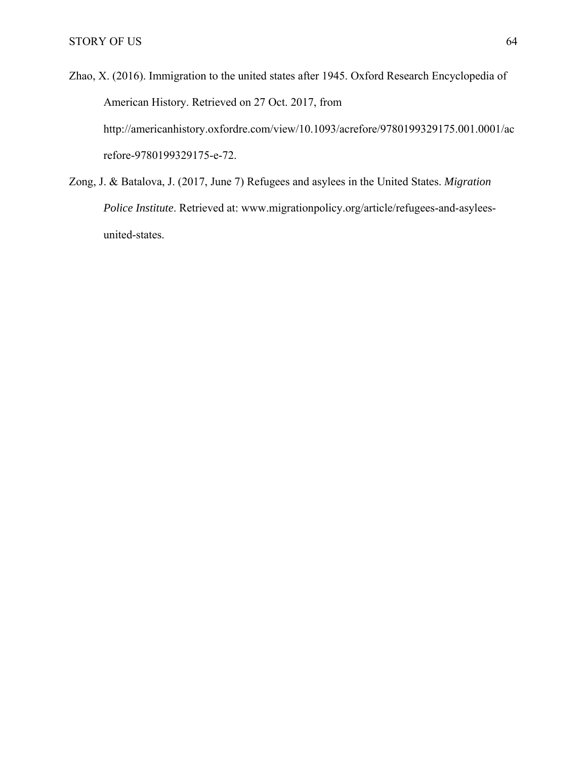Zhao, X. (2016). Immigration to the united states after 1945. Oxford Research Encyclopedia of American History. Retrieved on 27 Oct. 2017, from http://americanhistory.oxfordre.com/view/10.1093/acrefore/9780199329175.001.0001/acrefore-9780199329175-e-72.

Zong, J. & Batalova, J. (2017, June 7) Refugees and asylees in the United States. *Migration Police Institute*. Retrieved at: www.migrationpolicy.org/article/refugees-and-asylees-united-states.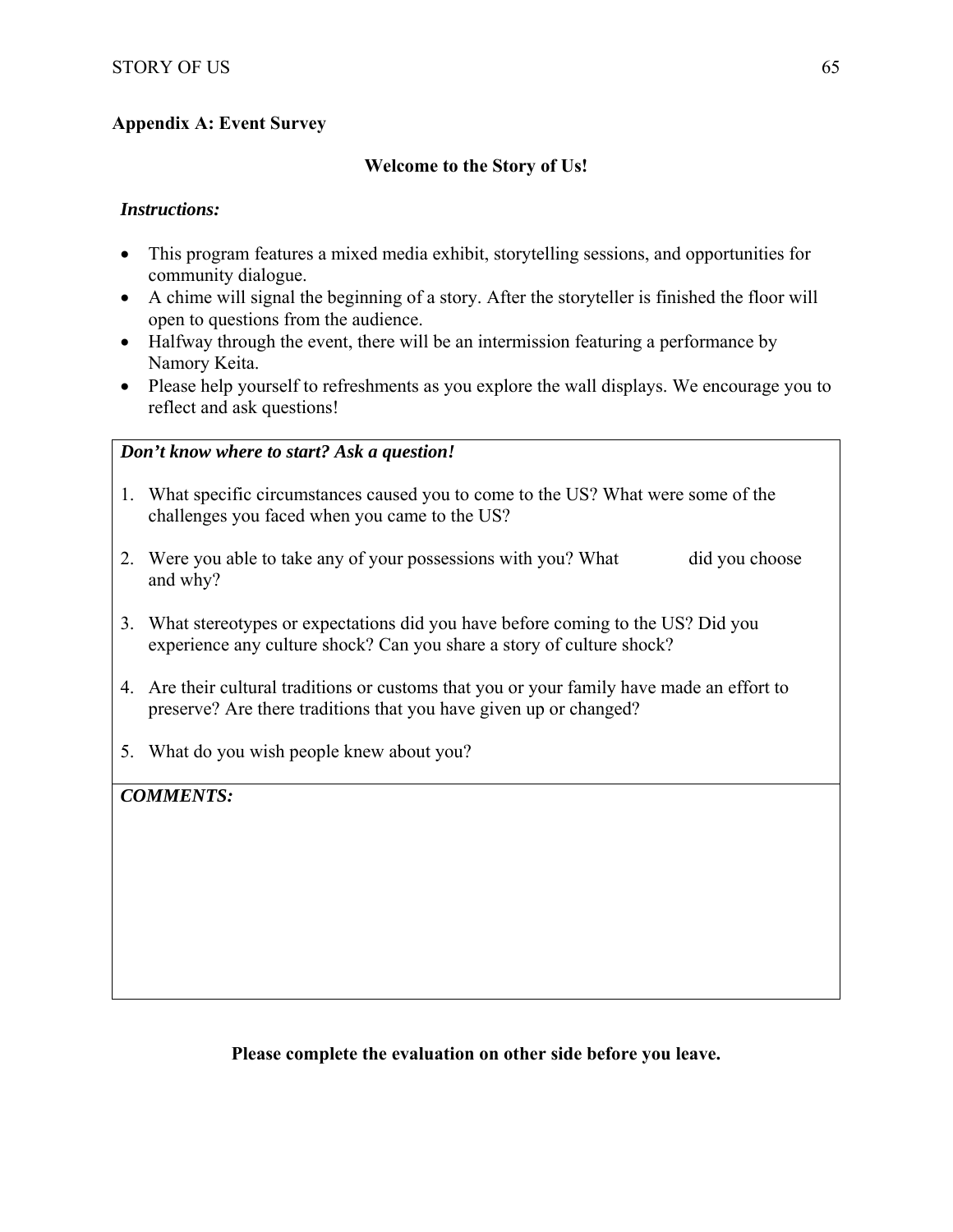## Appendix A: Event Survey

**Welcome to the Story of Us!**

***Instructions:***

- This program features a mixed media exhibit, storytelling sessions, and opportunities for community dialogue.
- A chime will signal the beginning of a story. After the storyteller is finished the floor will open to questions from the audience.
- Halfway through the event, there will be an intermission featuring a performance by Namory Keita.
- Please help yourself to refreshments as you explore the wall displays. We encourage you to reflect and ask questions!

***Don't know where to start? Ask a question!***

1. What specific circumstances caused you to come to the US? What were some of the challenges you faced when you came to the US?
2. Were you able to take any of your possessions with you? What did you choose and why?
3. What stereotypes or expectations did you have before coming to the US? Did you experience any culture shock? Can you share a story of culture shock?
4. Are their cultural traditions or customs that you or your family have made an effort to preserve? Are there traditions that you have given up or changed?
5. What do you wish people knew about you?

***COMMENTS:***

**Please complete the evaluation on other side before you leave.**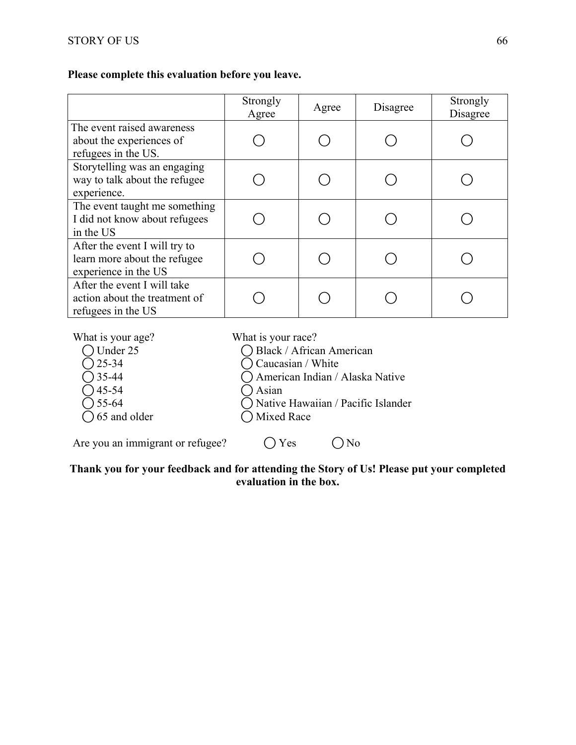**Please complete this evaluation before you leave.**

| | Strongly Agree | Agree | Disagree | Strongly Disagree |
|---|---|---|---|---|
| The event raised awareness about the experiences of refugees in the US. | ◯ | ◯ | ◯ | ◯ |
| Storytelling was an engaging way to talk about the refugee experience. | ◯ | ◯ | ◯ | ◯ |
| The event taught me something I did not know about refugees in the US | ◯ | ◯ | ◯ | ◯ |
| After the event I will try to learn more about the refugee experience in the US | ◯ | ◯ | ◯ | ◯ |
| After the event I will take action about the treatment of refugees in the US | ◯ | ◯ | ◯ | ◯ |

What is your age?
- ◯ Under 25
- ◯ 25-34
- ◯ 35-44
- ◯ 45-54
- ◯ 55-64
- ◯ 65 and older

What is your race?
- ◯ Black / African American
- ◯ Caucasian / White
- ◯ American Indian / Alaska Native
- ◯ Asian
- ◯ Native Hawaiian / Pacific Islander
- ◯ Mixed Race

Are you an immigrant or refugee? ◯ Yes ◯ No

**Thank you for your feedback and for attending the Story of Us! Please put your completed evaluation in the box.**